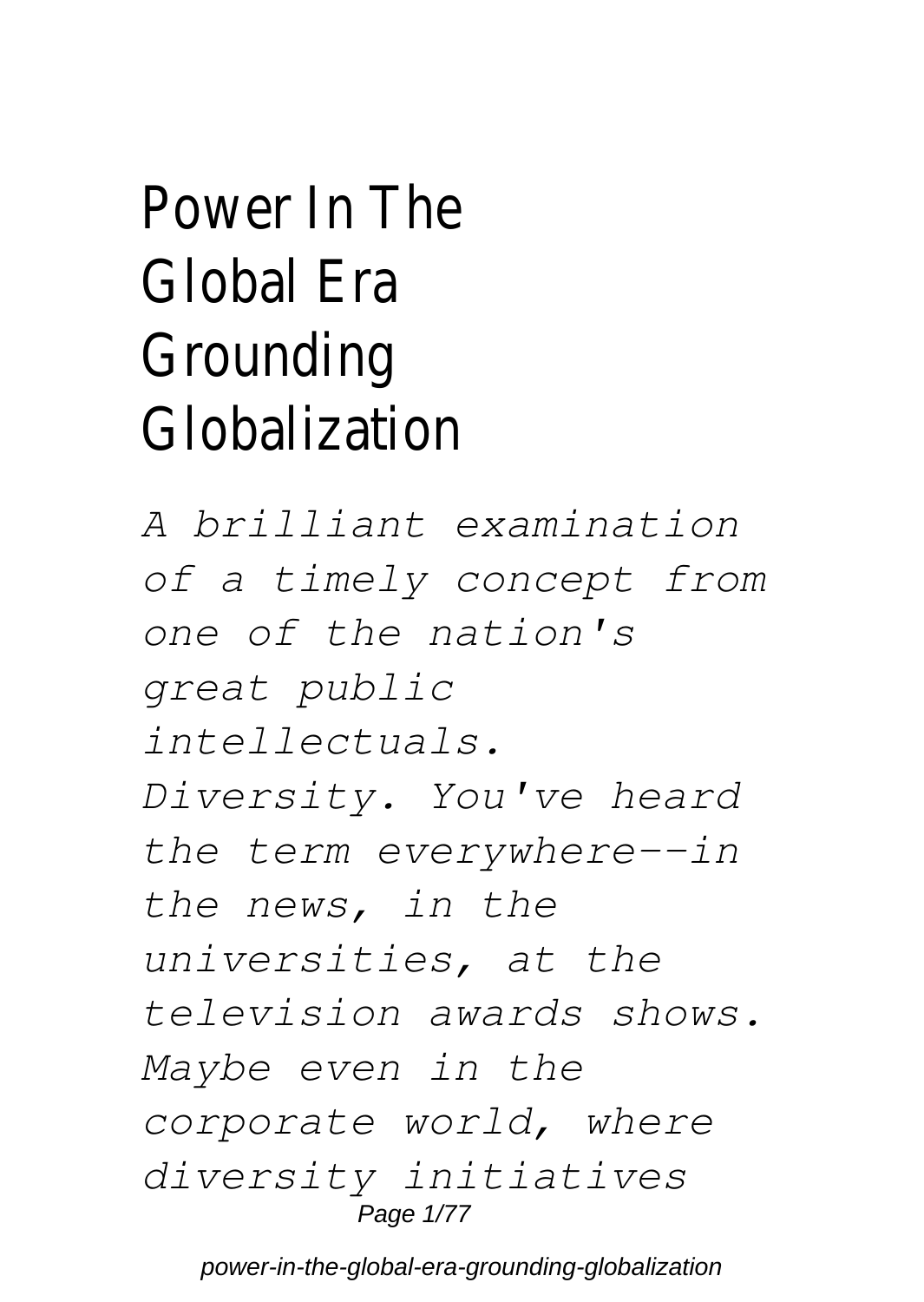# Power In The Global Era Grounding Globalization

*A brilliant examination of a timely concept from one of the nation's great public intellectuals. Diversity. You've heard the term everywhere--in the news, in the universities, at the television awards shows. Maybe even in the corporate world, where diversity initiatives*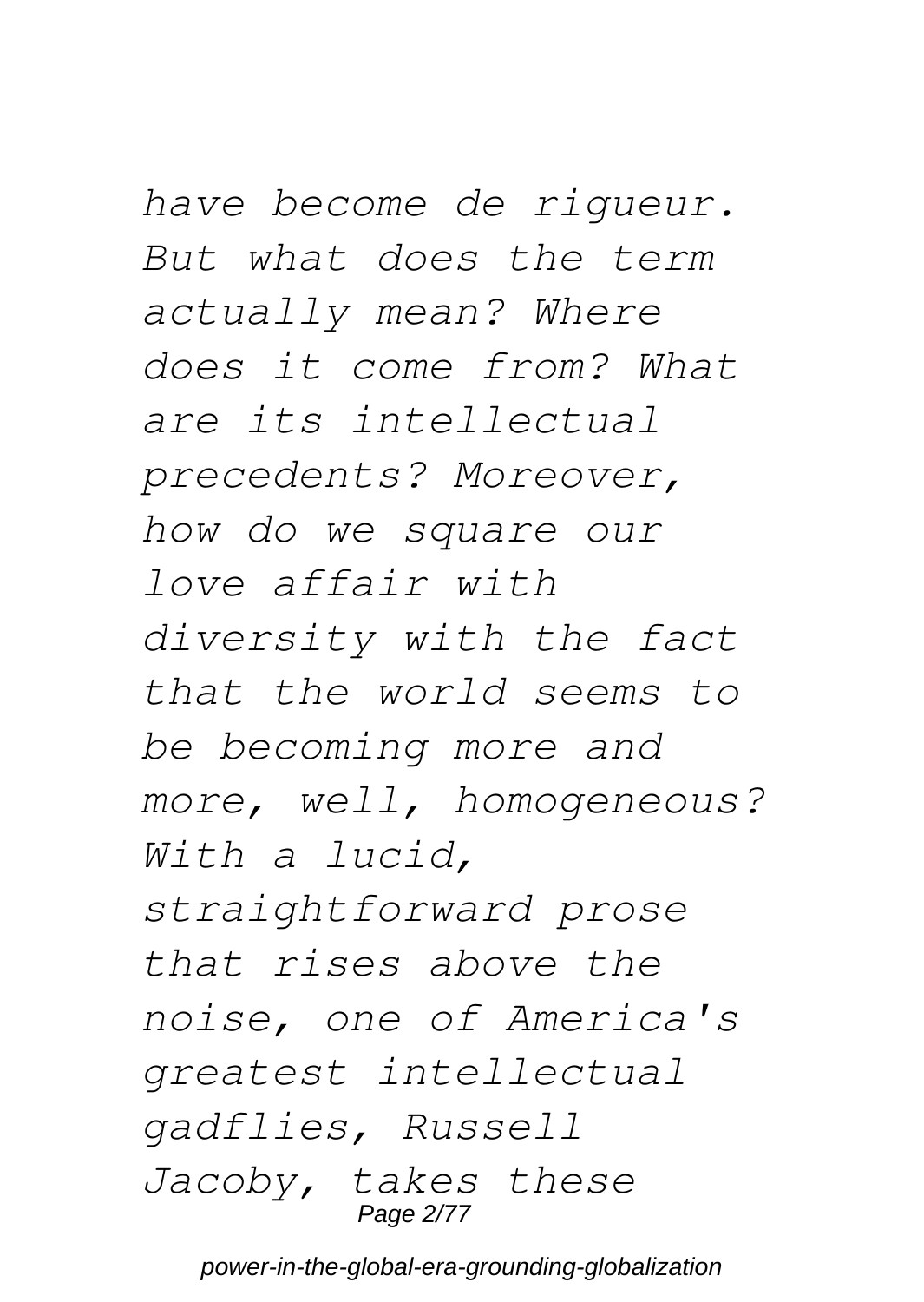*have become de rigueur. But what does the term actually mean? Where does it come from? What are its intellectual precedents? Moreover, how do we square our love affair with diversity with the fact that the world seems to be becoming more and more, well, homogeneous? With a lucid, straightforward prose that rises above the noise, one of America's greatest intellectual gadflies, Russell Jacoby, takes these*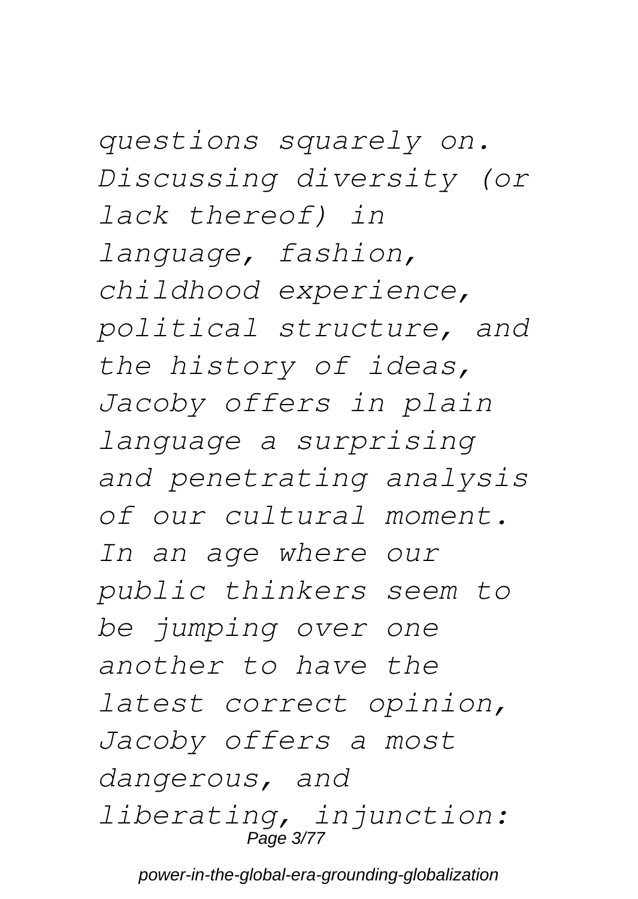*questions squarely on. Discussing diversity (or lack thereof) in language, fashion, childhood experience, political structure, and the history of ideas, Jacoby offers in plain language a surprising and penetrating analysis of our cultural moment. In an age where our public thinkers seem to be jumping over one another to have the latest correct opinion, Jacoby offers a most dangerous, and liberating, injunction:*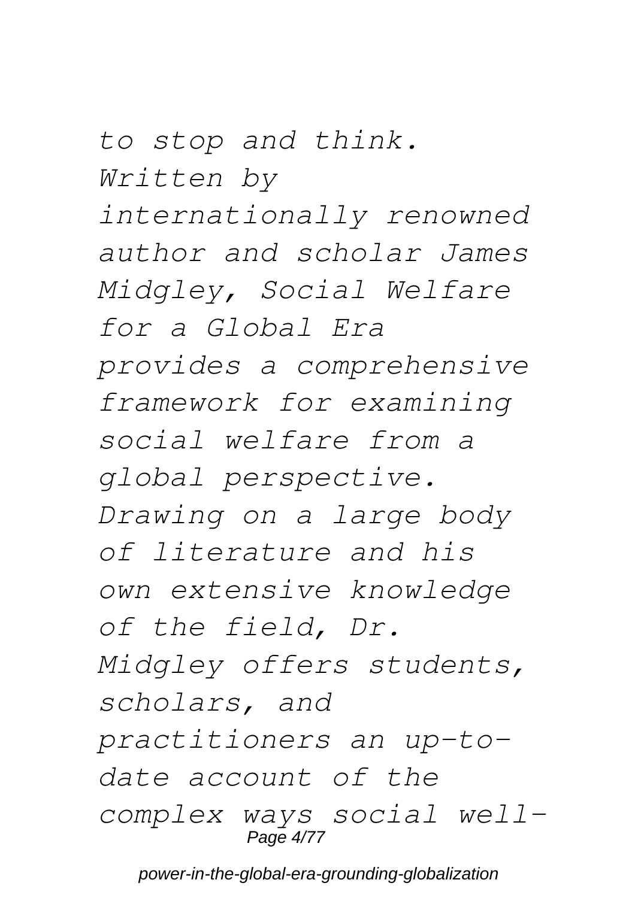*to stop and think. Written by internationally renowned author and scholar James Midgley, Social Welfare for a Global Era provides a comprehensive framework for examining social welfare from a global perspective. Drawing on a large body of literature and his own extensive knowledge of the field, Dr. Midgley offers students, scholars, and practitioners an up-to-date account of the complex ways social well-*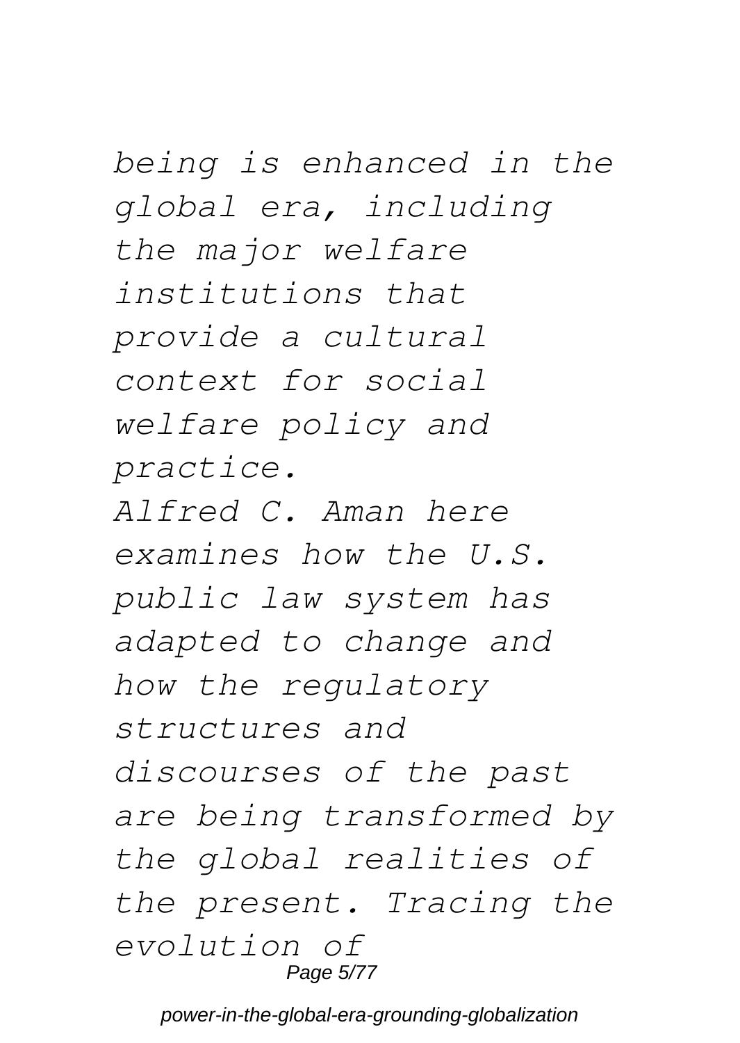*being is enhanced in the global era, including the major welfare institutions that provide a cultural context for social welfare policy and practice.*

*Alfred C. Aman here examines how the U.S. public law system has adapted to change and how the regulatory structures and discourses of the past are being transformed by the global realities of the present. Tracing the evolution of*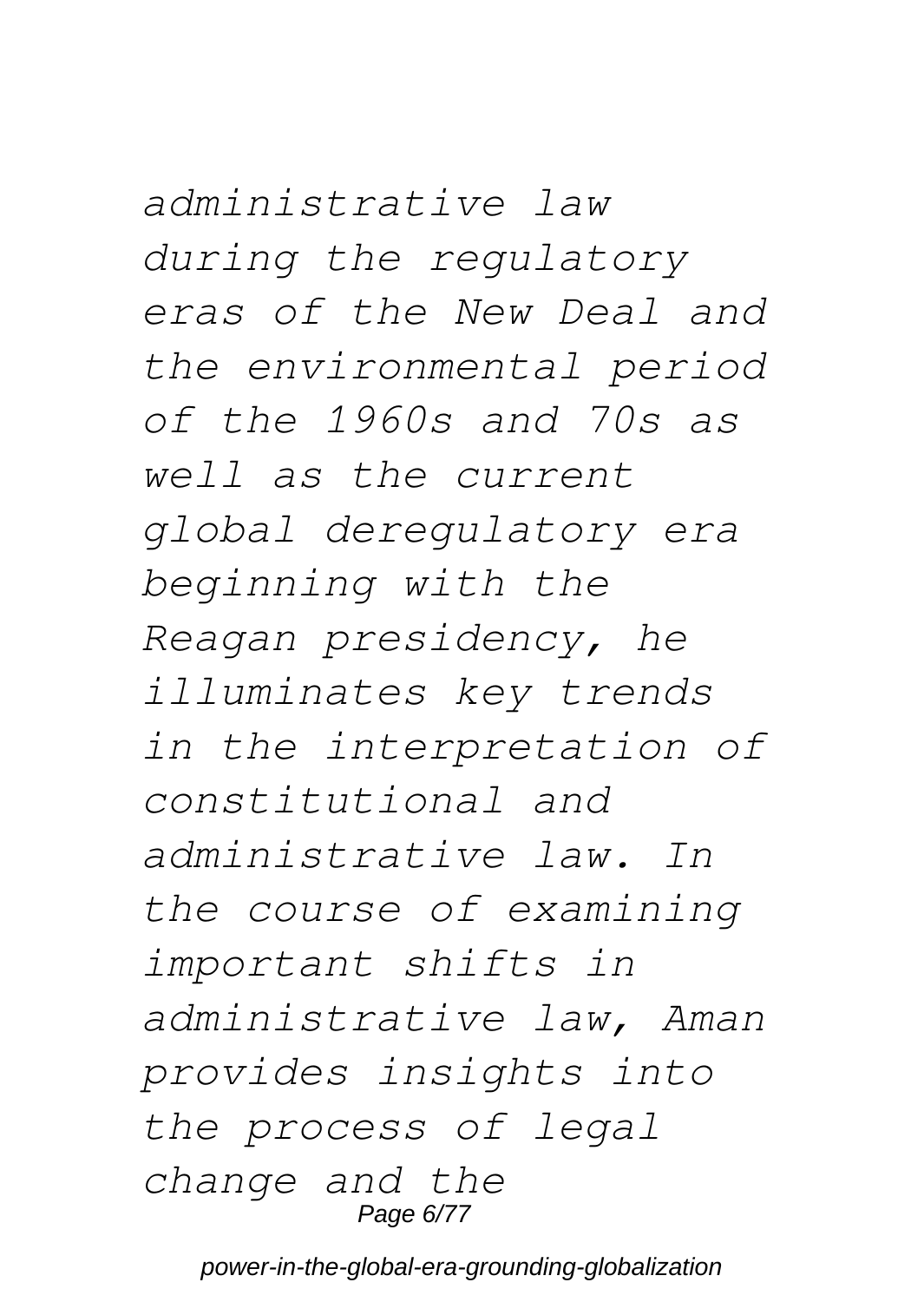*administrative law during the regulatory eras of the New Deal and the environmental period of the 1960s and 70s as well as the current global deregulatory era beginning with the Reagan presidency, he illuminates key trends in the interpretation of constitutional and administrative law. In the course of examining important shifts in administrative law, Aman provides insights into the process of legal change and the*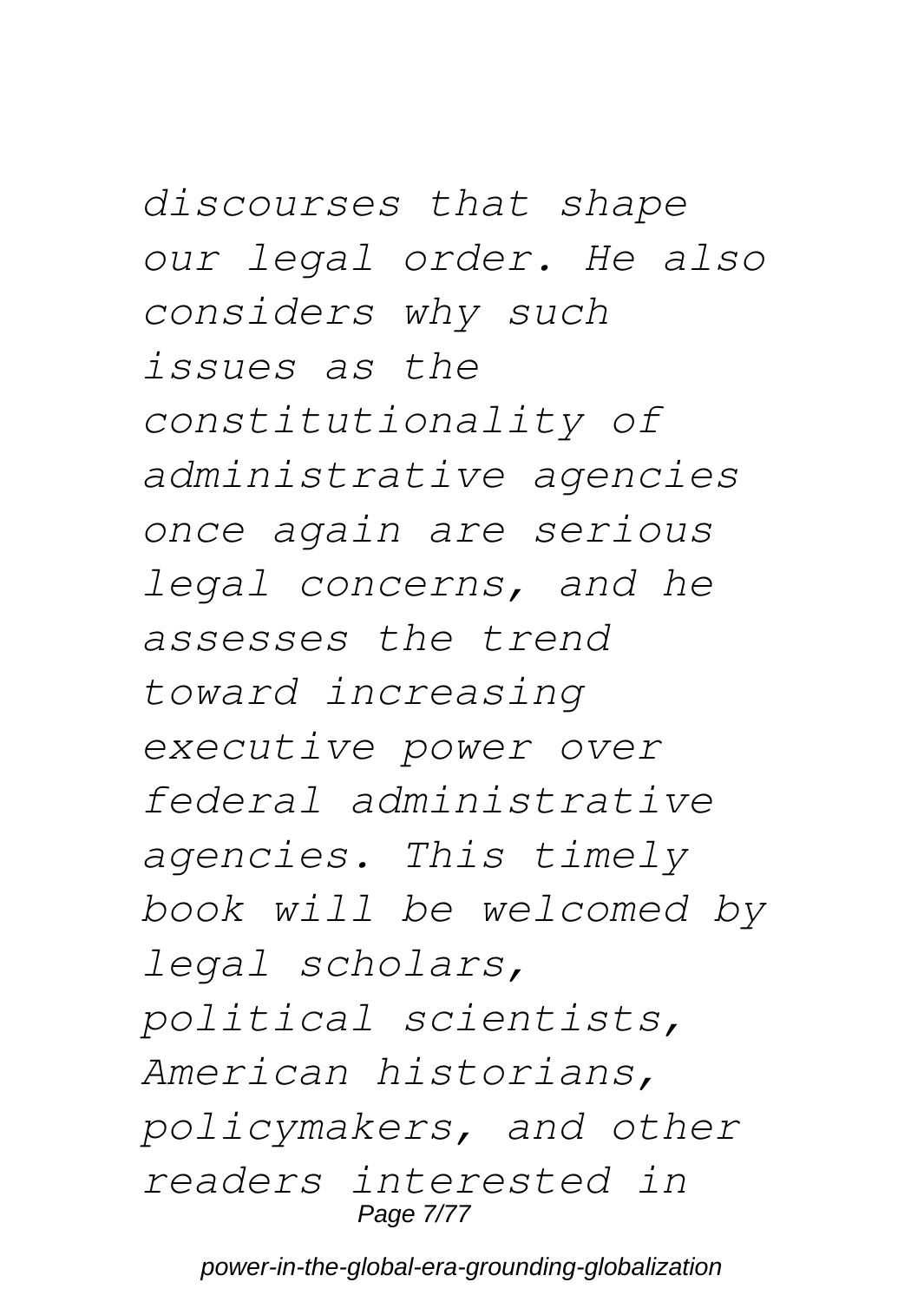*discourses that shape our legal order. He also considers why such issues as the constitutionality of administrative agencies once again are serious legal concerns, and he assesses the trend toward increasing executive power over federal administrative agencies. This timely book will be welcomed by legal scholars, political scientists, American historians, policymakers, and other readers interested in*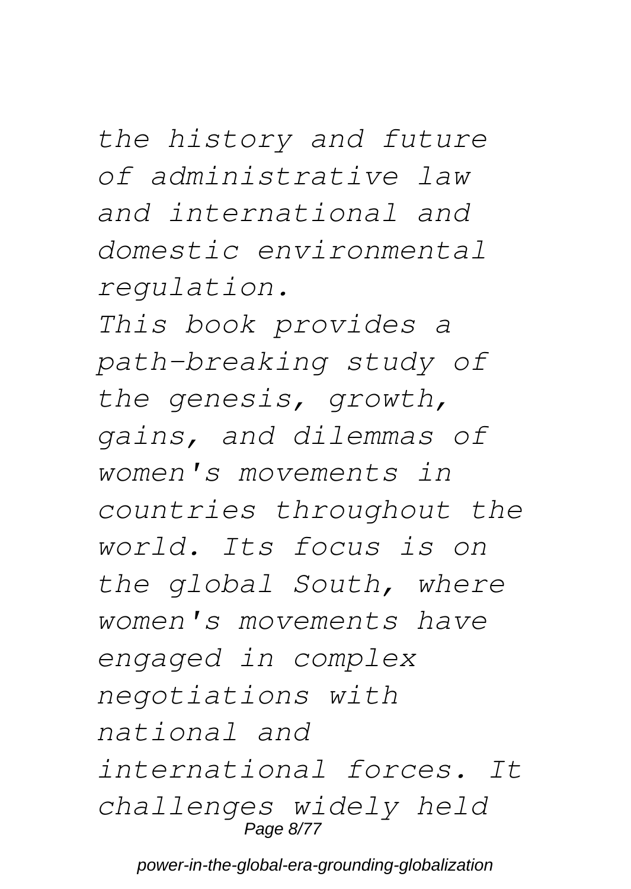*the history and future of administrative law and international and domestic environmental regulation.*

*This book provides a path-breaking study of the genesis, growth, gains, and dilemmas of women's movements in countries throughout the world. Its focus is on the global South, where women's movements have engaged in complex negotiations with national and international forces. It challenges widely held*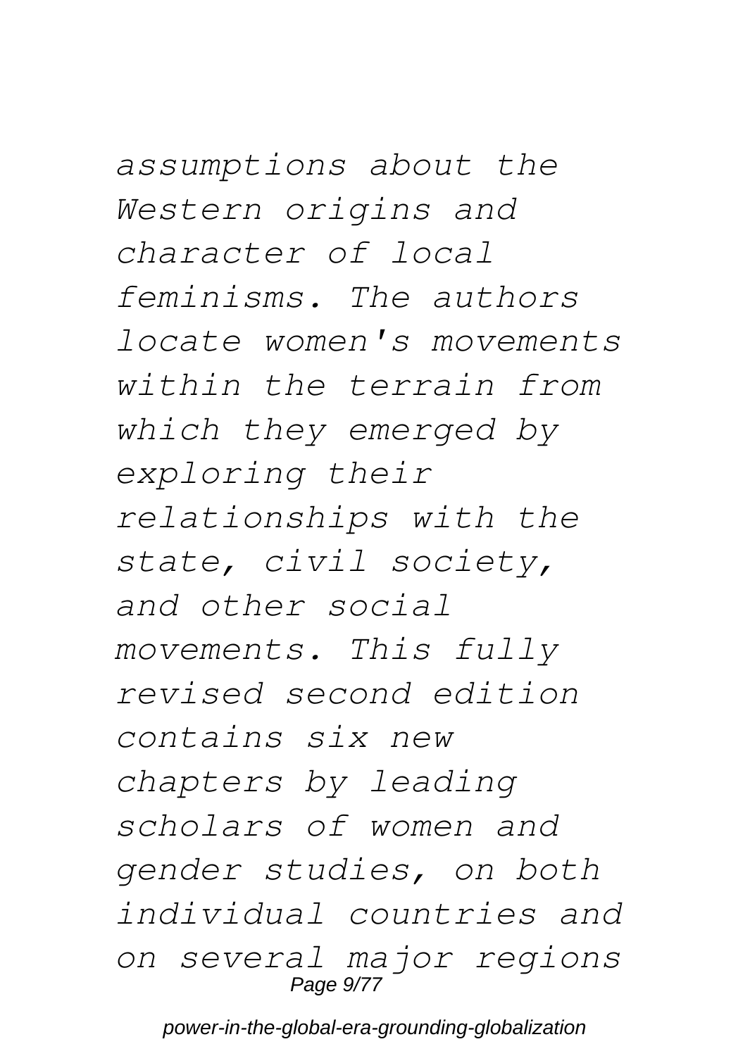*assumptions about the Western origins and character of local feminisms. The authors locate women's movements within the terrain from which they emerged by exploring their relationships with the state, civil society, and other social movements. This fully revised second edition contains six new chapters by leading scholars of women and gender studies, on both individual countries and on several major regions*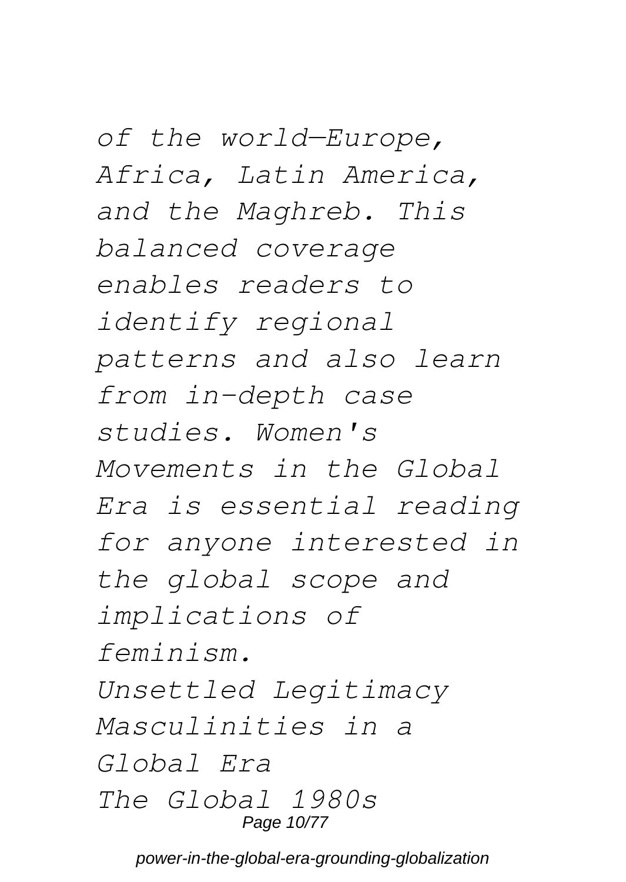*of the world—Europe, Africa, Latin America, and the Maghreb. This balanced coverage enables readers to identify regional patterns and also learn from in-depth case studies. Women's Movements in the Global Era is essential reading for anyone interested in the global scope and implications of feminism.*

*Unsettled Legitimacy*

*Masculinities in a Global Era*

*The Global 1980s*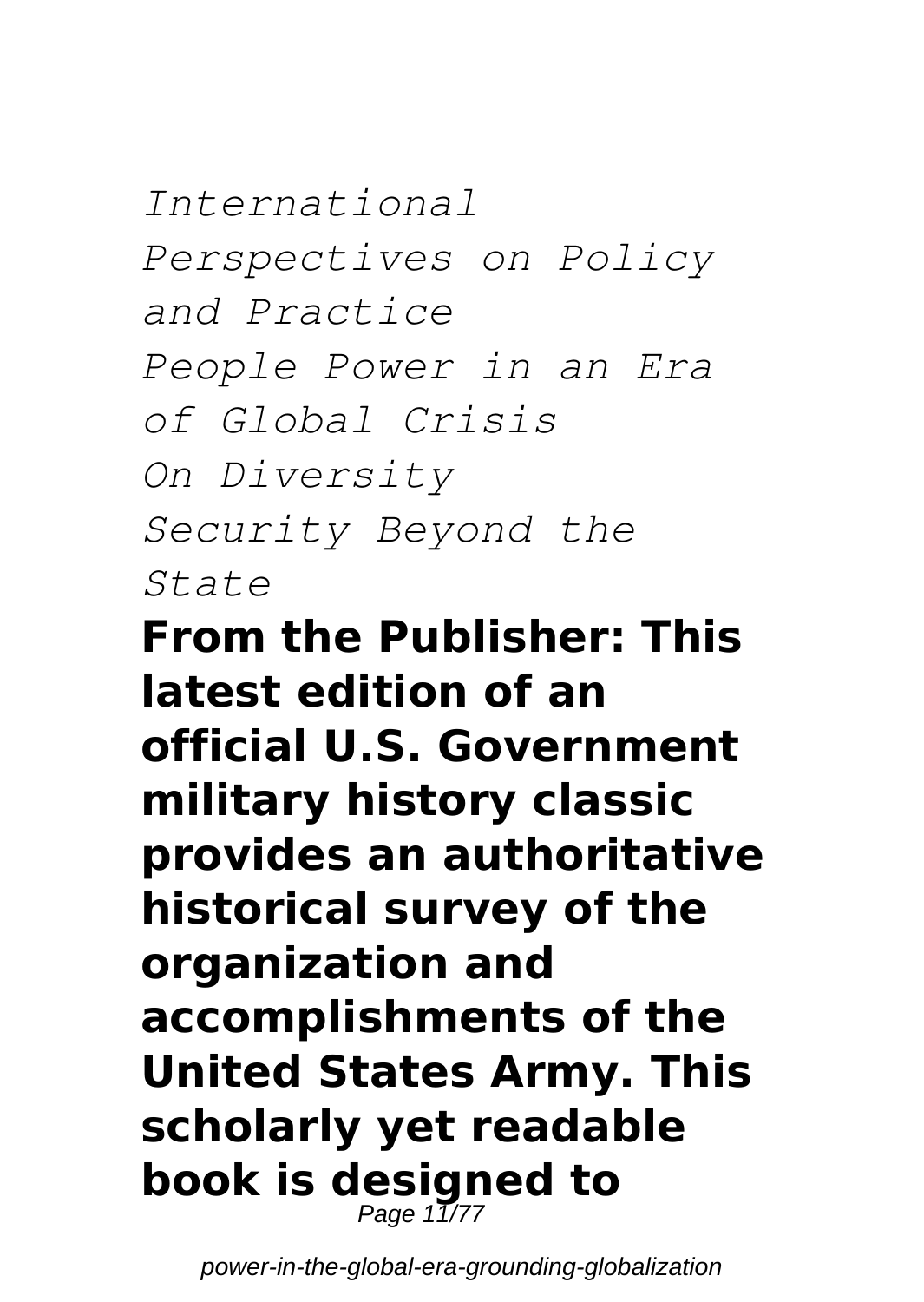*International Perspectives on Policy and Practice*

*People Power in an Era of Global Crisis*

*On Diversity*

*Security Beyond the State*

**From the Publisher: This latest edition of an official U.S. Government military history classic provides an authoritative historical survey of the organization and accomplishments of the United States Army. This scholarly yet readable book is designed to**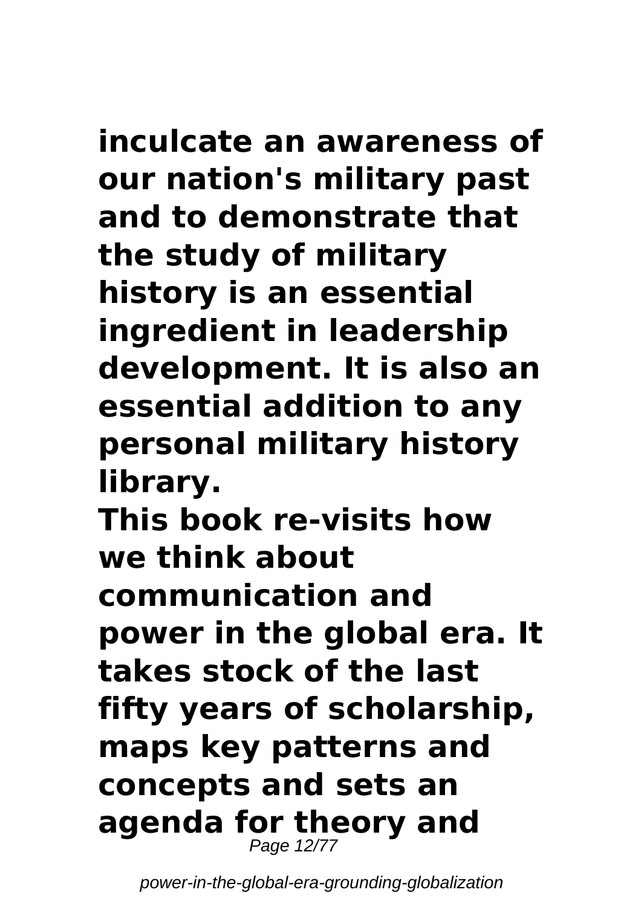**inculcate an awareness of our nation's military past and to demonstrate that the study of military history is an essential ingredient in leadership development. It is also an essential addition to any personal military history library.**

**This book re-visits how we think about communication and power in the global era. It takes stock of the last fifty years of scholarship, maps key patterns and concepts and sets an agenda for theory and**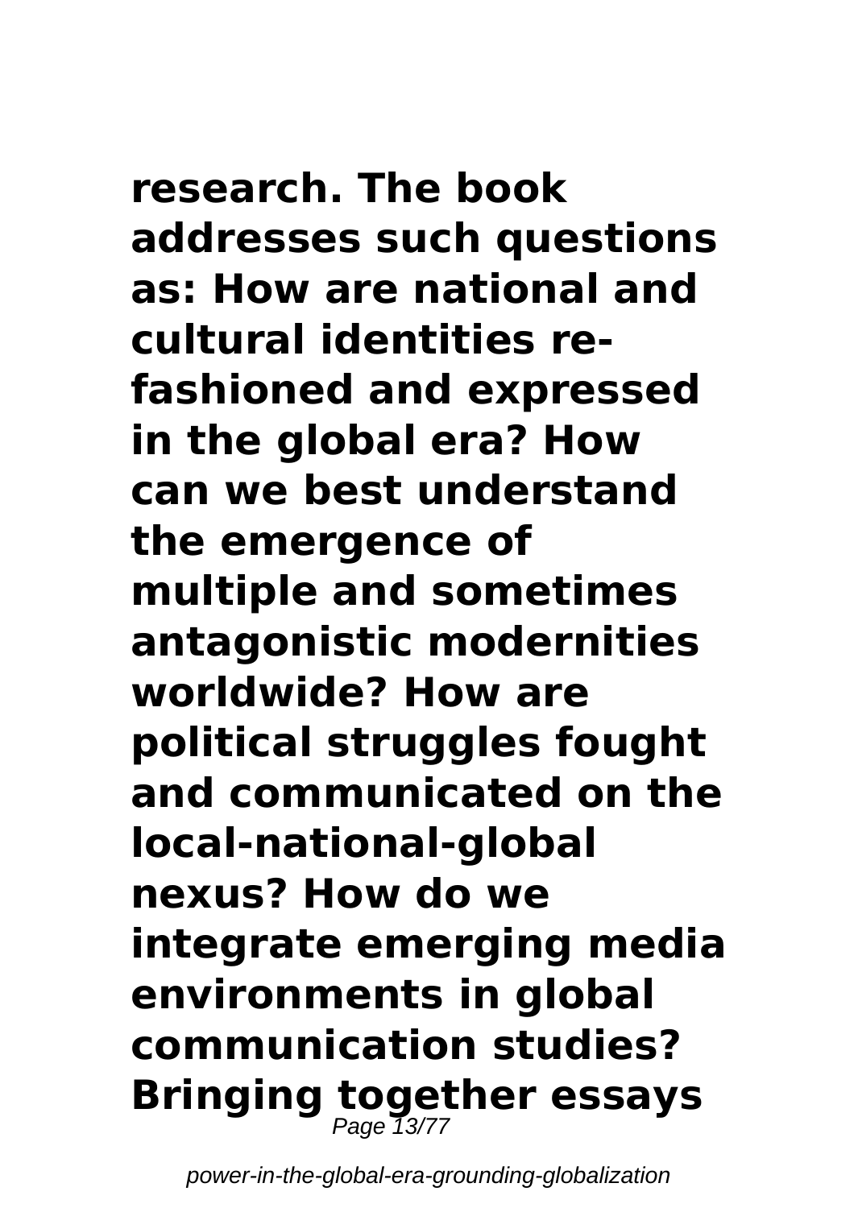**research. The book addresses such questions as: How are national and cultural identities re-fashioned and expressed in the global era? How can we best understand the emergence of multiple and sometimes antagonistic modernities worldwide? How are political struggles fought and communicated on the local-national-global nexus? How do we integrate emerging media environments in global communication studies? Bringing together essays**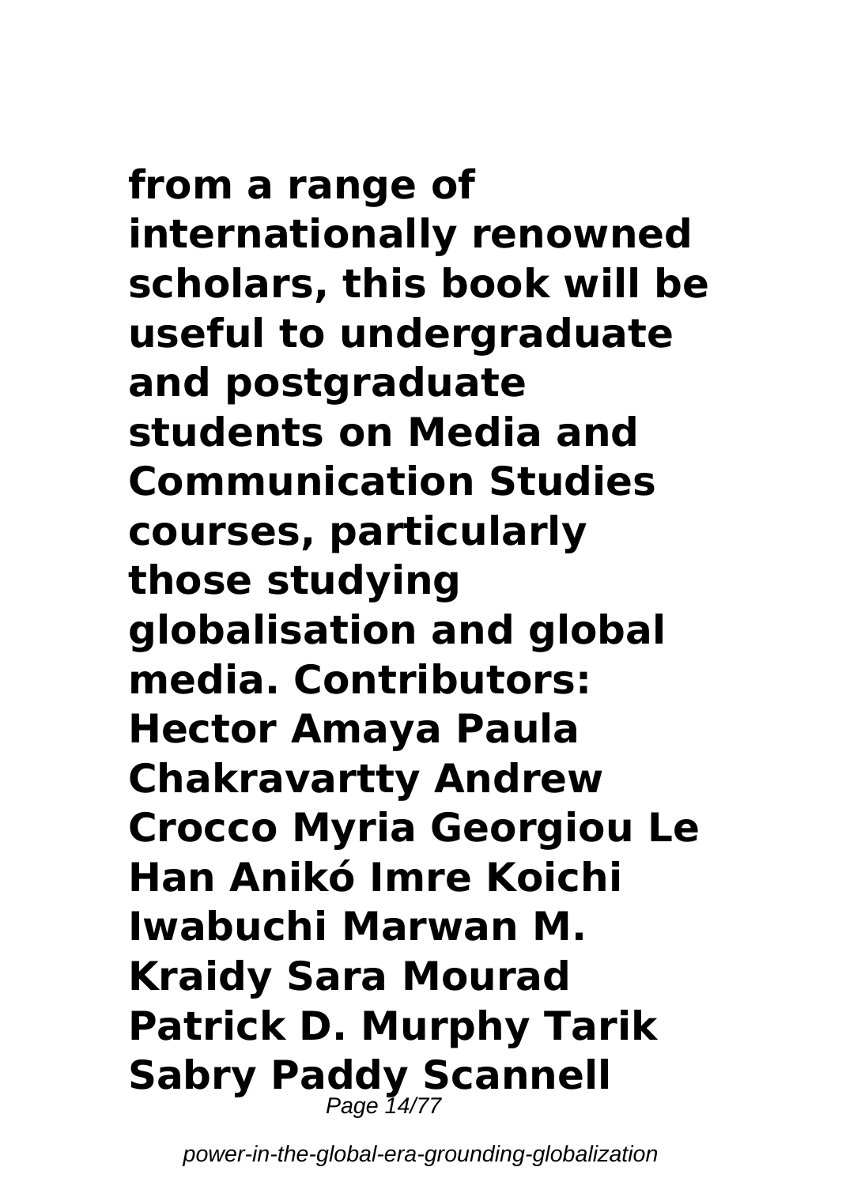**from a range of internationally renowned scholars, this book will be useful to undergraduate and postgraduate students on Media and Communication Studies courses, particularly those studying globalisation and global media. Contributors: Hector Amaya Paula Chakravartty Andrew Crocco Myria Georgiou Le Han Anikó Imre Koichi Iwabuchi Marwan M. Kraidy Sara Mourad Patrick D. Murphy Tarik Sabry Paddy Scannell**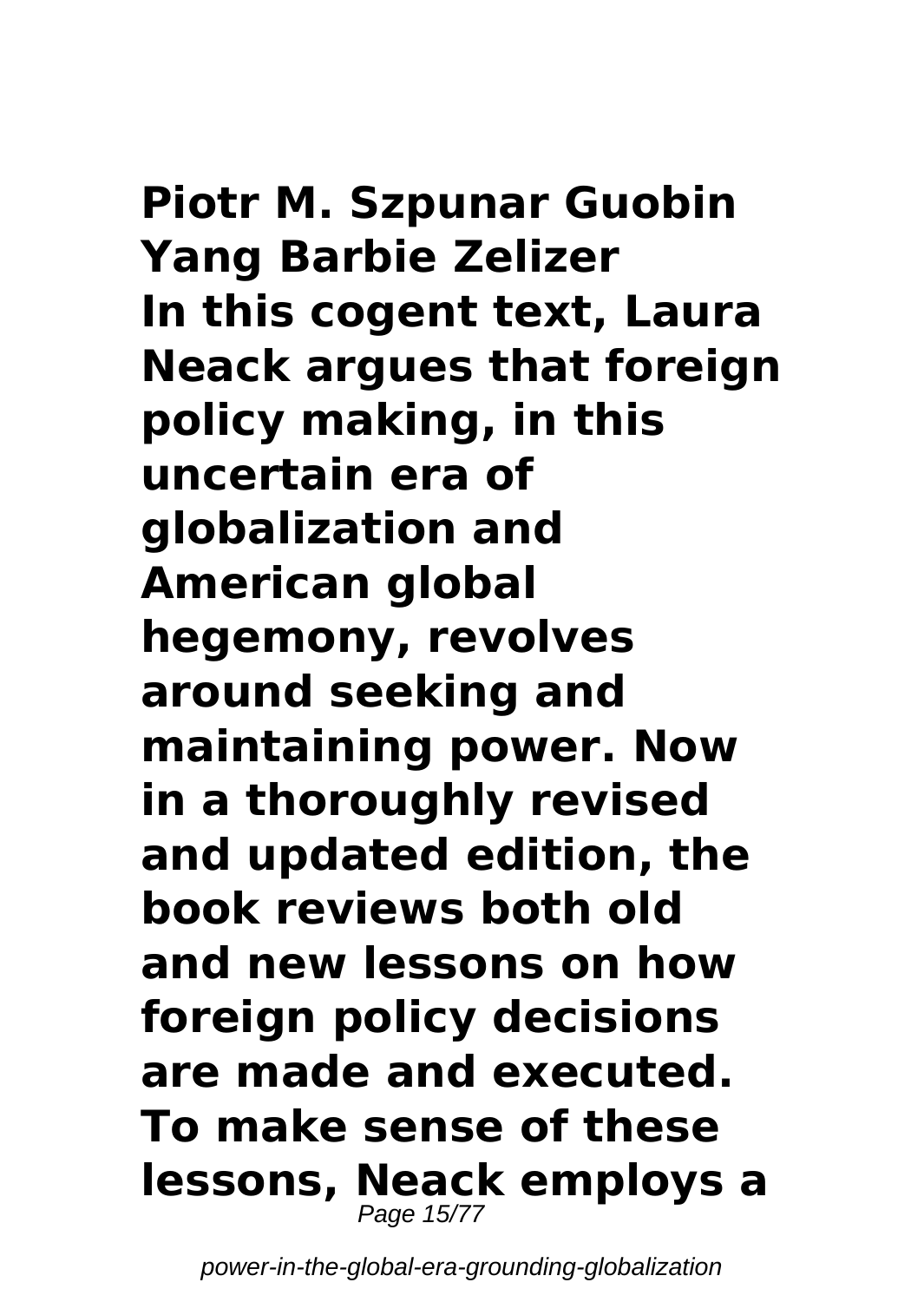**Piotr M. Szpunar Guobin Yang Barbie Zelizer**
**In this cogent text, Laura Neack argues that foreign policy making, in this uncertain era of globalization and American global hegemony, revolves around seeking and maintaining power. Now in a thoroughly revised and updated edition, the book reviews both old and new lessons on how foreign policy decisions are made and executed. To make sense of these lessons, Neack employs a**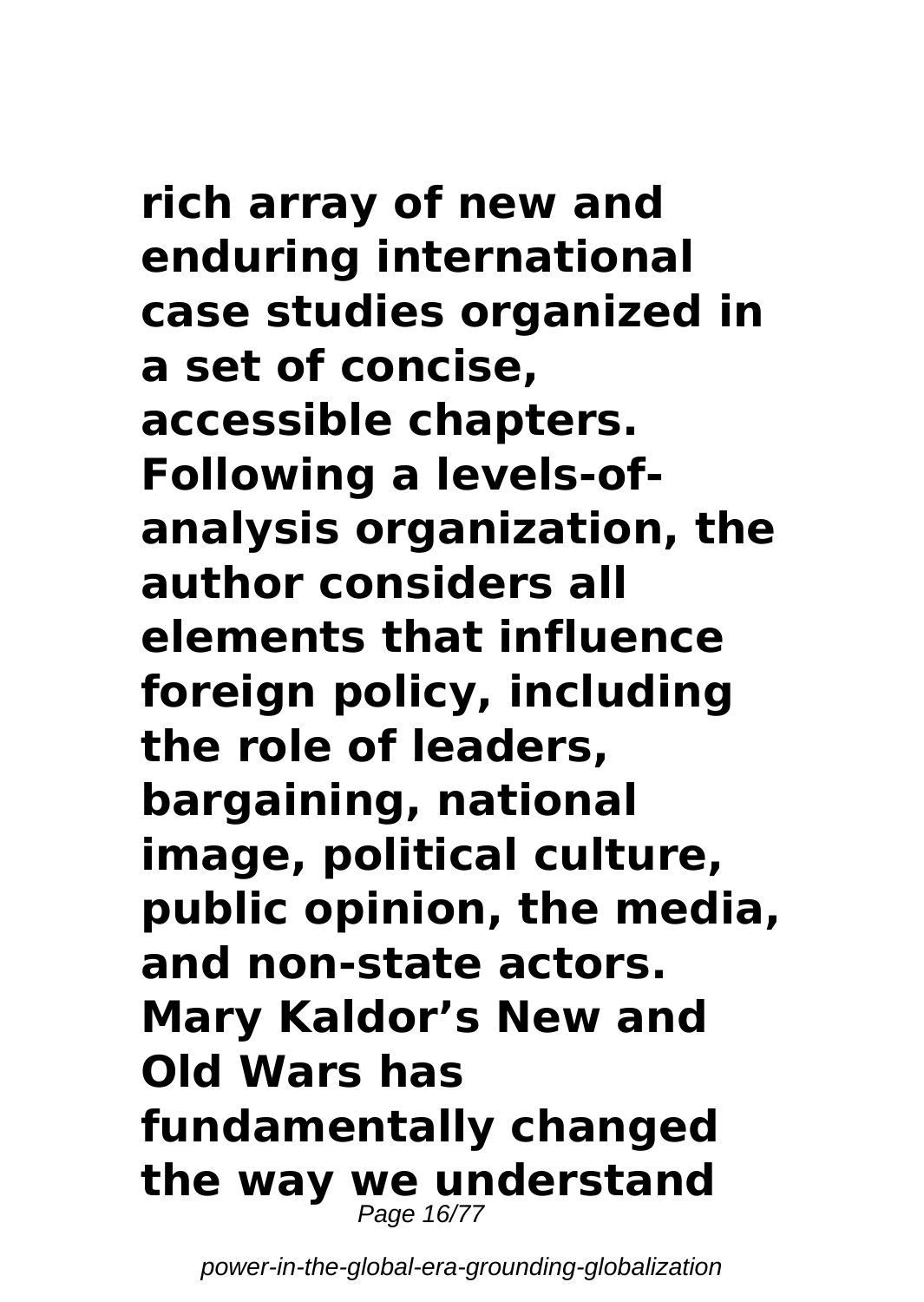**rich array of new and enduring international case studies organized in a set of concise, accessible chapters. Following a levels-of-analysis organization, the author considers all elements that influence foreign policy, including the role of leaders, bargaining, national image, political culture, public opinion, the media, and non-state actors. Mary Kaldor's New and Old Wars has fundamentally changed the way we understand**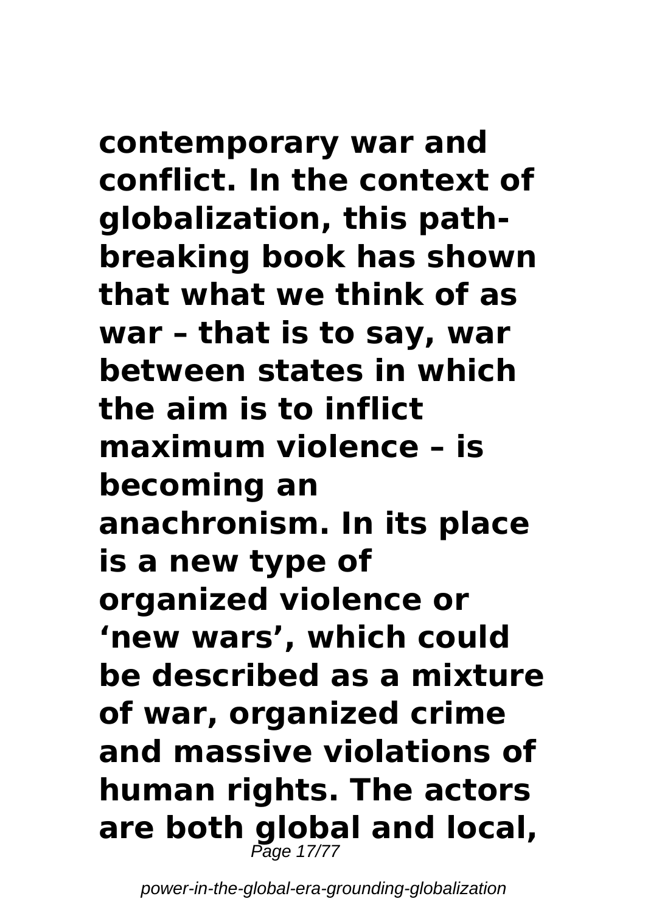**contemporary war and conflict. In the context of globalization, this path-breaking book has shown that what we think of as war – that is to say, war between states in which the aim is to inflict maximum violence – is becoming an anachronism. In its place is a new type of organized violence or 'new wars', which could be described as a mixture of war, organized crime and massive violations of human rights. The actors are both global and local,**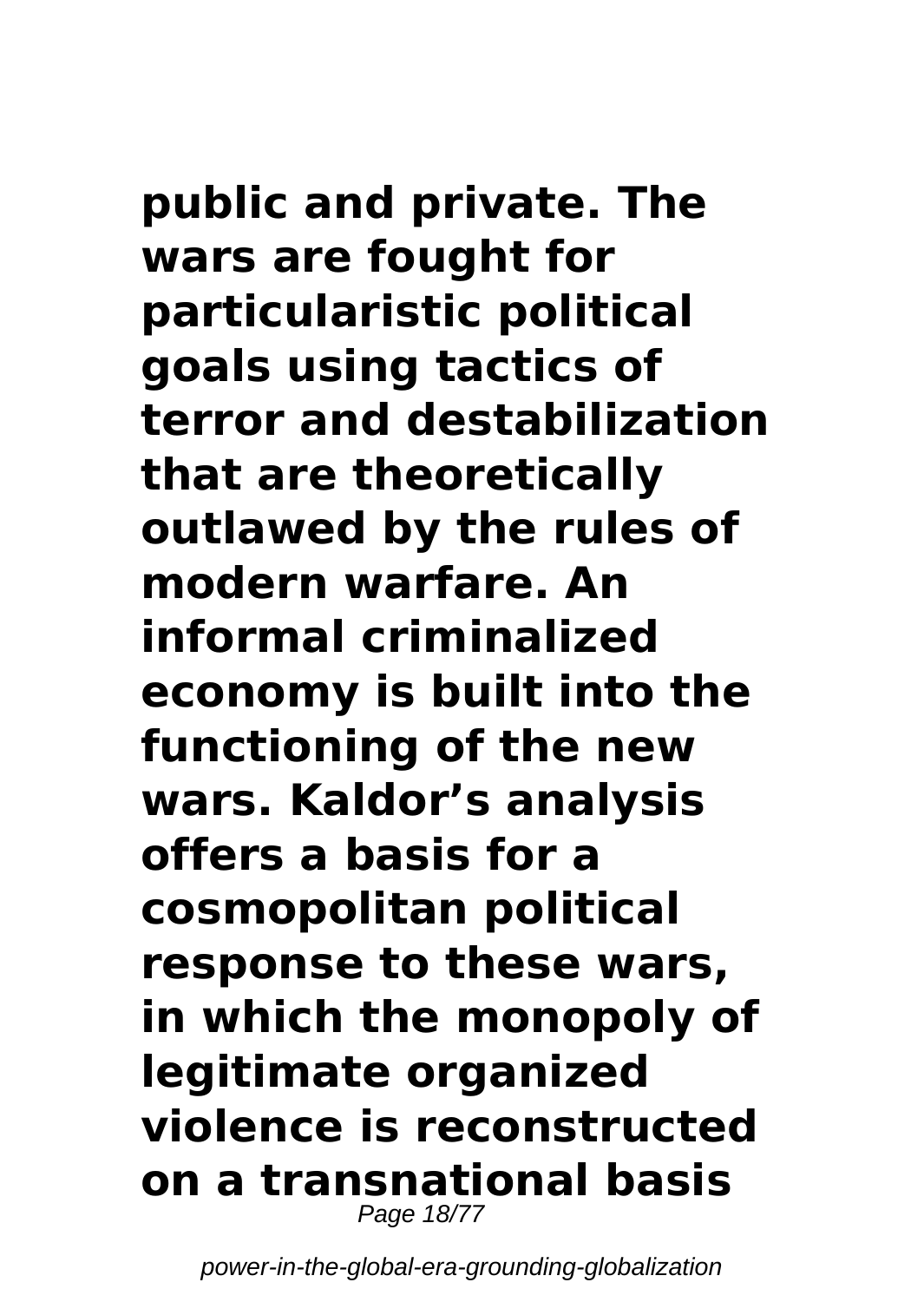**public and private. The wars are fought for particularistic political goals using tactics of terror and destabilization that are theoretically outlawed by the rules of modern warfare. An informal criminalized economy is built into the functioning of the new wars. Kaldor's analysis offers a basis for a cosmopolitan political response to these wars, in which the monopoly of legitimate organized violence is reconstructed on a transnational basis**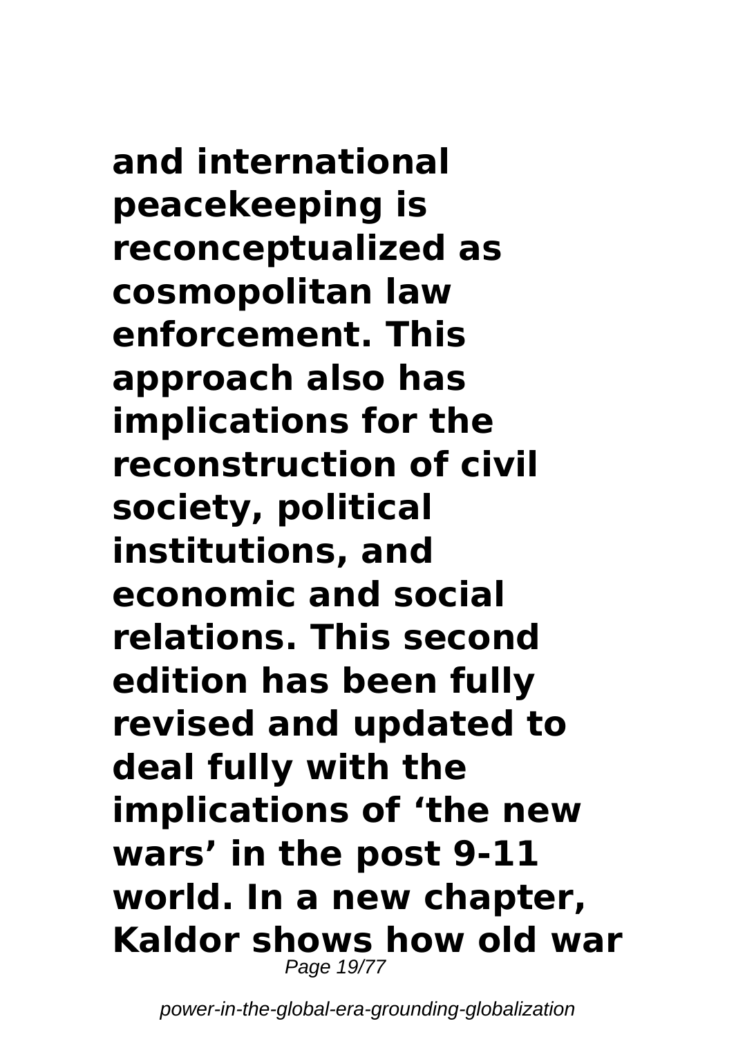**and international peacekeeping is reconceptualized as cosmopolitan law enforcement. This approach also has implications for the reconstruction of civil society, political institutions, and economic and social relations. This second edition has been fully revised and updated to deal fully with the implications of 'the new wars' in the post 9-11 world. In a new chapter, Kaldor shows how old war**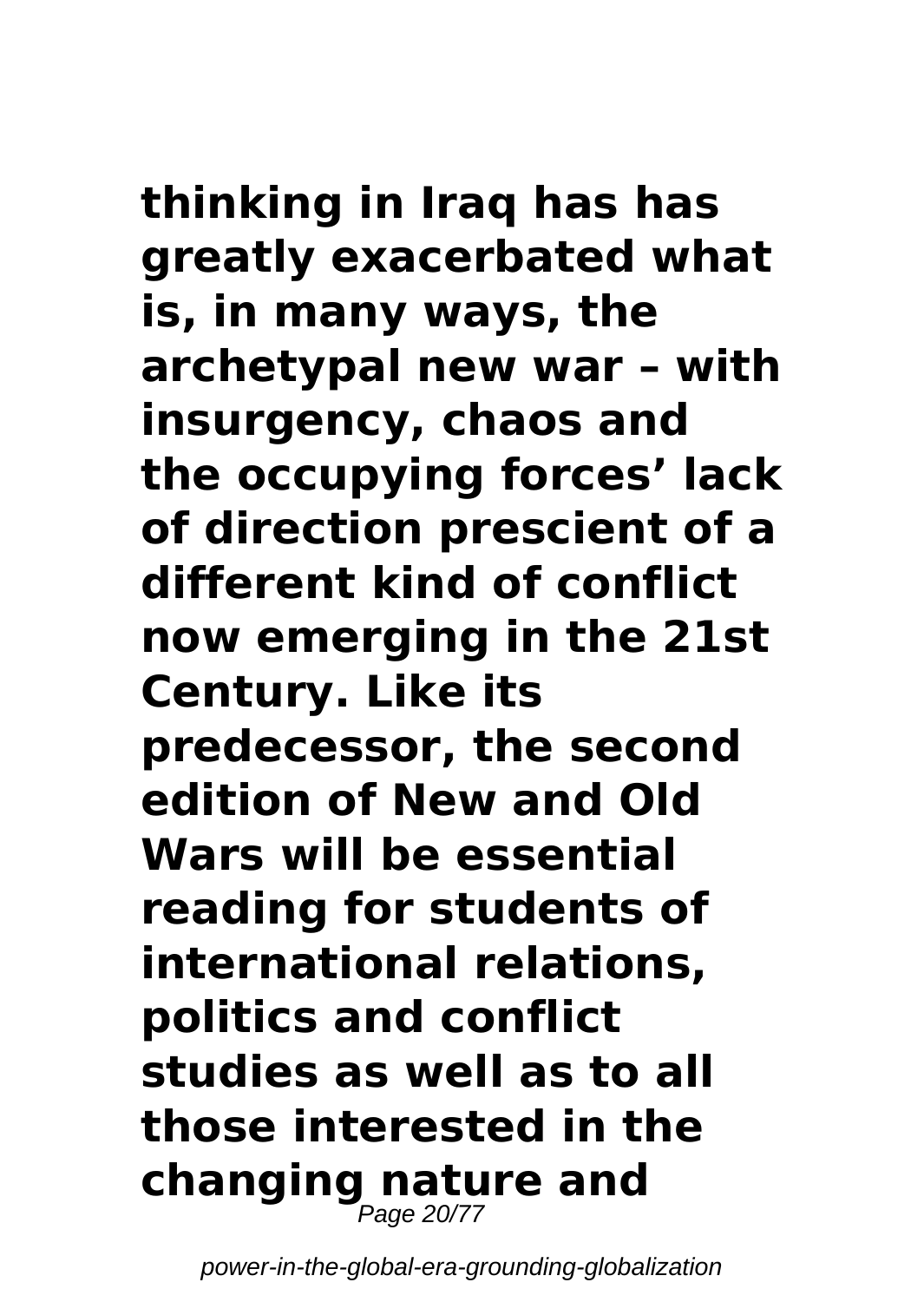**thinking in Iraq has has greatly exacerbated what is, in many ways, the archetypal new war – with insurgency, chaos and the occupying forces' lack of direction prescient of a different kind of conflict now emerging in the 21st Century. Like its predecessor, the second edition of New and Old Wars will be essential reading for students of international relations, politics and conflict studies as well as to all those interested in the changing nature and**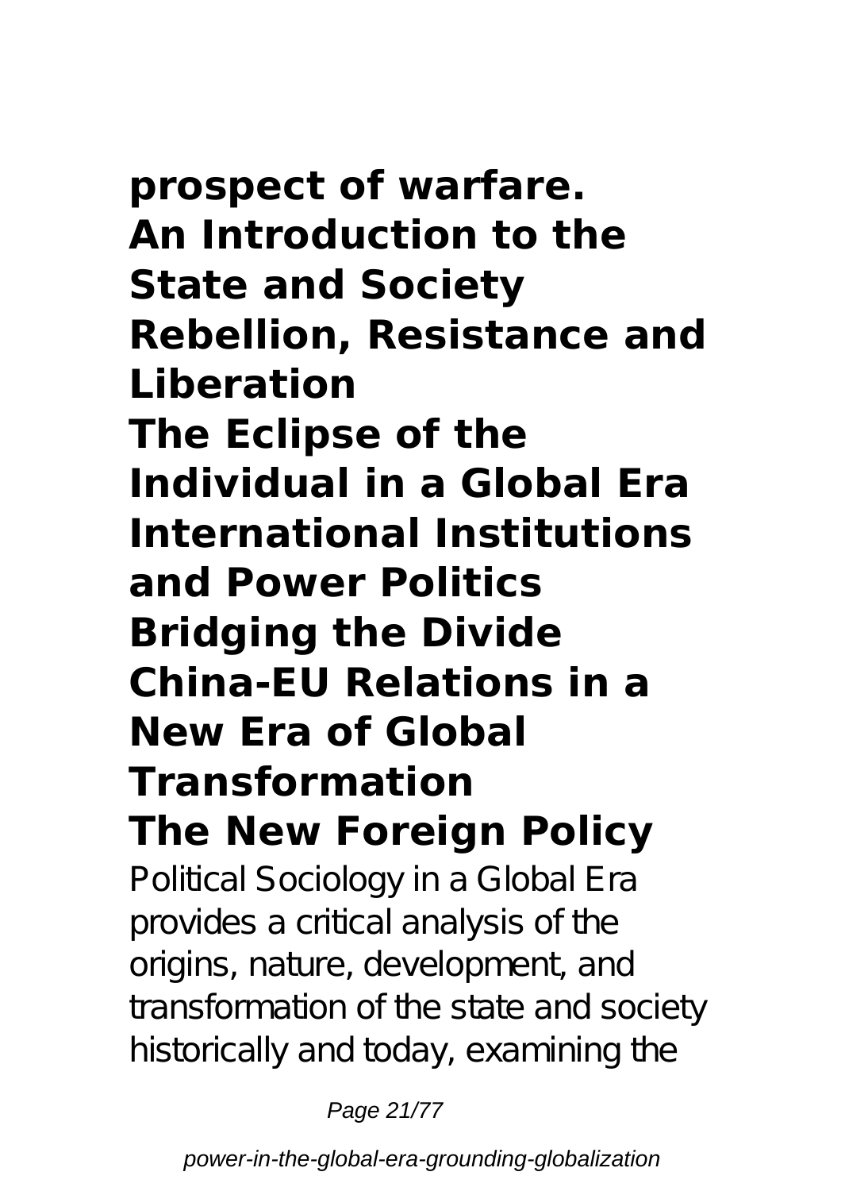**prospect of warfare.**

**An Introduction to the State and Society**

**Rebellion, Resistance and Liberation**

**The Eclipse of the Individual in a Global Era**

**International Institutions and Power Politics**

**Bridging the Divide**

**China-EU Relations in a New Era of Global Transformation**

**The New Foreign Policy**

Political Sociology in a Global Era provides a critical analysis of the origins, nature, development, and transformation of the state and society historically and today, examining the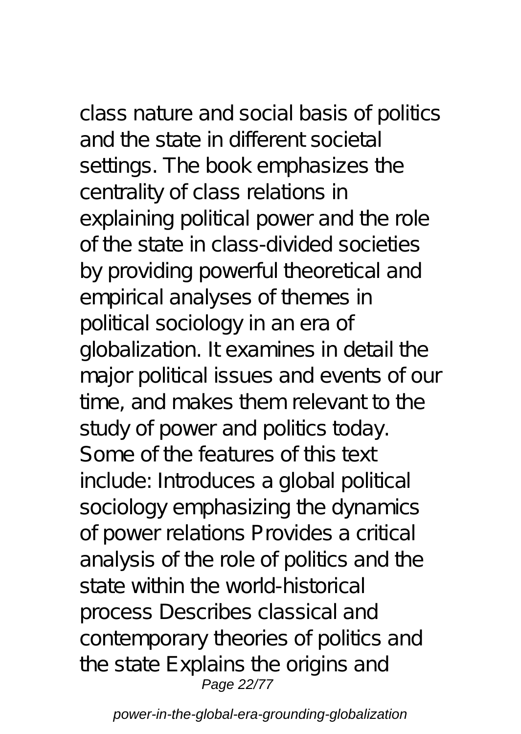class nature and social basis of politics and the state in different societal settings. The book emphasizes the centrality of class relations in explaining political power and the role of the state in class-divided societies by providing powerful theoretical and empirical analyses of themes in political sociology in an era of globalization. It examines in detail the major political issues and events of our time, and makes them relevant to the study of power and politics today. Some of the features of this text include: Introduces a global political sociology emphasizing the dynamics of power relations Provides a critical analysis of the role of politics and the state within the world-historical process Describes classical and contemporary theories of politics and the state Explains the origins and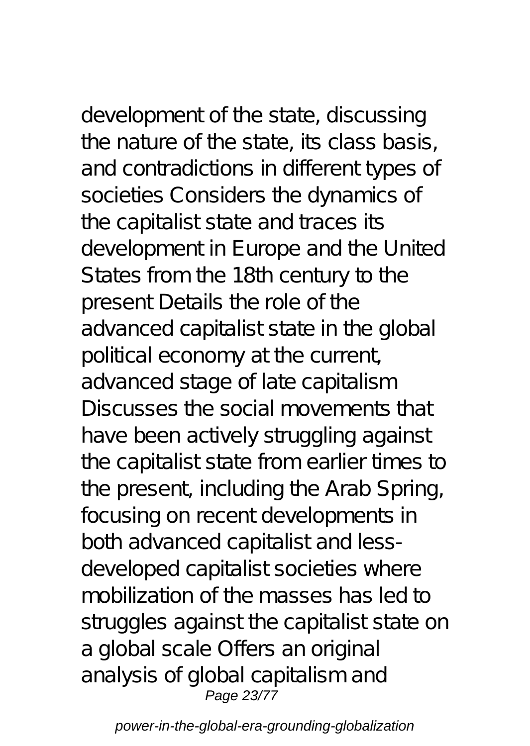development of the state, discussing the nature of the state, its class basis, and contradictions in different types of societies Considers the dynamics of the capitalist state and traces its development in Europe and the United States from the 18th century to the present Details the role of the advanced capitalist state in the global political economy at the current, advanced stage of late capitalism Discusses the social movements that have been actively struggling against the capitalist state from earlier times to the present, including the Arab Spring, focusing on recent developments in both advanced capitalist and less-developed capitalist societies where mobilization of the masses has led to struggles against the capitalist state on a global scale Offers an original analysis of global capitalism and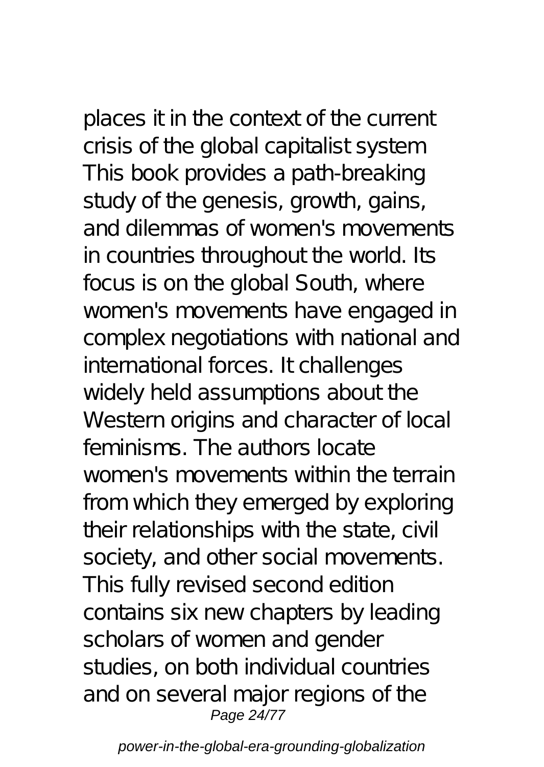places it in the context of the current crisis of the global capitalist system
This book provides a path-breaking study of the genesis, growth, gains, and dilemmas of women's movements in countries throughout the world. Its focus is on the global South, where women's movements have engaged in complex negotiations with national and international forces. It challenges widely held assumptions about the Western origins and character of local feminisms. The authors locate women's movements within the terrain from which they emerged by exploring their relationships with the state, civil society, and other social movements. This fully revised second edition contains six new chapters by leading scholars of women and gender studies, on both individual countries and on several major regions of the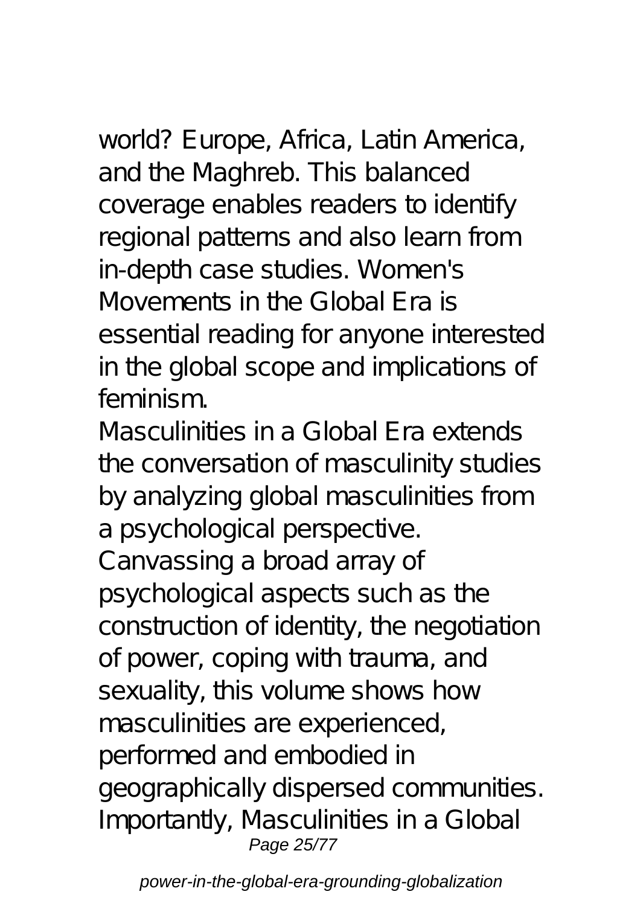world? Europe, Africa, Latin America, and the Maghreb. This balanced coverage enables readers to identify regional patterns and also learn from in-depth case studies. Women's Movements in the Global Era is essential reading for anyone interested in the global scope and implications of feminism.

Masculinities in a Global Era extends the conversation of masculinity studies by analyzing global masculinities from a psychological perspective. Canvassing a broad array of psychological aspects such as the construction of identity, the negotiation of power, coping with trauma, and sexuality, this volume shows how masculinities are experienced, performed and embodied in geographically dispersed communities. Importantly, Masculinities in a Global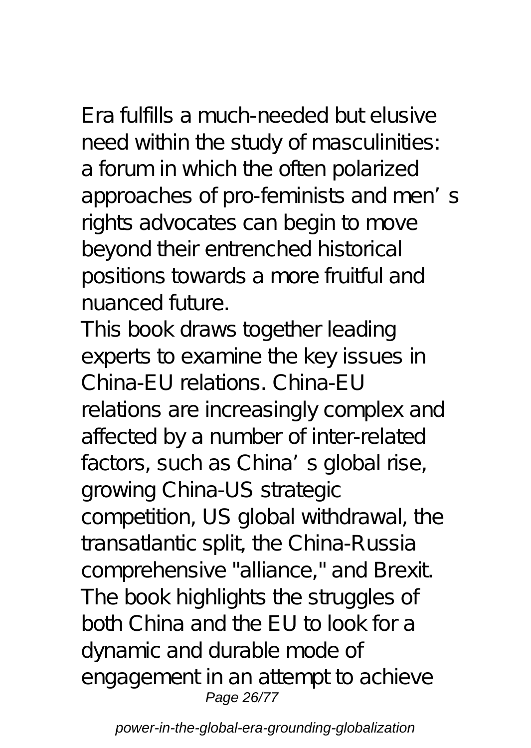Era fulfills a much-needed but elusive need within the study of masculinities: a forum in which the often polarized approaches of pro-feminists and men's rights advocates can begin to move beyond their entrenched historical positions towards a more fruitful and nuanced future.

This book draws together leading experts to examine the key issues in China-EU relations. China-EU relations are increasingly complex and affected by a number of inter-related factors, such as China's global rise, growing China-US strategic competition, US global withdrawal, the transatlantic split, the China-Russia comprehensive "alliance," and Brexit. The book highlights the struggles of both China and the EU to look for a dynamic and durable mode of engagement in an attempt to achieve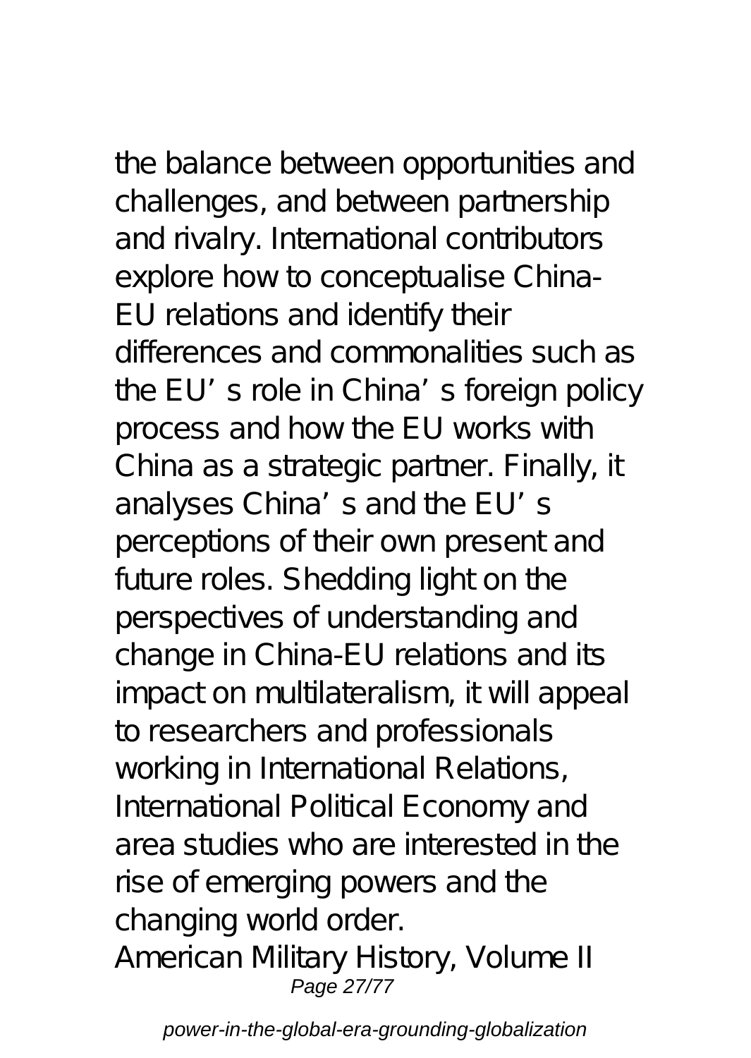the balance between opportunities and challenges, and between partnership and rivalry. International contributors explore how to conceptualise China-EU relations and identify their differences and commonalities such as the EU's role in China's foreign policy process and how the EU works with China as a strategic partner. Finally, it analyses China's and the EU's perceptions of their own present and future roles. Shedding light on the perspectives of understanding and change in China-EU relations and its impact on multilateralism, it will appeal to researchers and professionals working in International Relations, International Political Economy and area studies who are interested in the rise of emerging powers and the changing world order.

American Military History, Volume II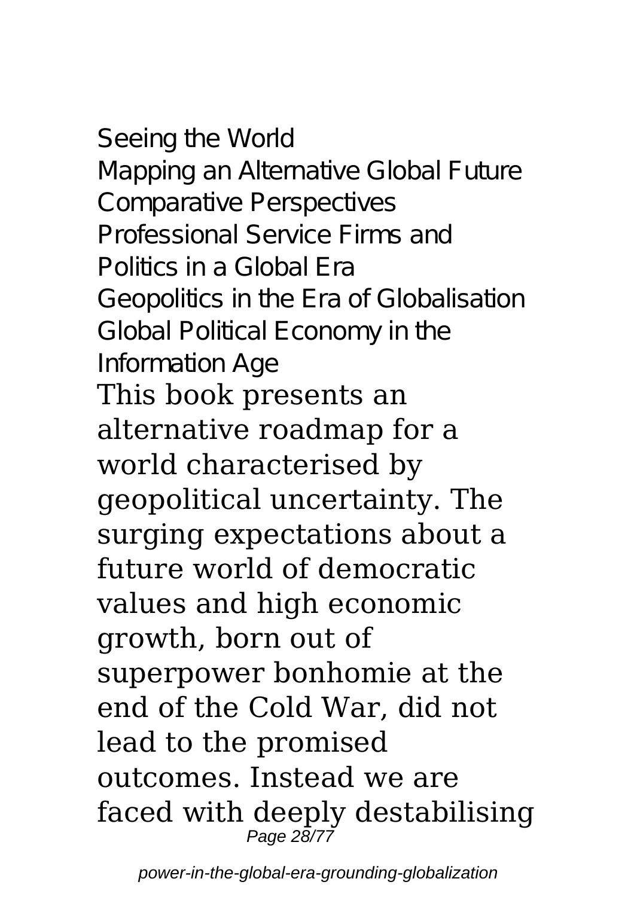Seeing the World
Mapping an Alternative Global Future
Comparative Perspectives
Professional Service Firms and Politics in a Global Era
Geopolitics in the Era of Globalisation
Global Political Economy in the Information Age

This book presents an alternative roadmap for a world characterised by geopolitical uncertainty. The surging expectations about a future world of democratic values and high economic growth, born out of superpower bonhomie at the end of the Cold War, did not lead to the promised outcomes. Instead we are faced with deeply destabilising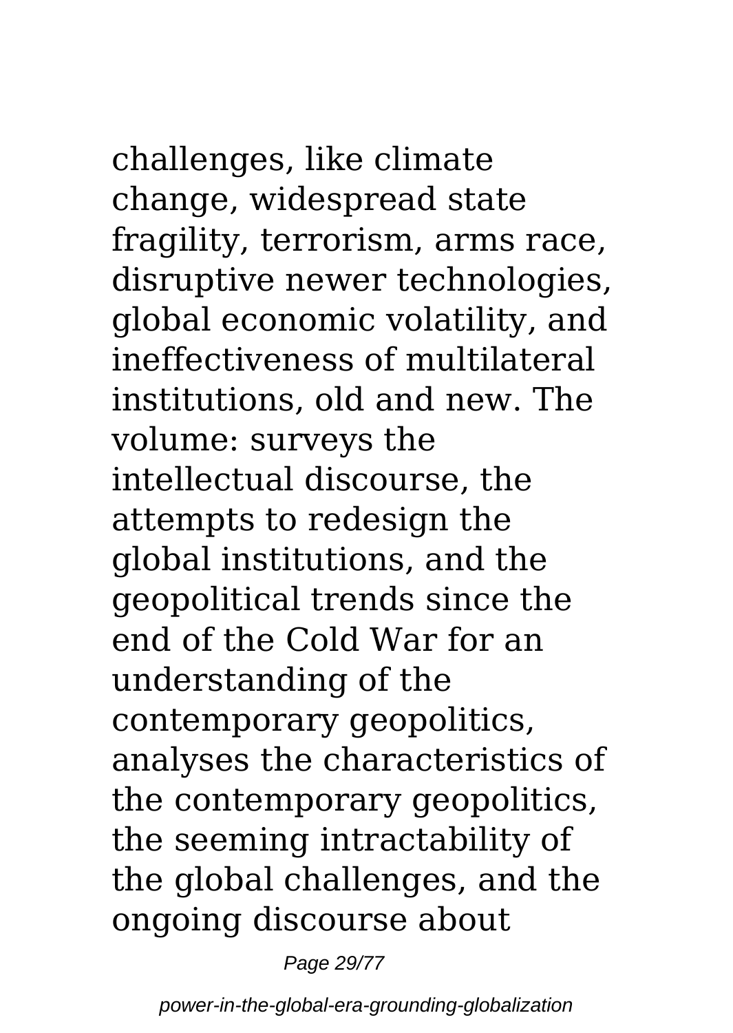challenges, like climate change, widespread state fragility, terrorism, arms race, disruptive newer technologies, global economic volatility, and ineffectiveness of multilateral institutions, old and new. The volume: surveys the intellectual discourse, the attempts to redesign the global institutions, and the geopolitical trends since the end of the Cold War for an understanding of the contemporary geopolitics, analyses the characteristics of the contemporary geopolitics, the seeming intractability of the global challenges, and the ongoing discourse about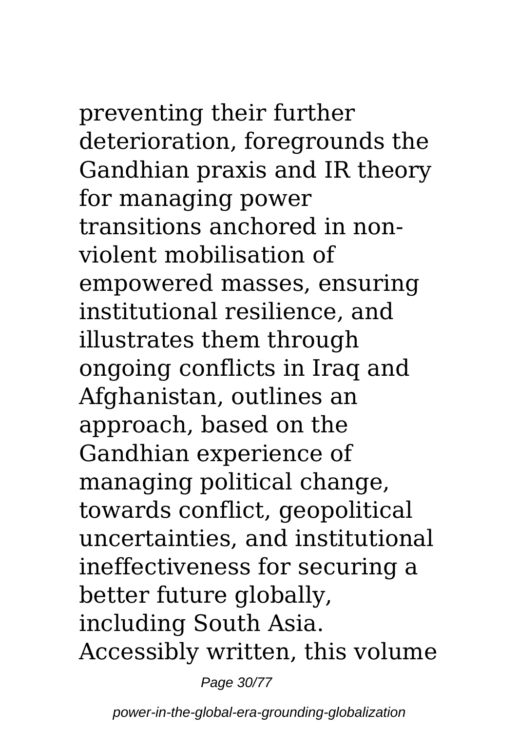preventing their further deterioration, foregrounds the Gandhian praxis and IR theory for managing power transitions anchored in non-violent mobilisation of empowered masses, ensuring institutional resilience, and illustrates them through ongoing conflicts in Iraq and Afghanistan, outlines an approach, based on the Gandhian experience of managing political change, towards conflict, geopolitical uncertainties, and institutional ineffectiveness for securing a better future globally, including South Asia. Accessibly written, this volume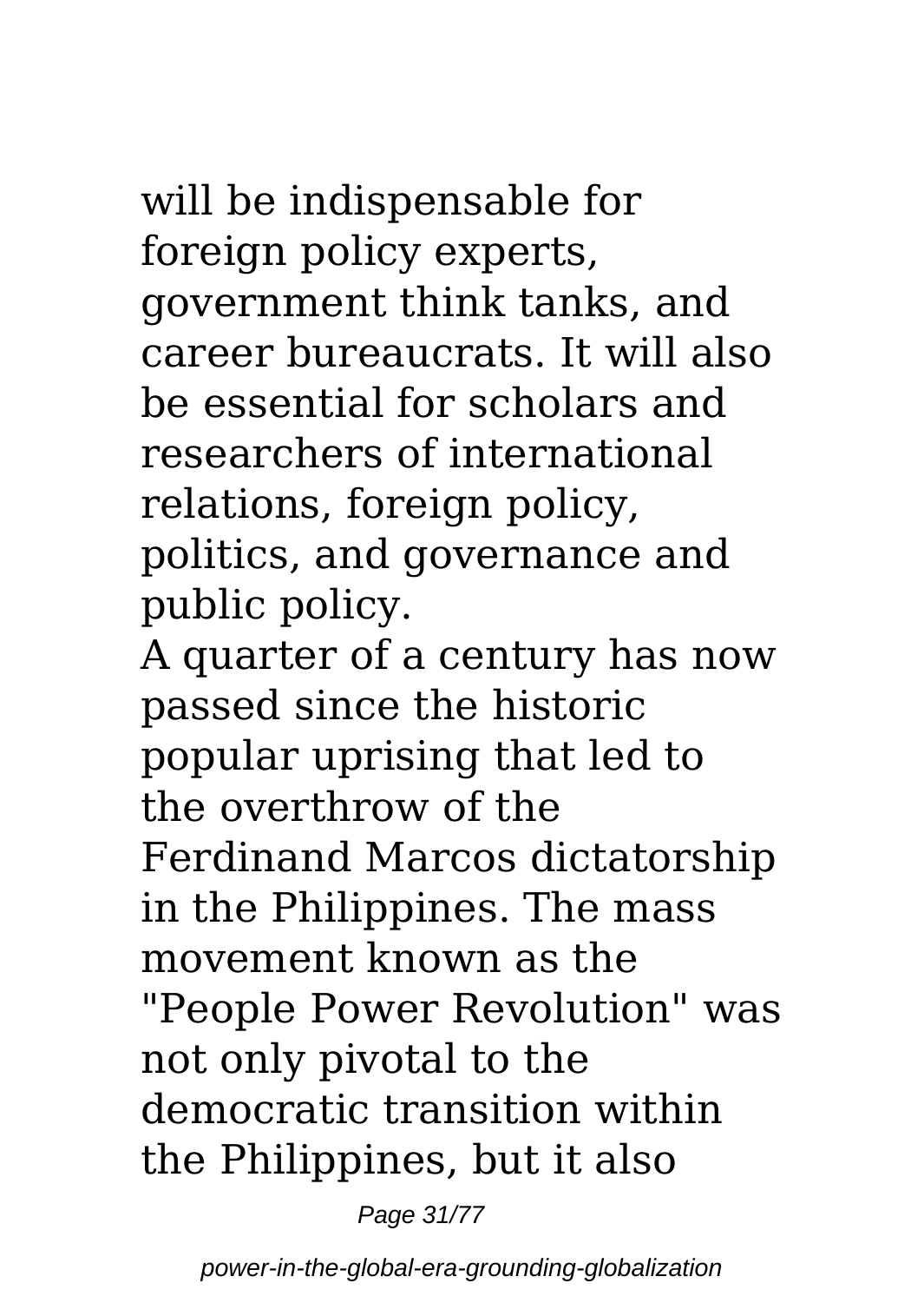will be indispensable for foreign policy experts, government think tanks, and career bureaucrats. It will also be essential for scholars and researchers of international relations, foreign policy, politics, and governance and public policy.

A quarter of a century has now passed since the historic popular uprising that led to the overthrow of the Ferdinand Marcos dictatorship in the Philippines. The mass movement known as the "People Power Revolution" was not only pivotal to the democratic transition within the Philippines, but it also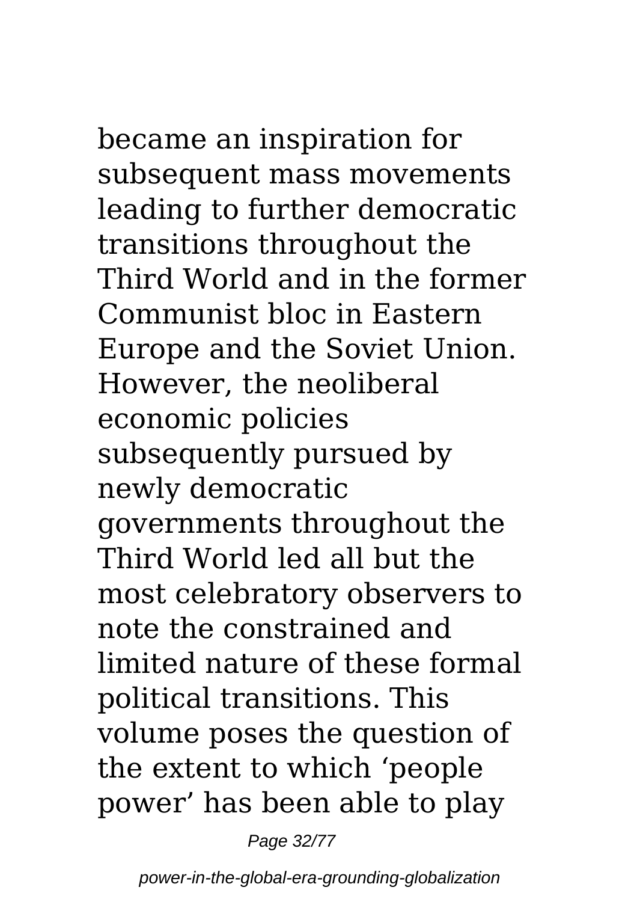became an inspiration for subsequent mass movements leading to further democratic transitions throughout the Third World and in the former Communist bloc in Eastern Europe and the Soviet Union. However, the neoliberal economic policies subsequently pursued by newly democratic governments throughout the Third World led all but the most celebratory observers to note the constrained and limited nature of these formal political transitions. This volume poses the question of the extent to which 'people power' has been able to play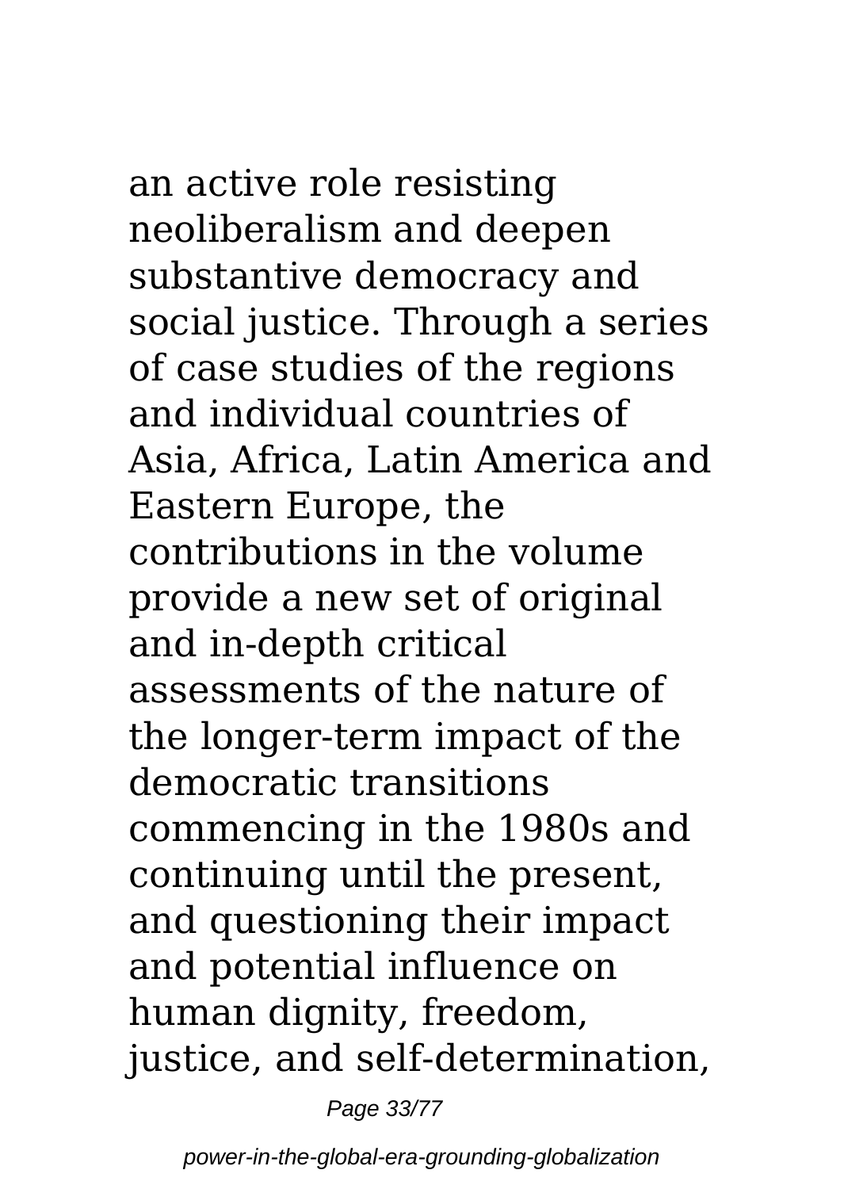an active role resisting neoliberalism and deepen substantive democracy and social justice. Through a series of case studies of the regions and individual countries of Asia, Africa, Latin America and Eastern Europe, the contributions in the volume provide a new set of original and in-depth critical assessments of the nature of the longer-term impact of the democratic transitions commencing in the 1980s and continuing until the present, and questioning their impact and potential influence on human dignity, freedom, justice, and self-determination,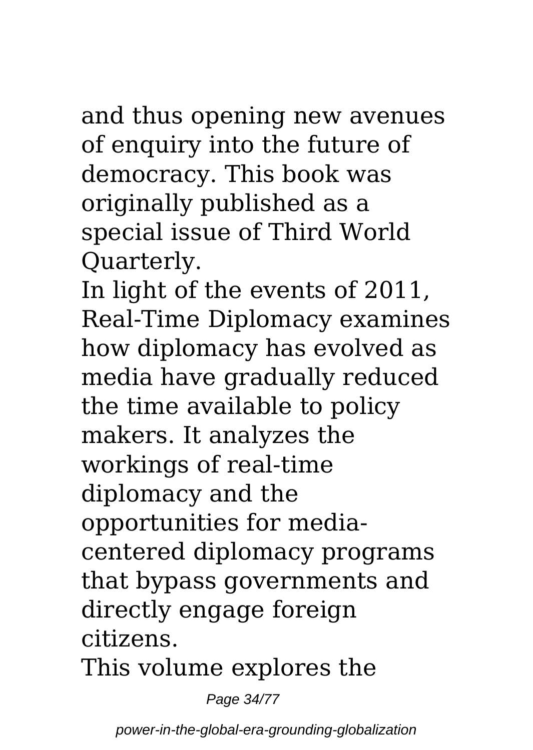and thus opening new avenues of enquiry into the future of democracy. This book was originally published as a special issue of Third World Quarterly.

In light of the events of 2011, Real-Time Diplomacy examines how diplomacy has evolved as media have gradually reduced the time available to policy makers. It analyzes the workings of real-time diplomacy and the opportunities for media-centered diplomacy programs that bypass governments and directly engage foreign citizens.

This volume explores the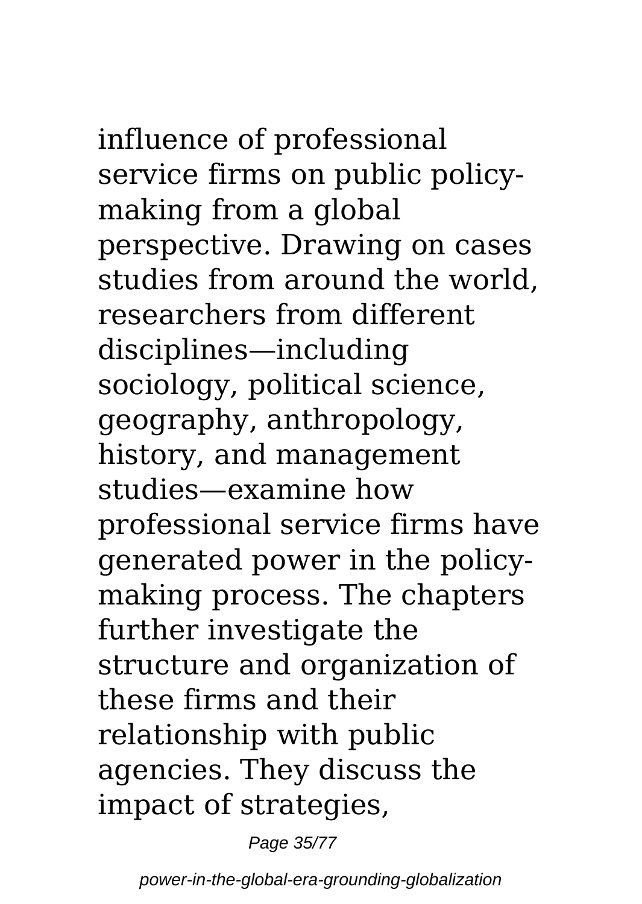influence of professional service firms on public policy-making from a global perspective. Drawing on cases studies from around the world, researchers from different disciplines—including sociology, political science, geography, anthropology, history, and management studies—examine how professional service firms have generated power in the policy-making process. The chapters further investigate the structure and organization of these firms and their relationship with public agencies. They discuss the impact of strategies,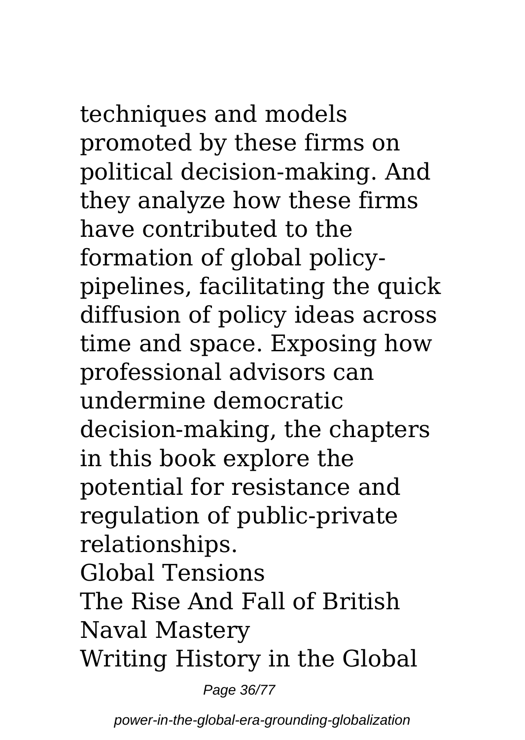techniques and models promoted by these firms on political decision-making. And they analyze how these firms have contributed to the formation of global policy-pipelines, facilitating the quick diffusion of policy ideas across time and space. Exposing how professional advisors can undermine democratic decision-making, the chapters in this book explore the potential for resistance and regulation of public-private relationships.

Global Tensions

The Rise And Fall of British Naval Mastery

Writing History in the Global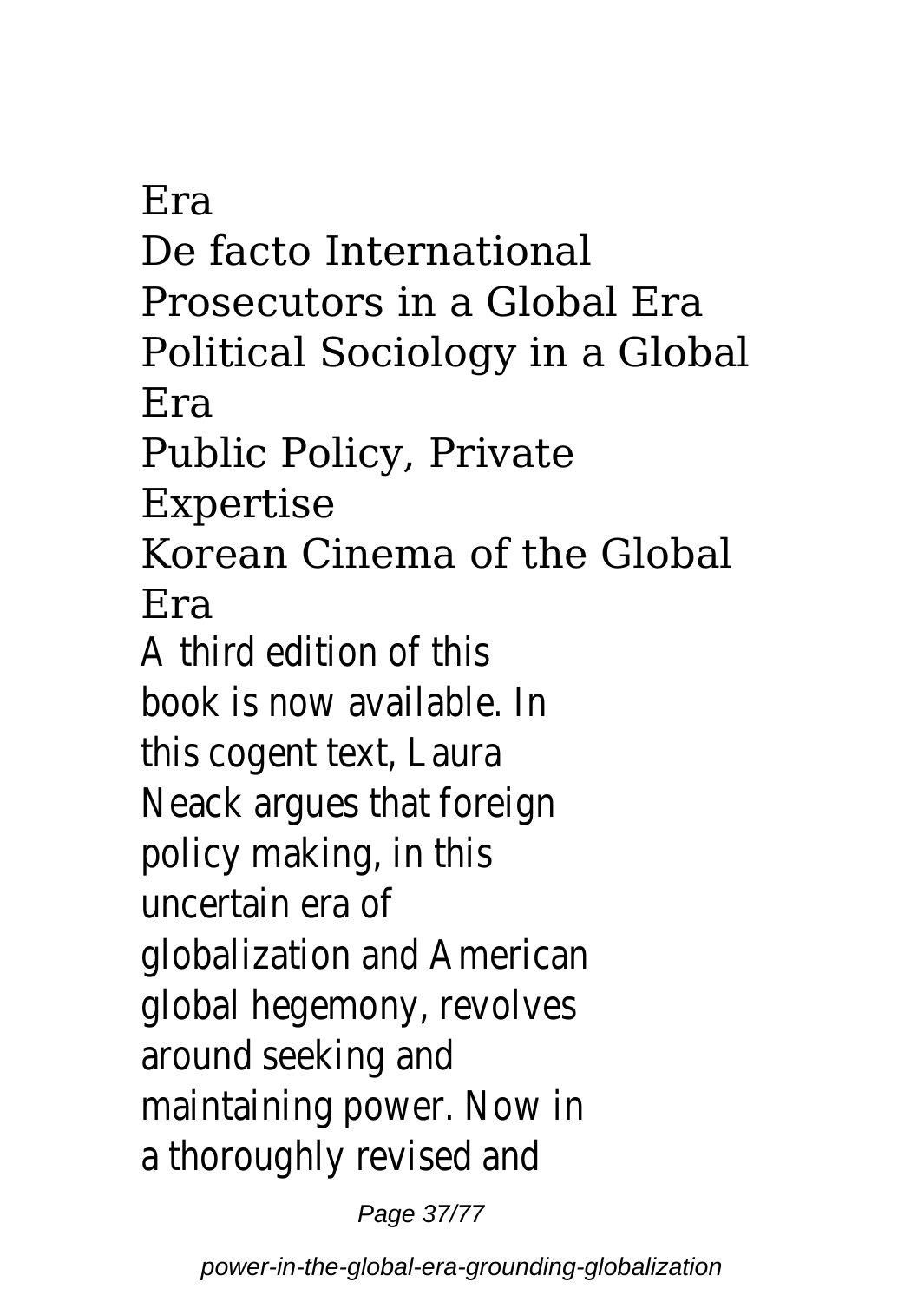Era

De facto International Prosecutors in a Global Era

Political Sociology in a Global Era

Public Policy, Private Expertise

Korean Cinema of the Global Era

A third edition of this book is now available. In this cogent text, Laura Neack argues that foreign policy making, in this uncertain era of globalization and American global hegemony, revolves around seeking and maintaining power. Now in a thoroughly revised and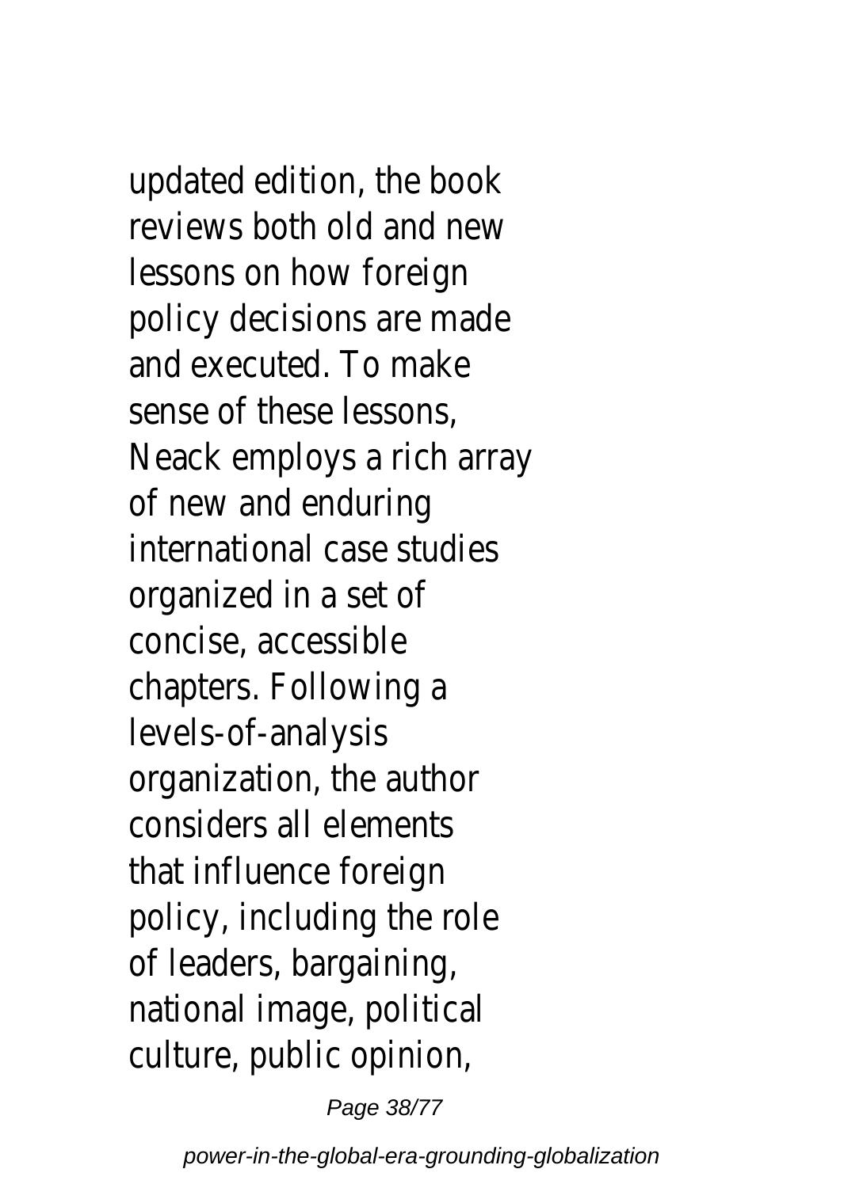updated edition, the book reviews both old and new lessons on how foreign policy decisions are made and executed. To make sense of these lessons, Neack employs a rich array of new and enduring international case studies organized in a set of concise, accessible chapters. Following a levels-of-analysis organization, the author considers all elements that influence foreign policy, including the role of leaders, bargaining, national image, political culture, public opinion,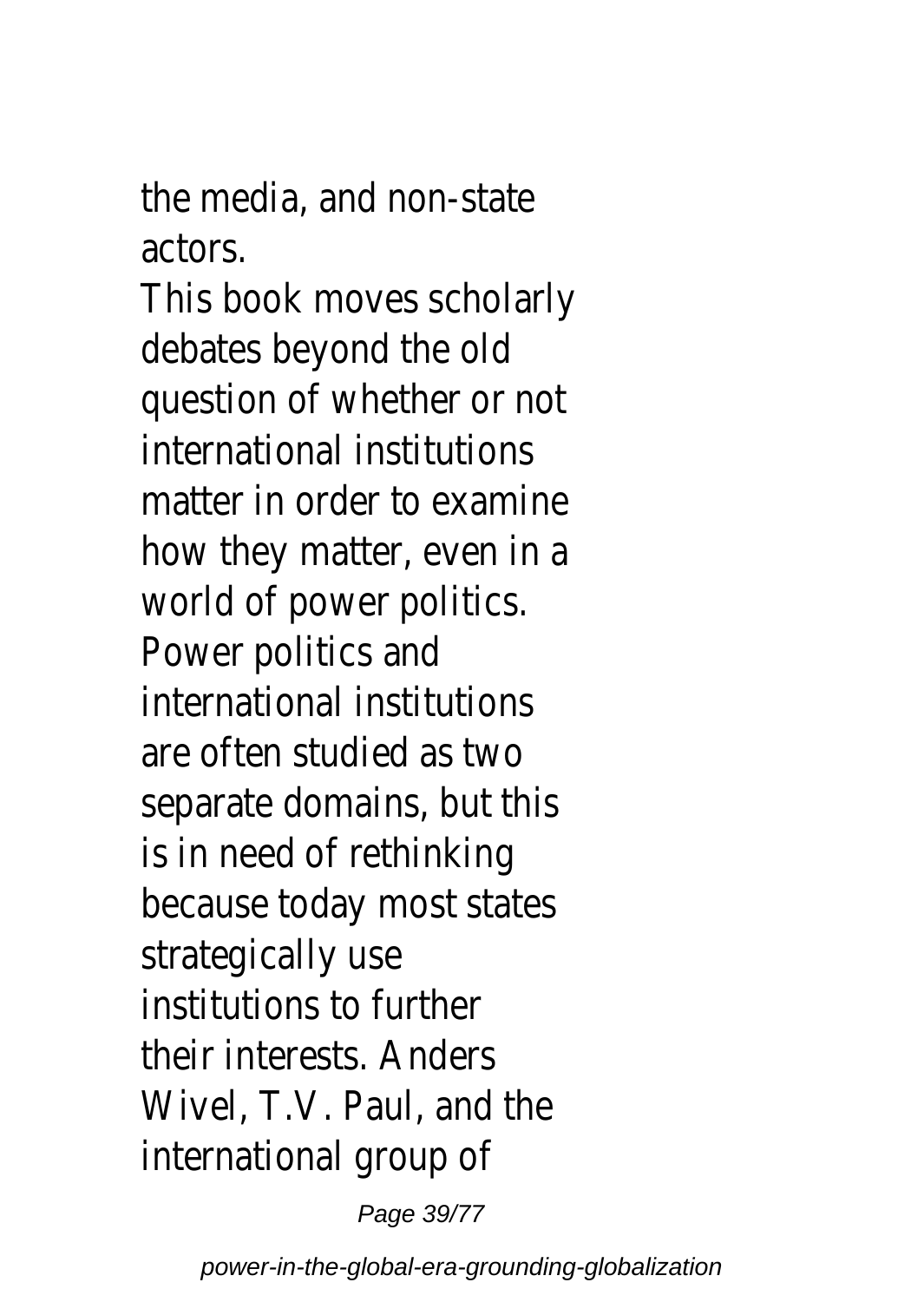the media, and non-state actors.

This book moves scholarly debates beyond the old question of whether or not international institutions matter in order to examine how they matter, even in a world of power politics. Power politics and international institutions are often studied as two separate domains, but this is in need of rethinking because today most states strategically use institutions to further their interests. Anders Wivel, T.V. Paul, and the international group of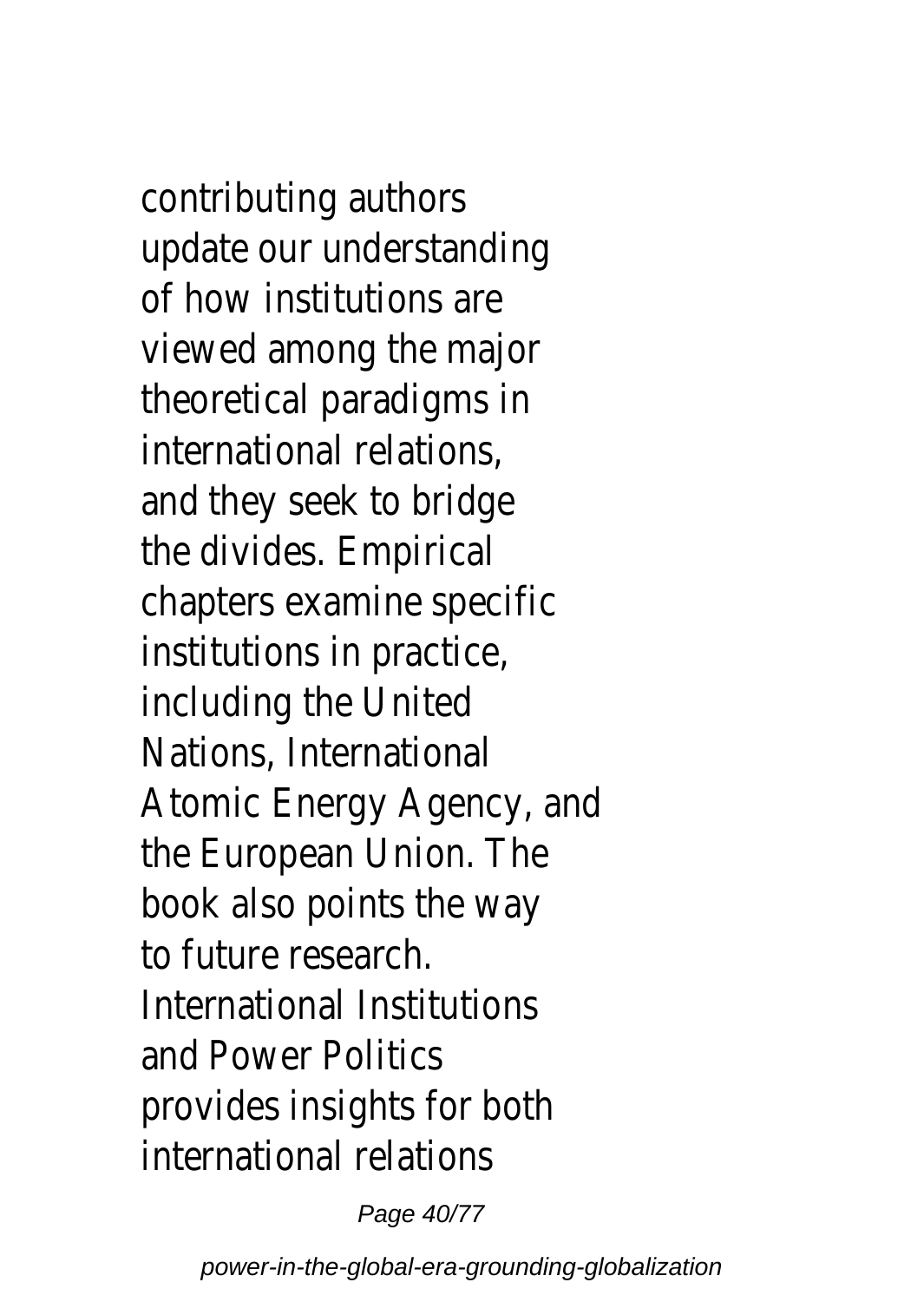contributing authors update our understanding of how institutions are viewed among the major theoretical paradigms in international relations, and they seek to bridge the divides. Empirical chapters examine specific institutions in practice, including the United Nations, International Atomic Energy Agency, and the European Union. The book also points the way to future research. International Institutions and Power Politics provides insights for both international relations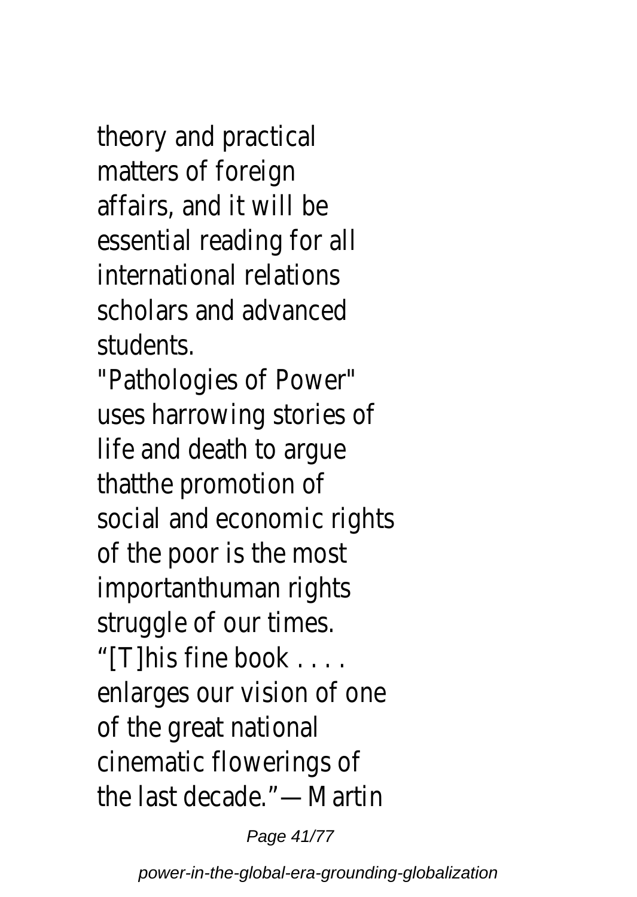theory and practical matters of foreign affairs, and it will be essential reading for all international relations scholars and advanced students.

"Pathologies of Power" uses harrowing stories of life and death to argue thatthe promotion of social and economic rights of the poor is the most importanthuman rights struggle of our times.

"[T]his fine book . . . . enlarges our vision of one of the great national cinematic flowerings of the last decade."—Martin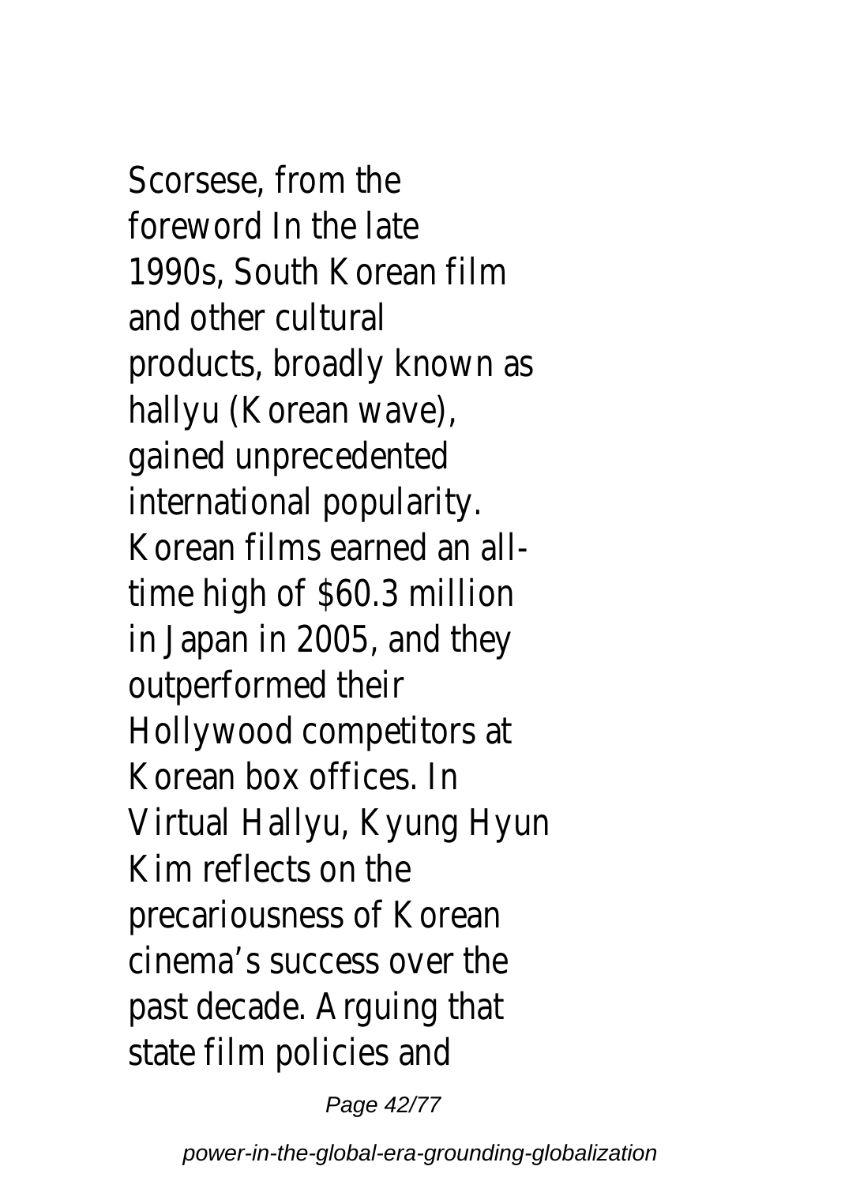Scorsese, from the foreword In the late 1990s, South Korean film and other cultural products, broadly known as hallyu (Korean wave), gained unprecedented international popularity. Korean films earned an all-time high of $60.3 million in Japan in 2005, and they outperformed their Hollywood competitors at Korean box offices. In Virtual Hallyu, Kyung Hyun Kim reflects on the precariousness of Korean cinema's success over the past decade. Arguing that state film policies and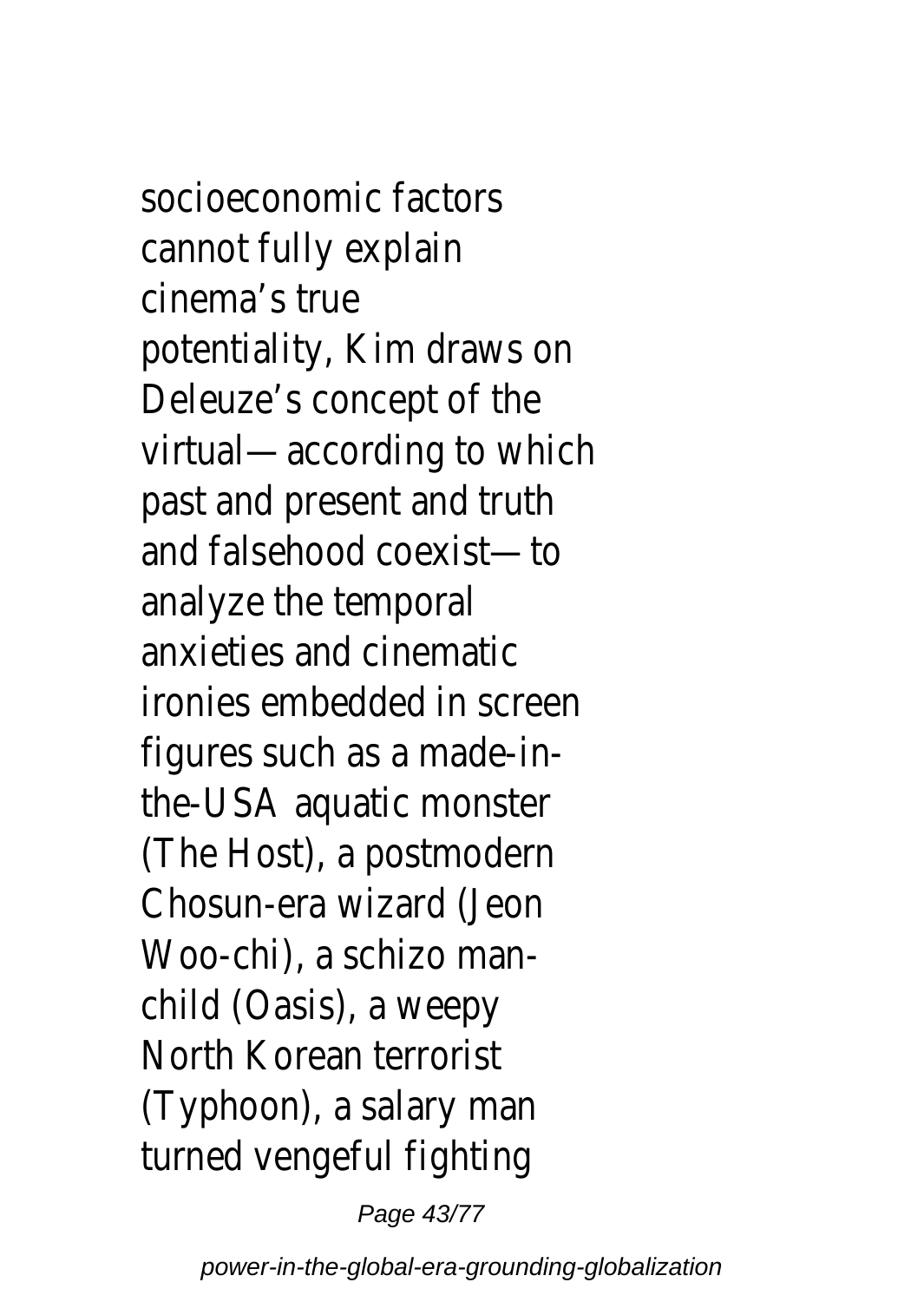socioeconomic factors cannot fully explain cinema's true potentiality, Kim draws on Deleuze's concept of the virtual—according to which past and present and truth and falsehood coexist—to analyze the temporal anxieties and cinematic ironies embedded in screen figures such as a made-in-the-USA aquatic monster (The Host), a postmodern Chosun-era wizard (Jeon Woo-chi), a schizo man-child (Oasis), a weepy North Korean terrorist (Typhoon), a salary man turned vengeful fighting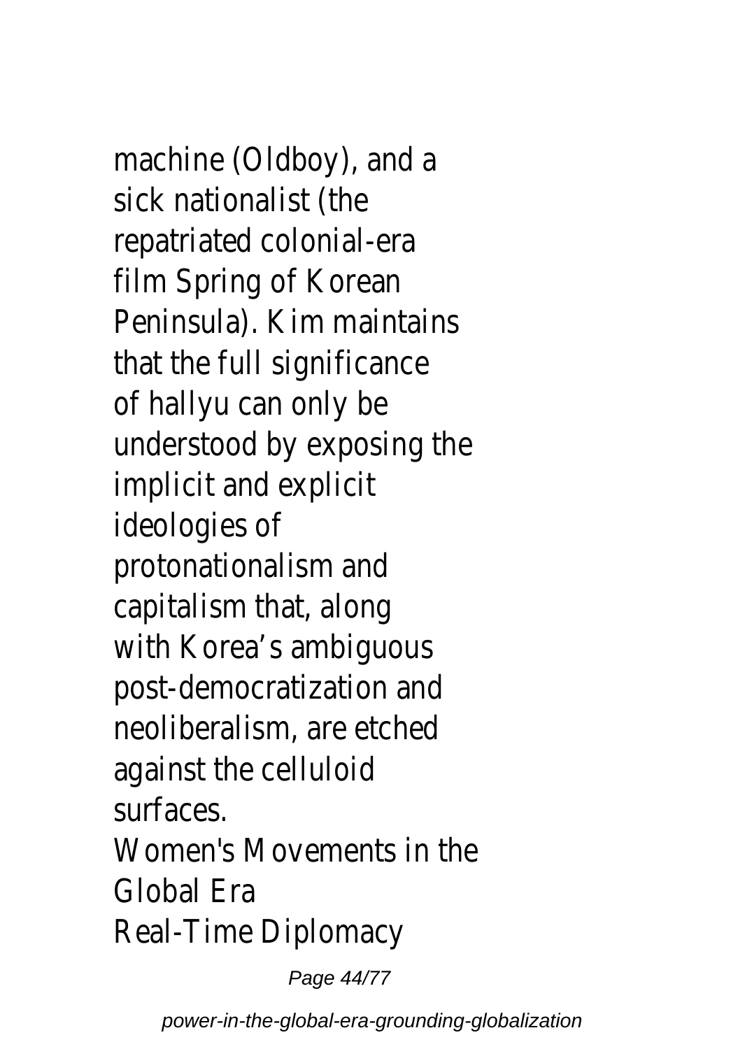machine (Oldboy), and a sick nationalist (the repatriated colonial-era film Spring of Korean Peninsula). Kim maintains that the full significance of hallyu can only be understood by exposing the implicit and explicit ideologies of protonationalism and capitalism that, along with Korea's ambiguous post-democratization and neoliberalism, are etched against the celluloid surfaces.

Women's Movements in the Global Era

Real-Time Diplomacy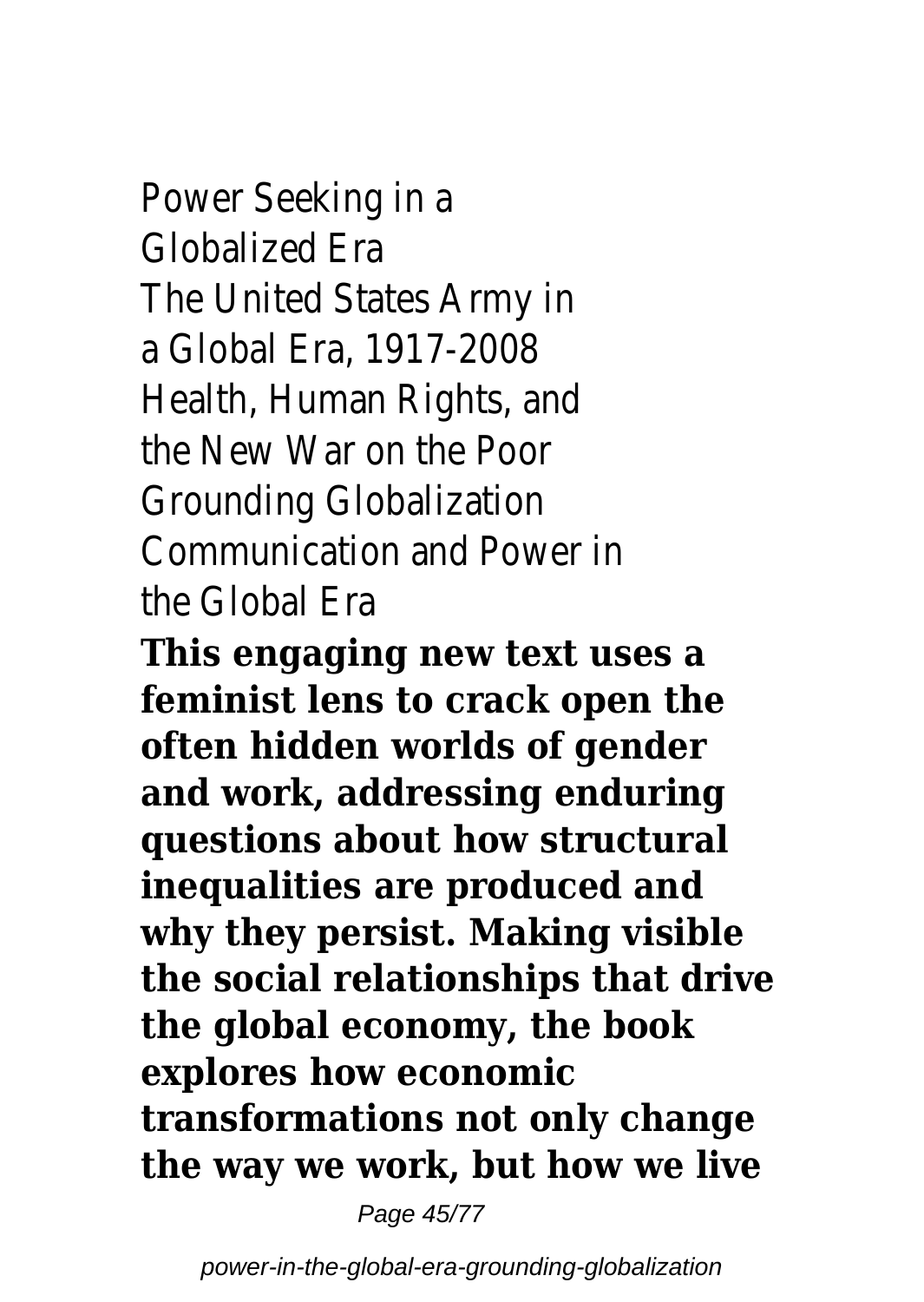Power Seeking in a Globalized Era
The United States Army in a Global Era, 1917-2008
Health, Human Rights, and the New War on the Poor
Grounding Globalization
Communication and Power in the Global Era

**This engaging new text uses a feminist lens to crack open the often hidden worlds of gender and work, addressing enduring questions about how structural inequalities are produced and why they persist. Making visible the social relationships that drive the global economy, the book explores how economic transformations not only change the way we work, but how we live**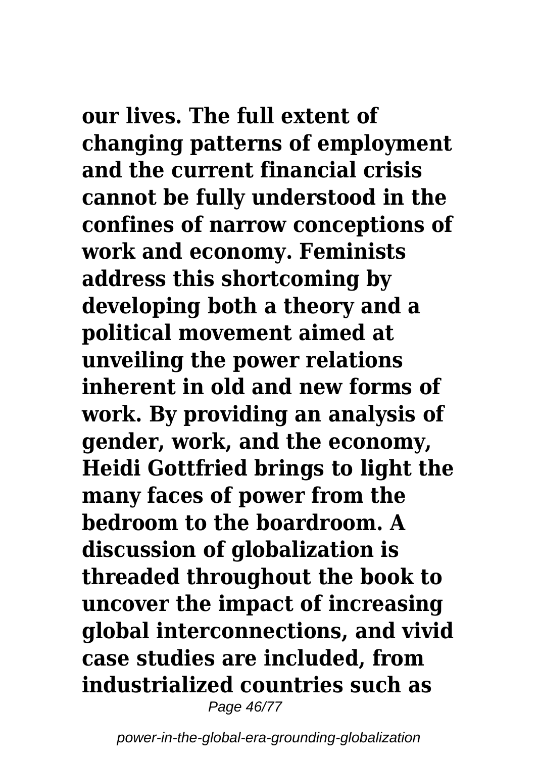**our lives. The full extent of changing patterns of employment and the current financial crisis cannot be fully understood in the confines of narrow conceptions of work and economy. Feminists address this shortcoming by developing both a theory and a political movement aimed at unveiling the power relations inherent in old and new forms of work. By providing an analysis of gender, work, and the economy, Heidi Gottfried brings to light the many faces of power from the bedroom to the boardroom. A discussion of globalization is threaded throughout the book to uncover the impact of increasing global interconnections, and vivid case studies are included, from industrialized countries such as**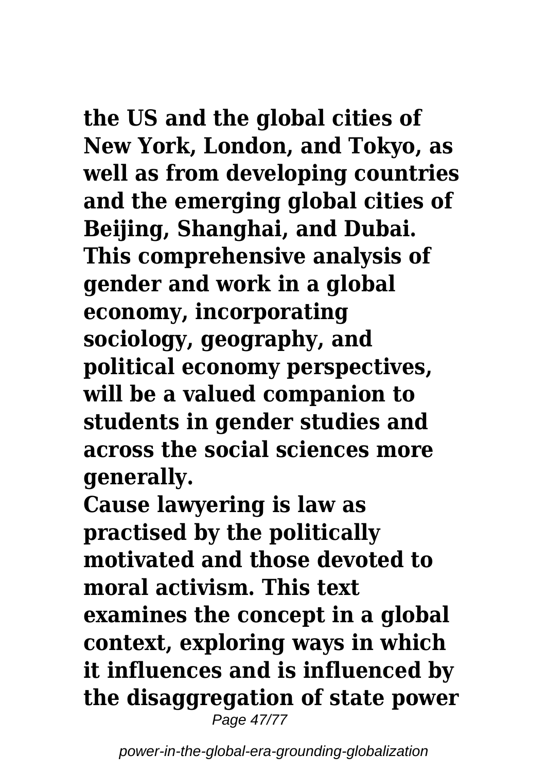**the US and the global cities of New York, London, and Tokyo, as well as from developing countries and the emerging global cities of Beijing, Shanghai, and Dubai. This comprehensive analysis of gender and work in a global economy, incorporating sociology, geography, and political economy perspectives, will be a valued companion to students in gender studies and across the social sciences more generally.**

**Cause lawyering is law as practised by the politically motivated and those devoted to moral activism. This text examines the concept in a global context, exploring ways in which it influences and is influenced by the disaggregation of state power**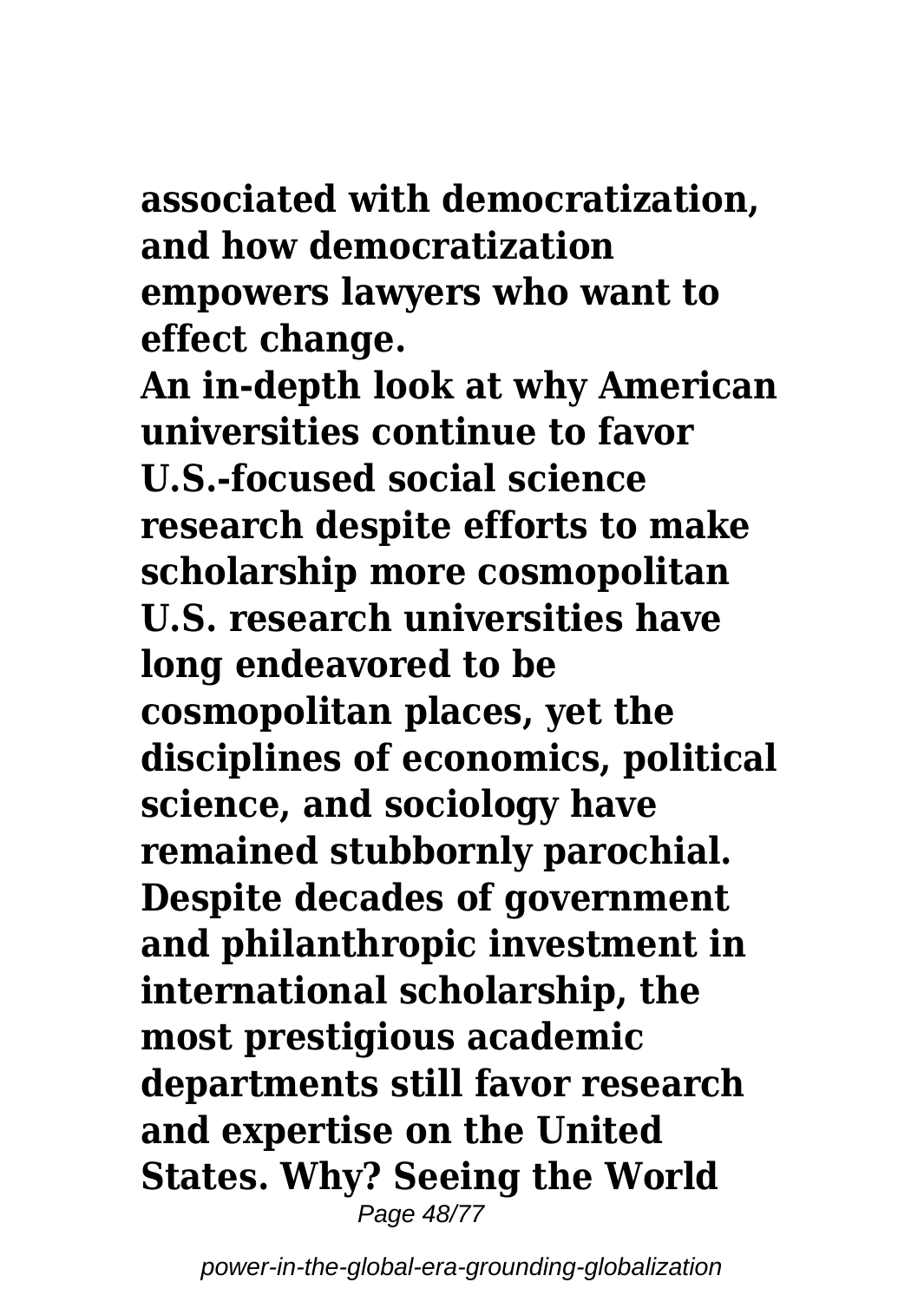**associated with democratization, and how democratization empowers lawyers who want to effect change.**

**An in-depth look at why American universities continue to favor U.S.-focused social science research despite efforts to make scholarship more cosmopolitan U.S. research universities have long endeavored to be cosmopolitan places, yet the disciplines of economics, political science, and sociology have remained stubbornly parochial. Despite decades of government and philanthropic investment in international scholarship, the most prestigious academic departments still favor research and expertise on the United States. Why? Seeing the World**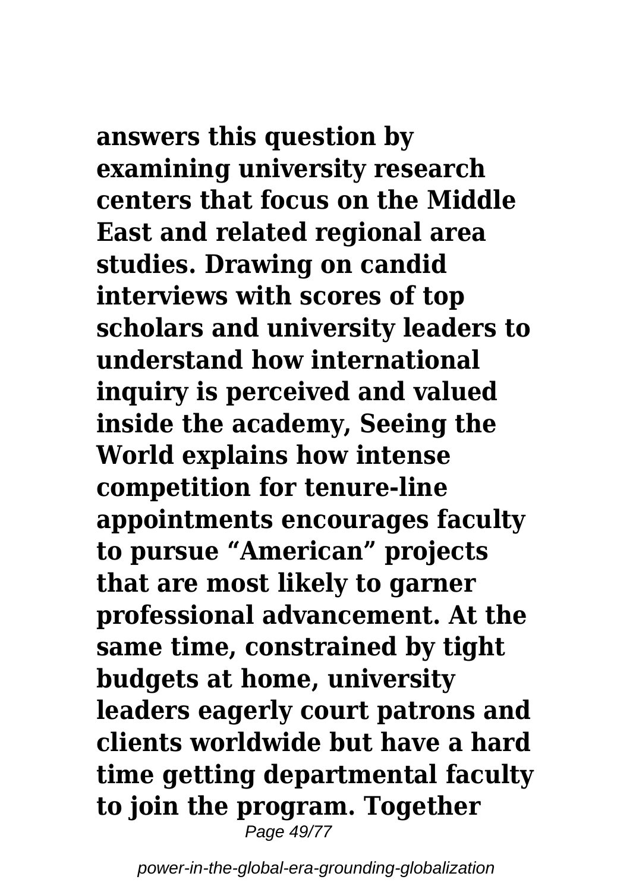**answers this question by examining university research centers that focus on the Middle East and related regional area studies. Drawing on candid interviews with scores of top scholars and university leaders to understand how international inquiry is perceived and valued inside the academy, Seeing the World explains how intense competition for tenure-line appointments encourages faculty to pursue "American" projects that are most likely to garner professional advancement. At the same time, constrained by tight budgets at home, university leaders eagerly court patrons and clients worldwide but have a hard time getting departmental faculty to join the program. Together**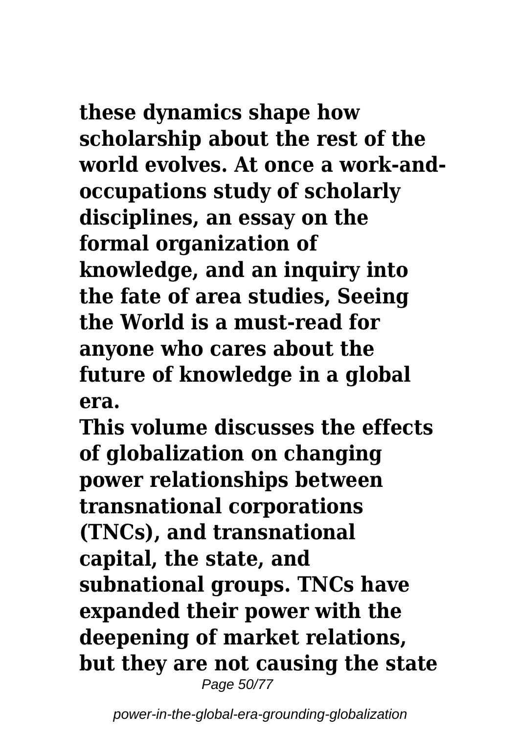**these dynamics shape how scholarship about the rest of the world evolves. At once a work-and-occupations study of scholarly disciplines, an essay on the formal organization of knowledge, and an inquiry into the fate of area studies, Seeing the World is a must-read for anyone who cares about the future of knowledge in a global era.**

**This volume discusses the effects of globalization on changing power relationships between transnational corporations (TNCs), and transnational capital, the state, and subnational groups. TNCs have expanded their power with the deepening of market relations, but they are not causing the state**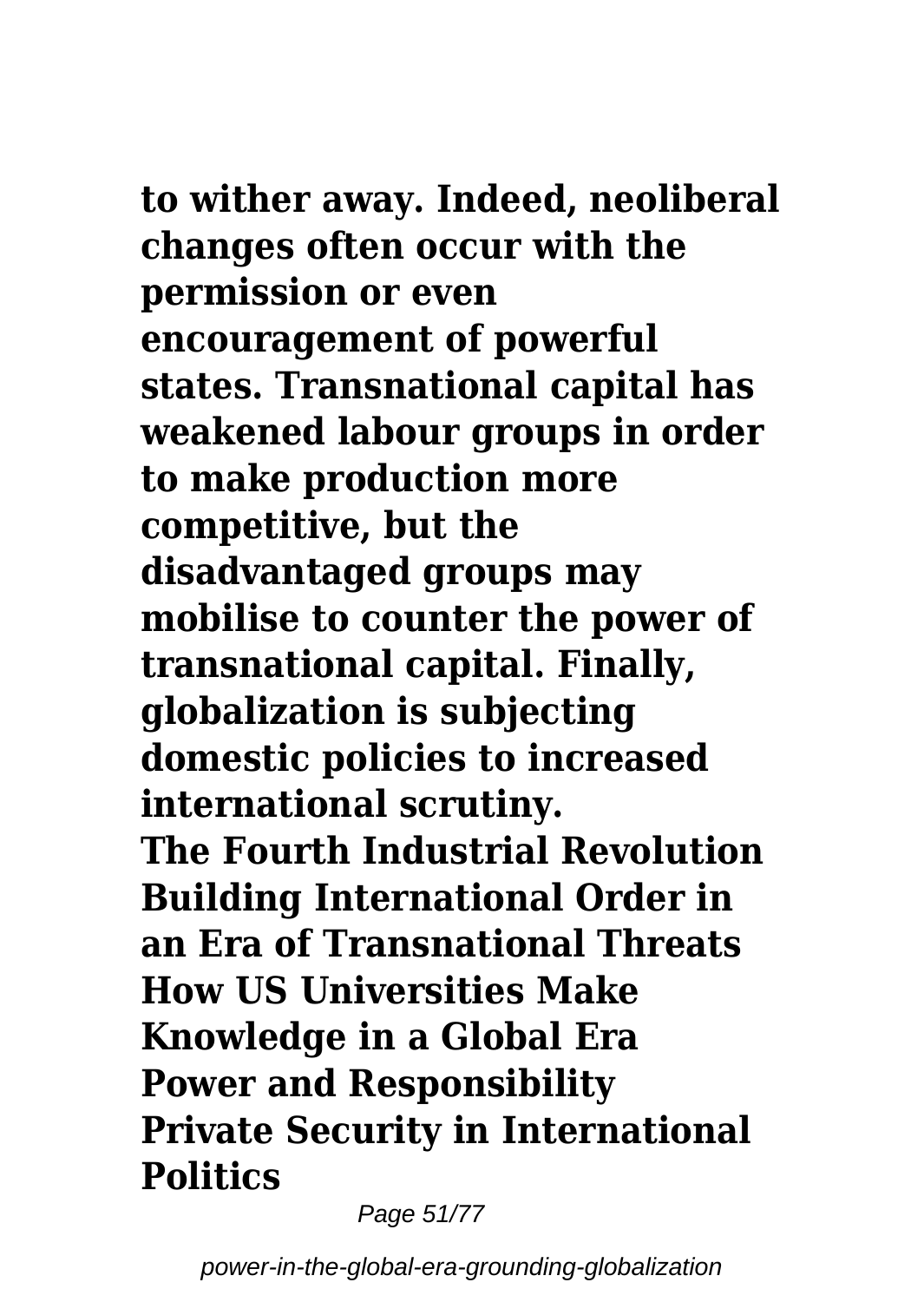**to wither away. Indeed, neoliberal changes often occur with the permission or even encouragement of powerful states. Transnational capital has weakened labour groups in order to make production more competitive, but the disadvantaged groups may mobilise to counter the power of transnational capital. Finally, globalization is subjecting domestic policies to increased international scrutiny.**

**The Fourth Industrial Revolution**
**Building International Order in an Era of Transnational Threats**
**How US Universities Make Knowledge in a Global Era**
**Power and Responsibility**
**Private Security in International Politics**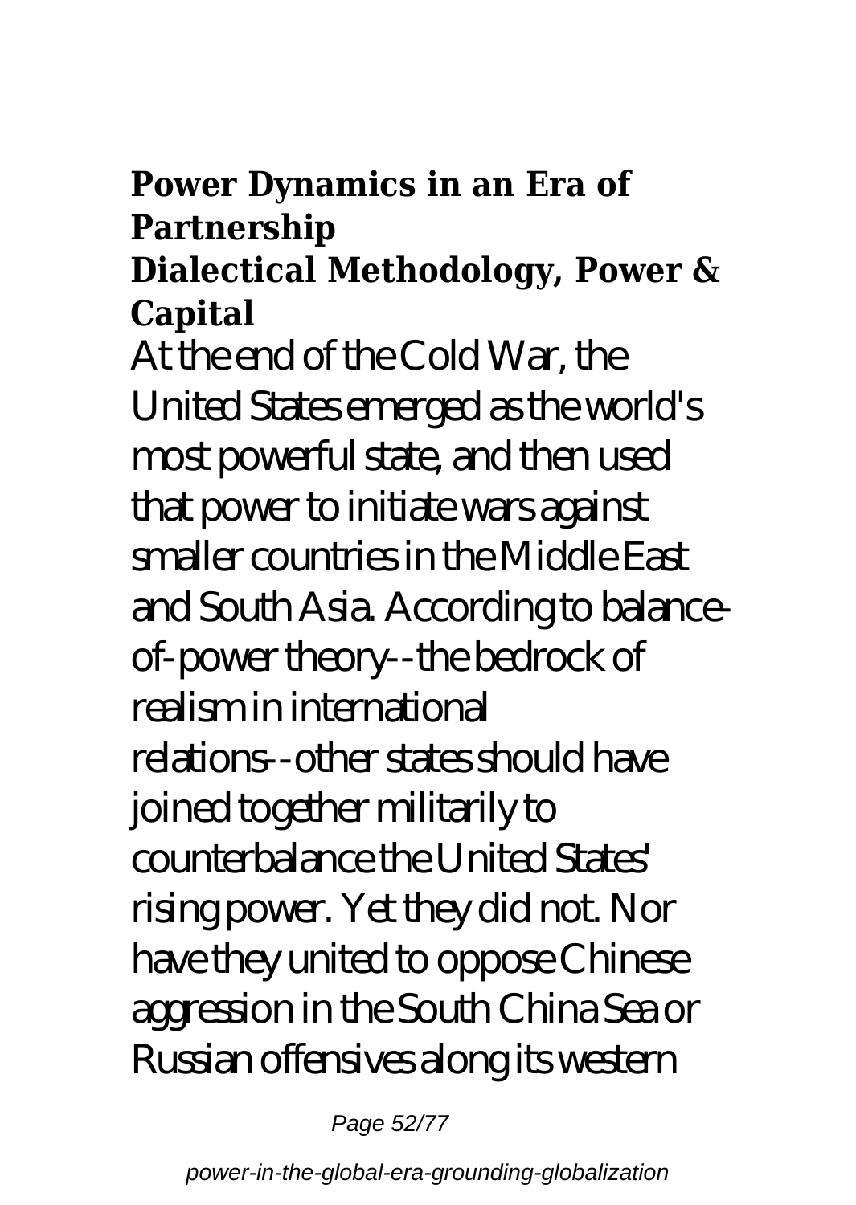**Power Dynamics in an Era of Partnership**

**Dialectical Methodology, Power & Capital**

At the end of the Cold War, the United States emerged as the world's most powerful state, and then used that power to initiate wars against smaller countries in the Middle East and South Asia. According to balance-of-power theory--the bedrock of realism in international relations--other states should have joined together militarily to counterbalance the United States' rising power. Yet they did not. Nor have they united to oppose Chinese aggression in the South China Sea or Russian offensives along its western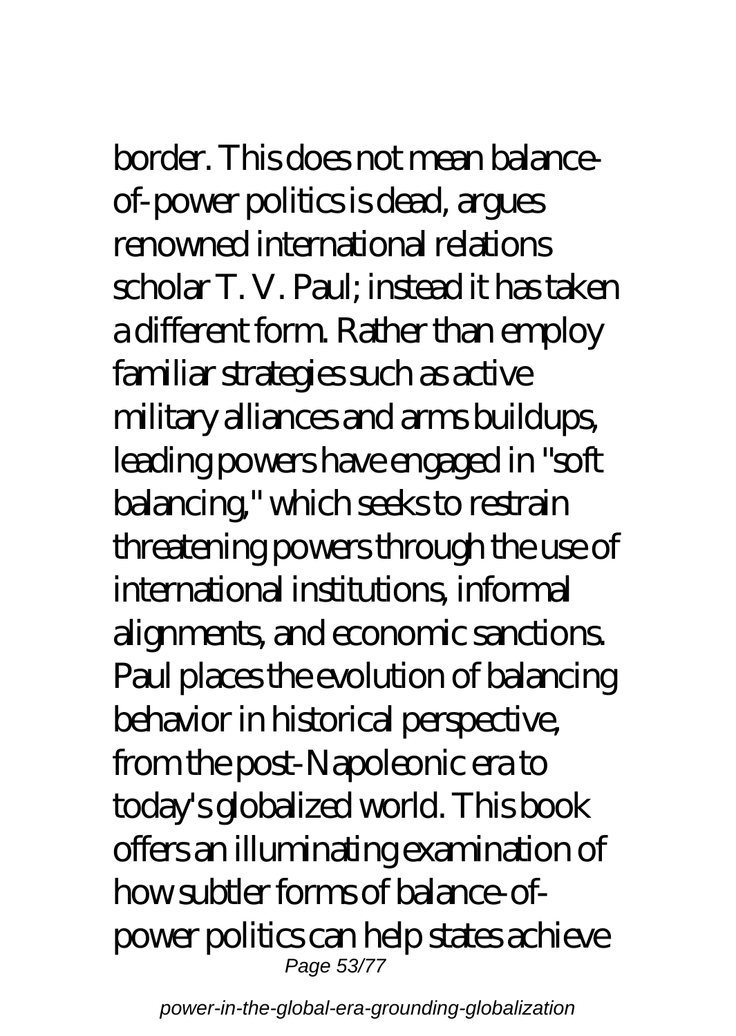border. This does not mean balance-of-power politics is dead, argues renowned international relations scholar T. V. Paul; instead it has taken a different form. Rather than employ familiar strategies such as active military alliances and arms buildups, leading powers have engaged in "soft balancing," which seeks to restrain threatening powers through the use of international institutions, informal alignments, and economic sanctions. Paul places the evolution of balancing behavior in historical perspective, from the post-Napoleonic era to today's globalized world. This book offers an illuminating examination of how subtler forms of balance-of-power politics can help states achieve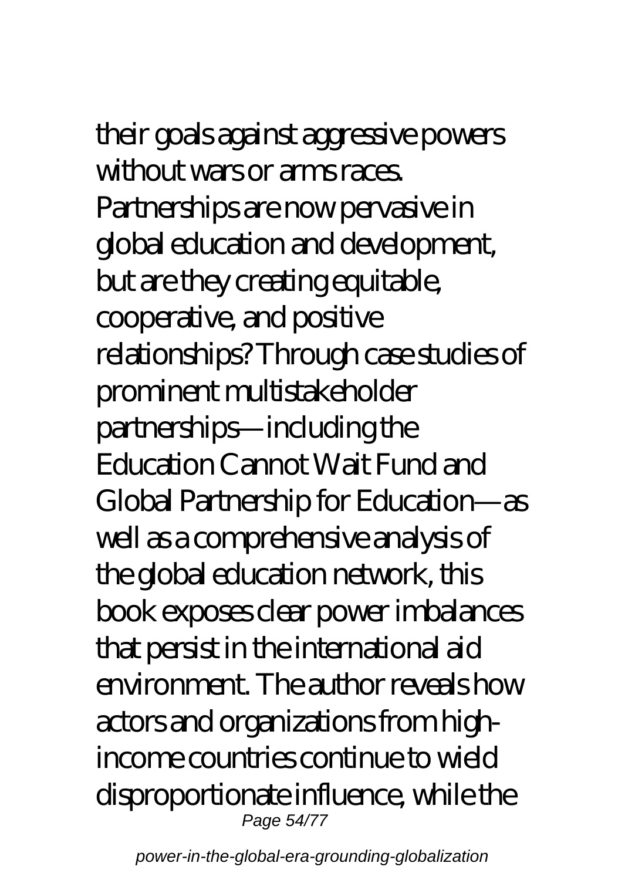their goals against aggressive powers without wars or arms races.

Partnerships are now pervasive in global education and development, but are they creating equitable, cooperative, and positive relationships? Through case studies of prominent multistakeholder partnerships—including the Education Cannot Wait Fund and Global Partnership for Education—as well as a comprehensive analysis of the global education network, this book exposes clear power imbalances that persist in the international aid environment. The author reveals how actors and organizations from high-income countries continue to wield disproportionate influence, while the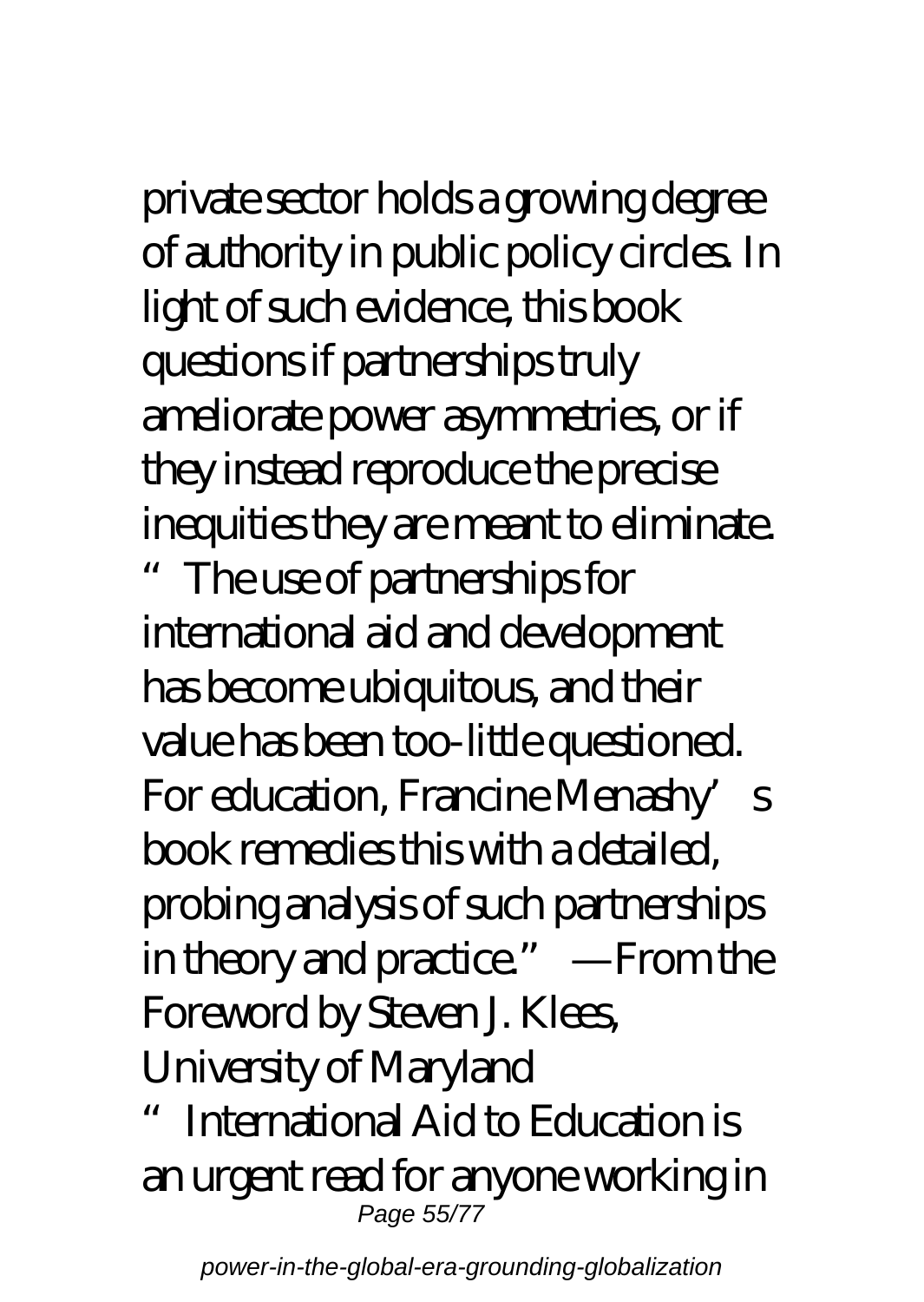private sector holds a growing degree of authority in public policy circles. In light of such evidence, this book questions if partnerships truly ameliorate power asymmetries, or if they instead reproduce the precise inequities they are meant to eliminate. "The use of partnerships for international aid and development has become ubiquitous, and their value has been too-little questioned. For education, Francine Menashy's book remedies this with a detailed, probing analysis of such partnerships in theory and practice." —From the Foreword by Steven J. Klees, University of Maryland

"International Aid to Education is an urgent read for anyone working in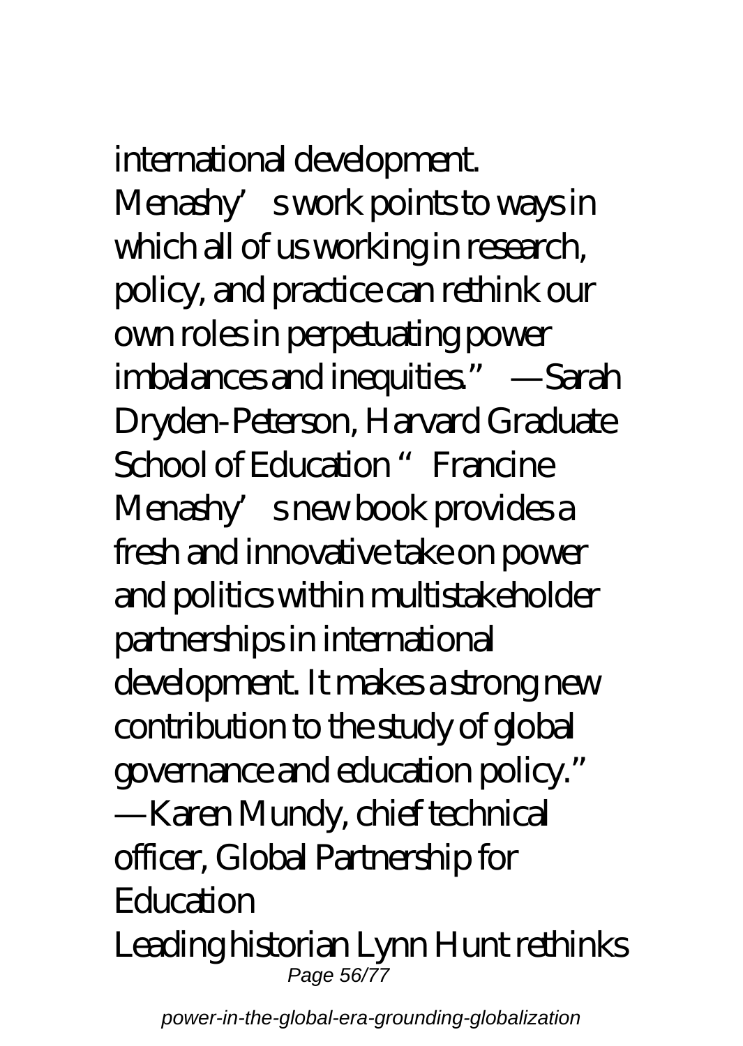international development. Menashy's work points to ways in which all of us working in research, policy, and practice can rethink our own roles in perpetuating power imbalances and inequities." —Sarah Dryden-Peterson, Harvard Graduate School of Education "Francine Menashy's new book provides a fresh and innovative take on power and politics within multistakeholder partnerships in international development. It makes a strong new contribution to the study of global governance and education policy." —Karen Mundy, chief technical officer, Global Partnership for Education

Leading historian Lynn Hunt rethinks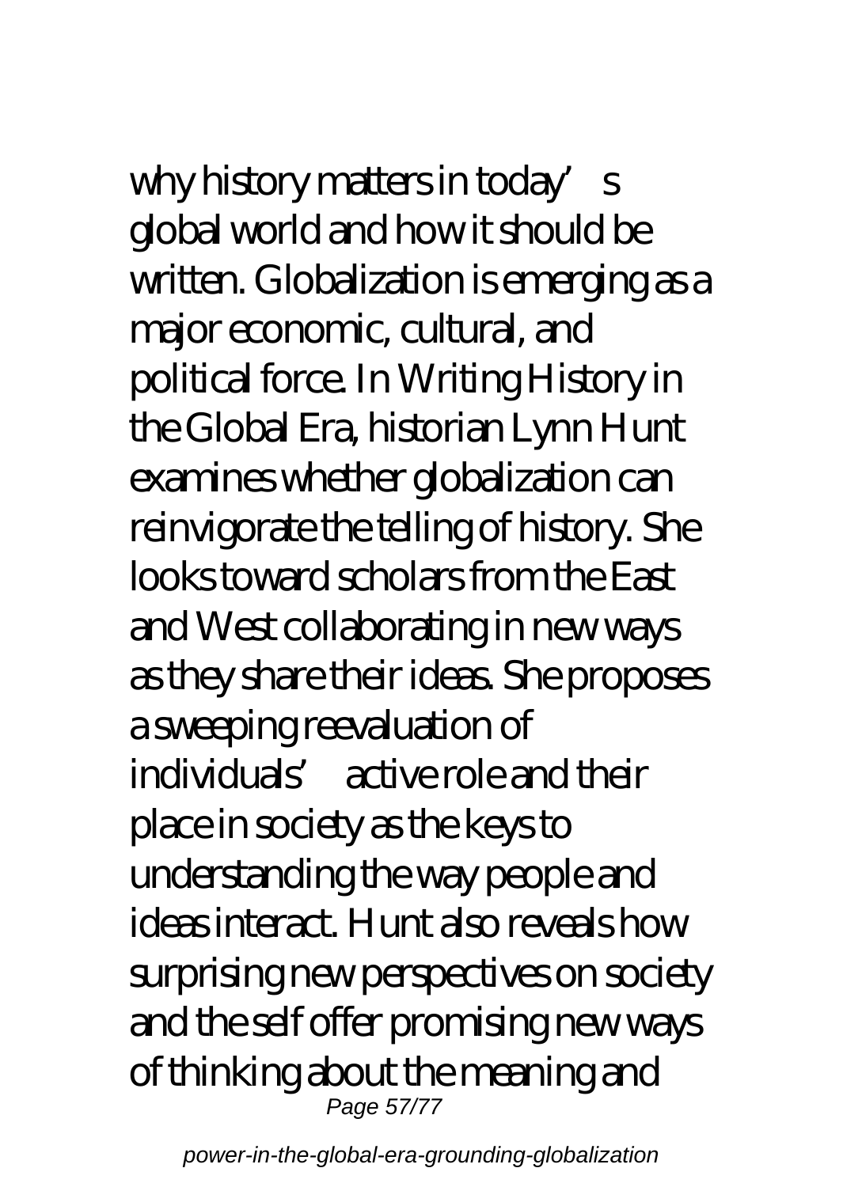why history matters in today's global world and how it should be written. Globalization is emerging as a major economic, cultural, and political force. In Writing History in the Global Era, historian Lynn Hunt examines whether globalization can reinvigorate the telling of history. She looks toward scholars from the East and West collaborating in new ways as they share their ideas. She proposes a sweeping reevaluation of individuals' active role and their place in society as the keys to understanding the way people and ideas interact. Hunt also reveals how surprising new perspectives on society and the self offer promising new ways of thinking about the meaning and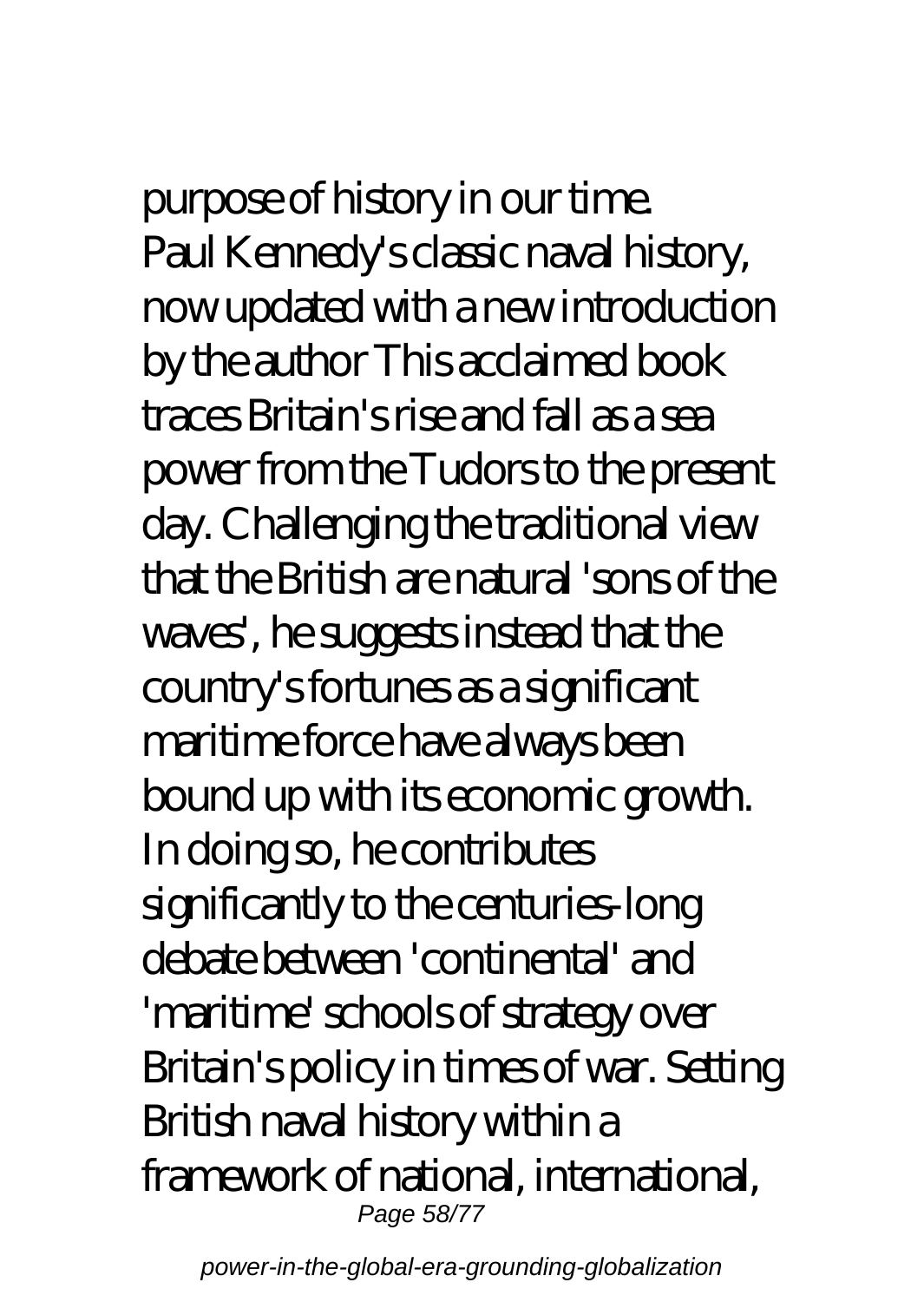purpose of history in our time.
Paul Kennedy's classic naval history, now updated with a new introduction by the author This acclaimed book traces Britain's rise and fall as a sea power from the Tudors to the present day. Challenging the traditional view that the British are natural 'sons of the waves', he suggests instead that the country's fortunes as a significant maritime force have always been bound up with its economic growth. In doing so, he contributes significantly to the centuries-long debate between 'continental' and 'maritime' schools of strategy over Britain's policy in times of war. Setting British naval history within a framework of national, international,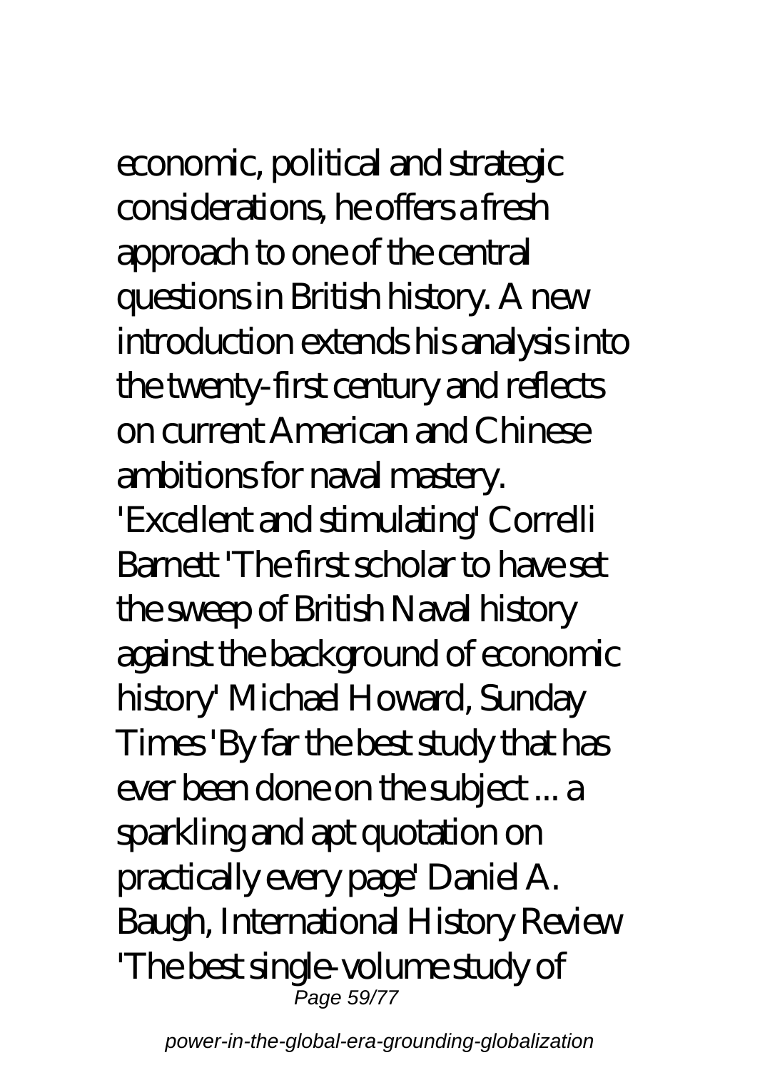economic, political and strategic considerations, he offers a fresh approach to one of the central questions in British history. A new introduction extends his analysis into the twenty-first century and reflects on current American and Chinese ambitions for naval mastery.

'Excellent and stimulating' Correlli Barnett 'The first scholar to have set the sweep of British Naval history against the background of economic history' Michael Howard, Sunday Times 'By far the best study that has ever been done on the subject ... a sparkling and apt quotation on practically every page' Daniel A. Baugh, International History Review 'The best single-volume study of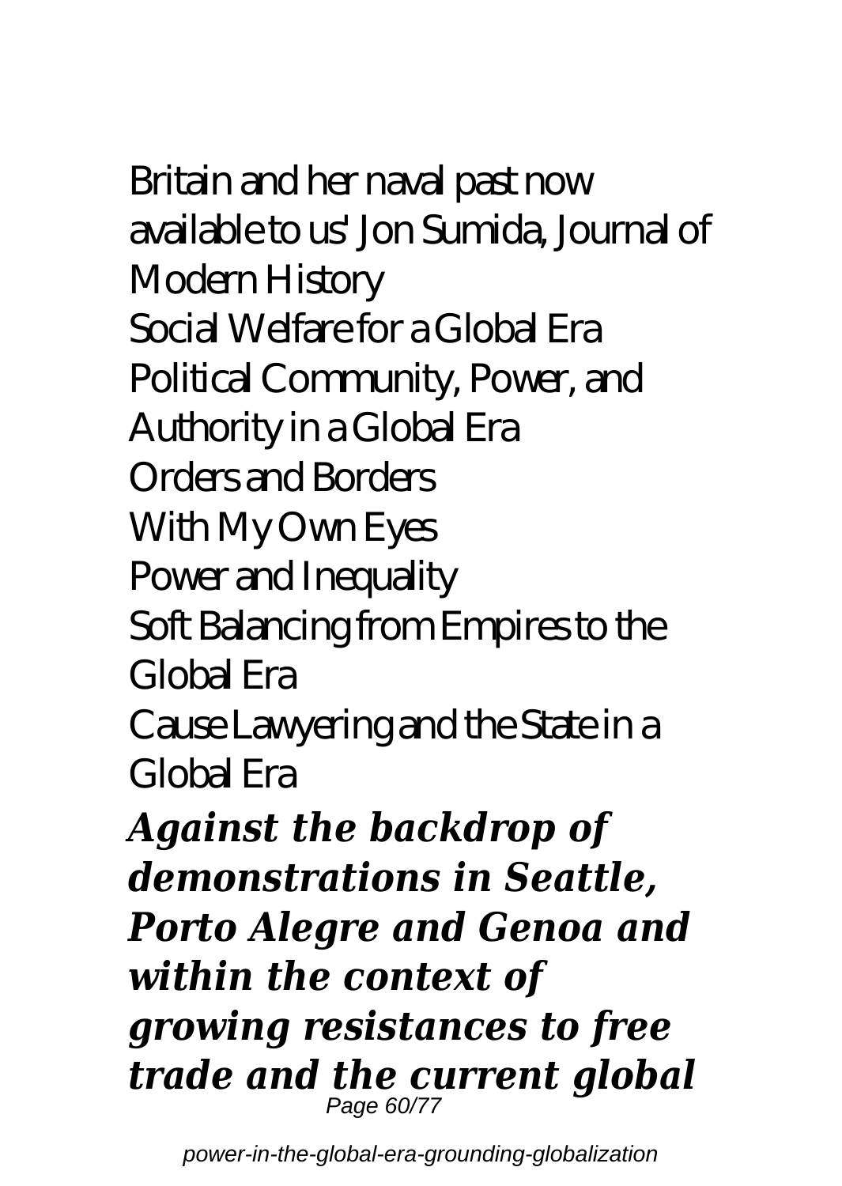Britain and her naval past now available to us' Jon Sumida, Journal of Modern History

Social Welfare for a Global Era

Political Community, Power, and Authority in a Global Era

Orders and Borders

With My Own Eyes

Power and Inequality

Soft Balancing from Empires to the Global Era

Cause Lawyering and the State in a Global Era

***Against the backdrop of demonstrations in Seattle, Porto Alegre and Genoa and within the context of growing resistances to free trade and the current global***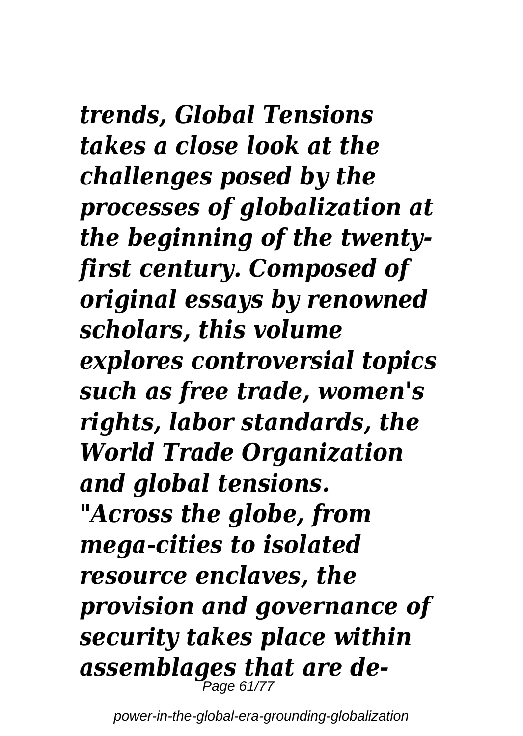*trends, Global Tensions takes a close look at the challenges posed by the processes of globalization at the beginning of the twenty-first century. Composed of original essays by renowned scholars, this volume explores controversial topics such as free trade, women's rights, labor standards, the World Trade Organization and global tensions.*

*"Across the globe, from mega-cities to isolated resource enclaves, the provision and governance of security takes place within assemblages that are de-*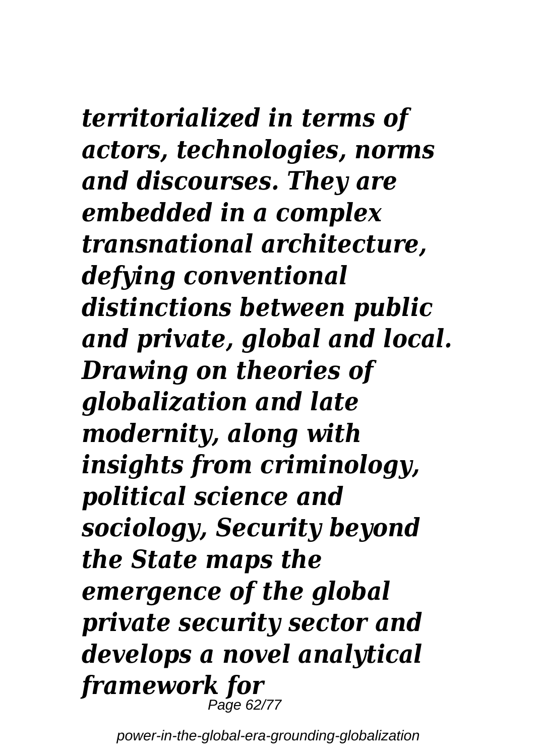***territorialized in terms of actors, technologies, norms and discourses. They are embedded in a complex transnational architecture, defying conventional distinctions between public and private, global and local. Drawing on theories of globalization and late modernity, along with insights from criminology, political science and sociology, Security beyond the State maps the emergence of the global private security sector and develops a novel analytical framework for***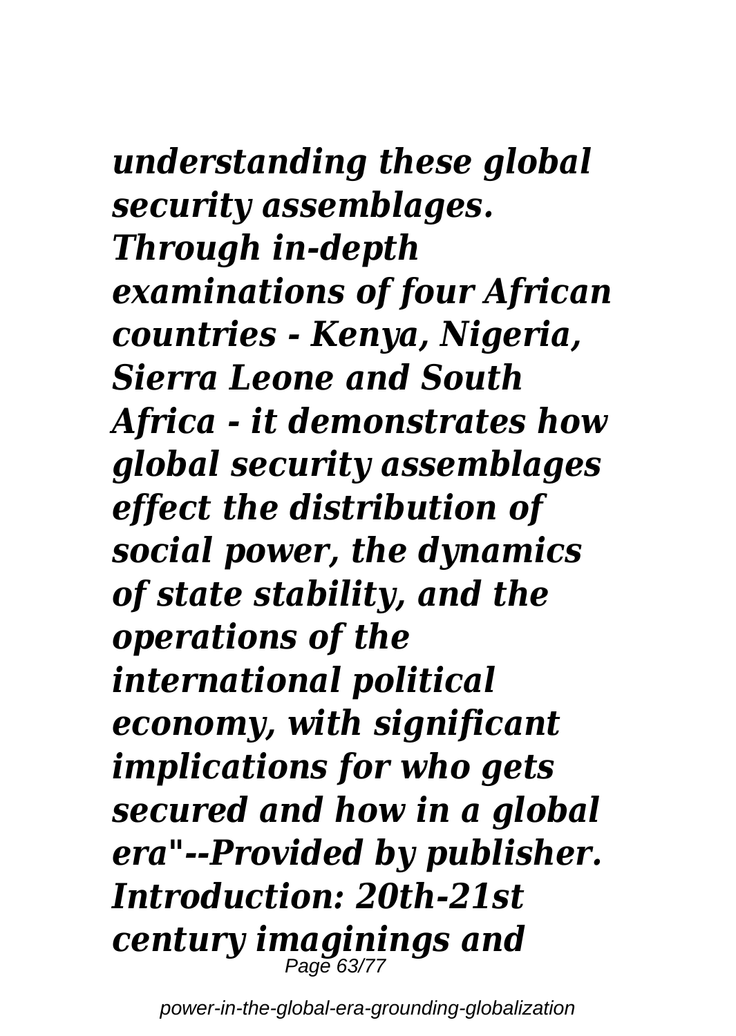*understanding these global security assemblages. Through in-depth examinations of four African countries - Kenya, Nigeria, Sierra Leone and South Africa - it demonstrates how global security assemblages effect the distribution of social power, the dynamics of state stability, and the operations of the international political economy, with significant implications for who gets secured and how in a global era"--Provided by publisher. Introduction: 20th-21st century imaginings and*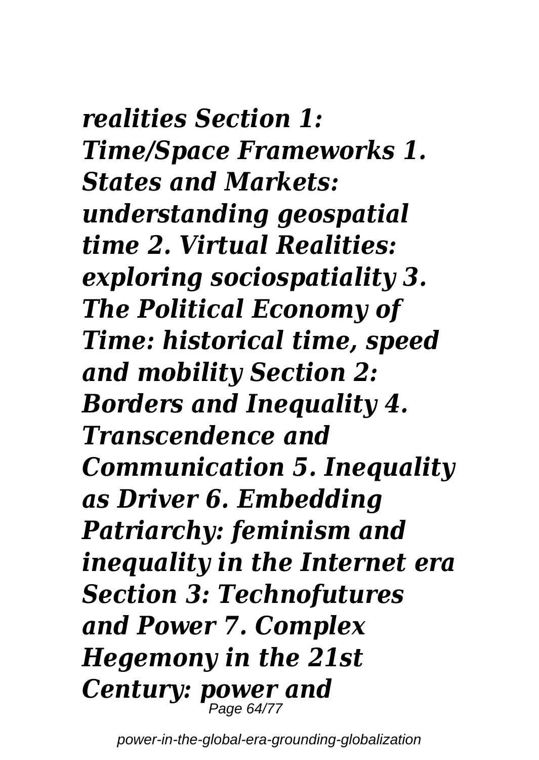***realities Section 1: Time/Space Frameworks 1. States and Markets: understanding geospatial time 2. Virtual Realities: exploring sociospatiality 3. The Political Economy of Time: historical time, speed and mobility Section 2: Borders and Inequality 4. Transcendence and Communication 5. Inequality as Driver 6. Embedding Patriarchy: feminism and inequality in the Internet era Section 3: Technofutures and Power 7. Complex Hegemony in the 21st Century: power and***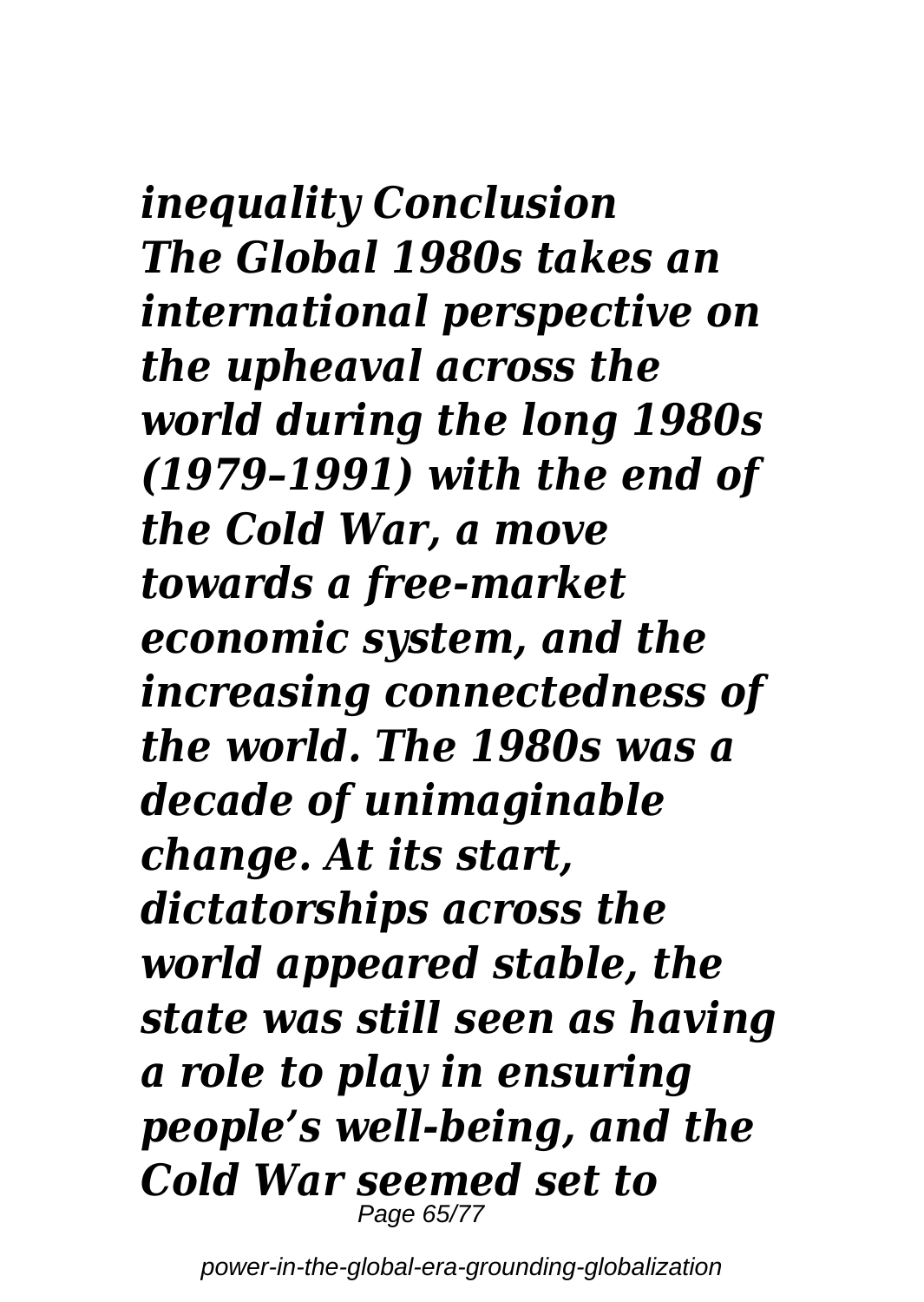*inequality Conclusion The Global 1980s takes an international perspective on the upheaval across the world during the long 1980s (1979–1991) with the end of the Cold War, a move towards a free-market economic system, and the increasing connectedness of the world. The 1980s was a decade of unimaginable change. At its start, dictatorships across the world appeared stable, the state was still seen as having a role to play in ensuring people's well-being, and the Cold War seemed set to*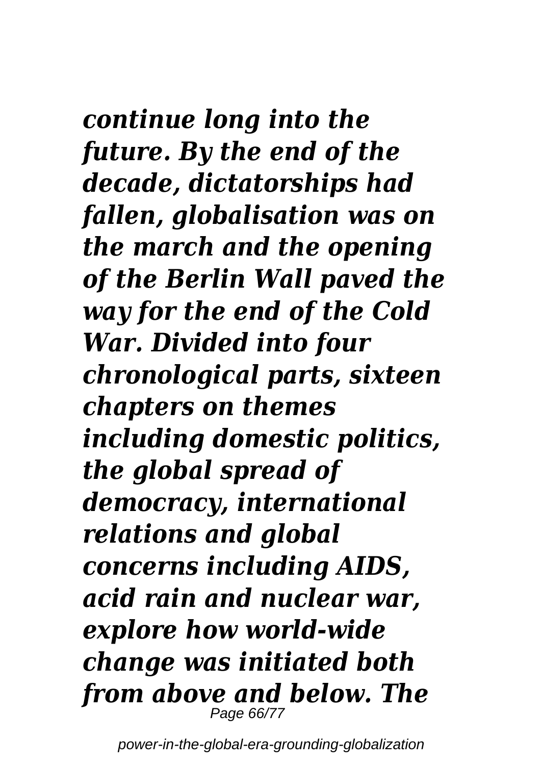*continue long into the future. By the end of the decade, dictatorships had fallen, globalisation was on the march and the opening of the Berlin Wall paved the way for the end of the Cold War. Divided into four chronological parts, sixteen chapters on themes including domestic politics, the global spread of democracy, international relations and global concerns including AIDS, acid rain and nuclear war, explore how world-wide change was initiated both from above and below. The*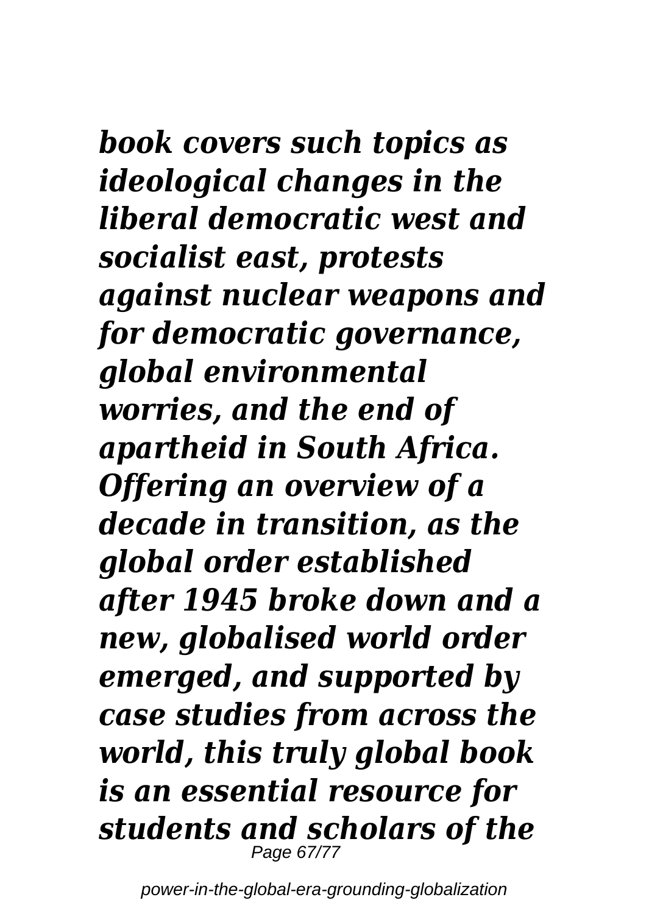*book covers such topics as ideological changes in the liberal democratic west and socialist east, protests against nuclear weapons and for democratic governance, global environmental worries, and the end of apartheid in South Africa. Offering an overview of a decade in transition, as the global order established after 1945 broke down and a new, globalised world order emerged, and supported by case studies from across the world, this truly global book is an essential resource for students and scholars of the*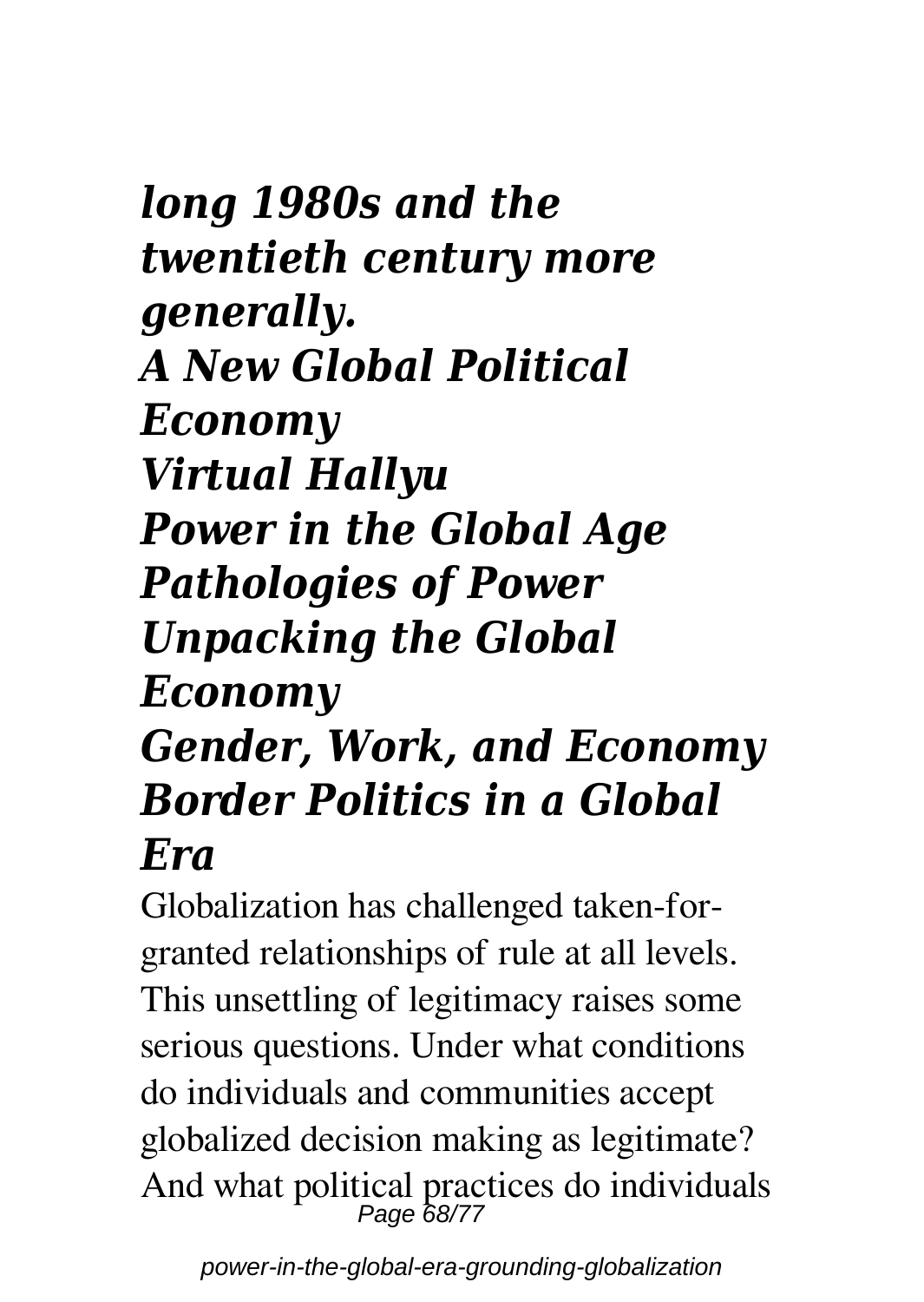***long 1980s and the twentieth century more generally.***

***A New Global Political Economy***

***Virtual Hallyu***

***Power in the Global Age***

***Pathologies of Power***

***Unpacking the Global Economy***

***Gender, Work, and Economy***

***Border Politics in a Global Era***

Globalization has challenged taken-for-granted relationships of rule at all levels. This unsettling of legitimacy raises some serious questions. Under what conditions do individuals and communities accept globalized decision making as legitimate? And what political practices do individuals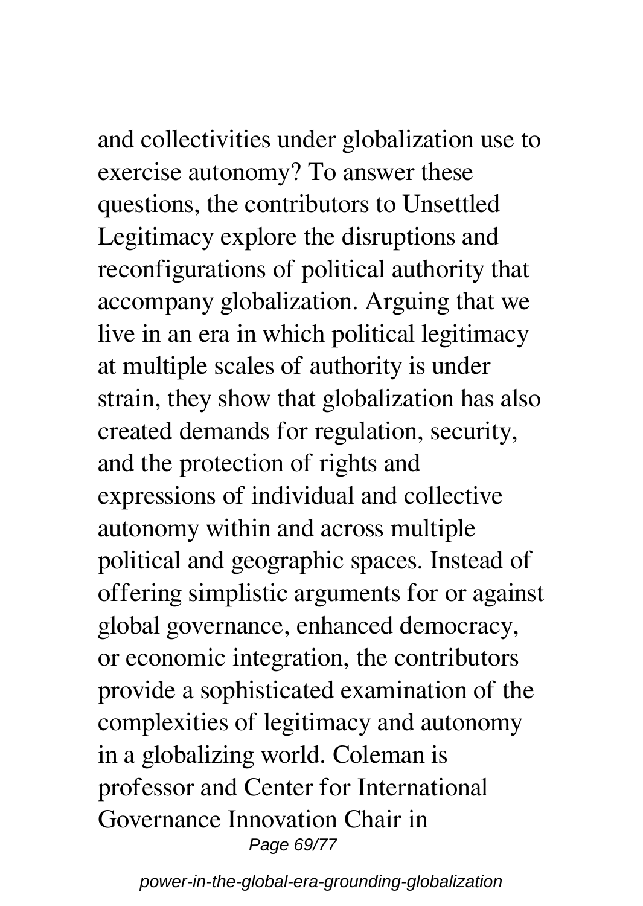and collectivities under globalization use to exercise autonomy? To answer these questions, the contributors to Unsettled Legitimacy explore the disruptions and reconfigurations of political authority that accompany globalization. Arguing that we live in an era in which political legitimacy at multiple scales of authority is under strain, they show that globalization has also created demands for regulation, security, and the protection of rights and expressions of individual and collective autonomy within and across multiple political and geographic spaces. Instead of offering simplistic arguments for or against global governance, enhanced democracy, or economic integration, the contributors provide a sophisticated examination of the complexities of legitimacy and autonomy in a globalizing world. Coleman is professor and Center for International Governance Innovation Chair in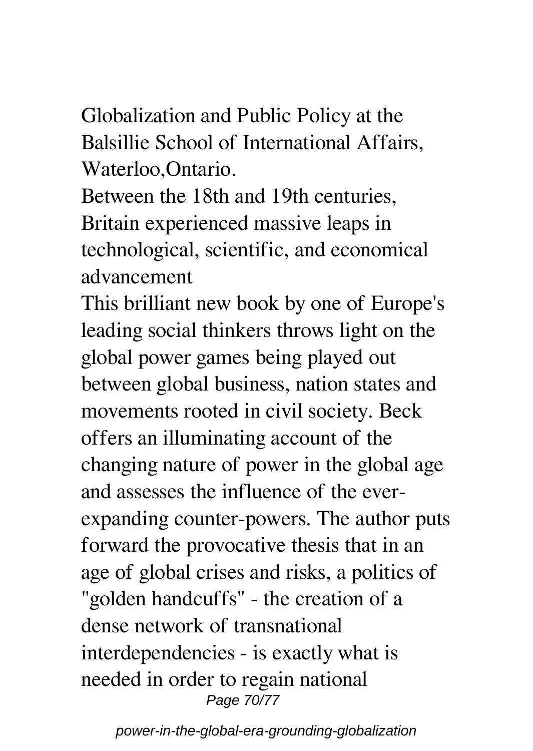Globalization and Public Policy at the Balsillie School of International Affairs, Waterloo,Ontario.

Between the 18th and 19th centuries, Britain experienced massive leaps in technological, scientific, and economical advancement

This brilliant new book by one of Europe's leading social thinkers throws light on the global power games being played out between global business, nation states and movements rooted in civil society. Beck offers an illuminating account of the changing nature of power in the global age and assesses the influence of the ever-expanding counter-powers. The author puts forward the provocative thesis that in an age of global crises and risks, a politics of "golden handcuffs" - the creation of a dense network of transnational interdependencies - is exactly what is needed in order to regain national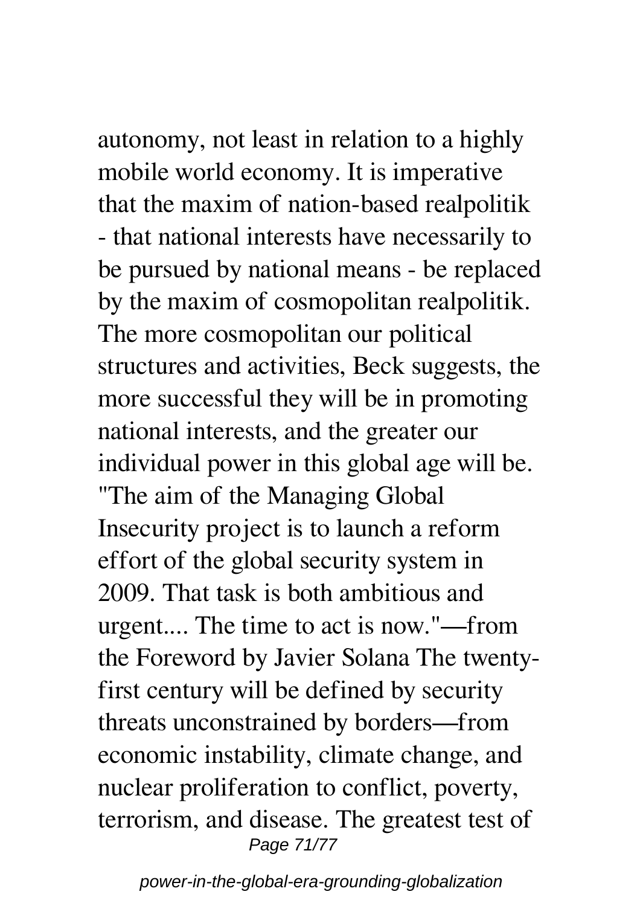autonomy, not least in relation to a highly mobile world economy. It is imperative that the maxim of nation-based realpolitik - that national interests have necessarily to be pursued by national means - be replaced by the maxim of cosmopolitan realpolitik. The more cosmopolitan our political structures and activities, Beck suggests, the more successful they will be in promoting national interests, and the greater our individual power in this global age will be. "The aim of the Managing Global Insecurity project is to launch a reform effort of the global security system in 2009. That task is both ambitious and urgent.... The time to act is now."—from the Foreword by Javier Solana The twenty-first century will be defined by security threats unconstrained by borders—from economic instability, climate change, and nuclear proliferation to conflict, poverty, terrorism, and disease. The greatest test of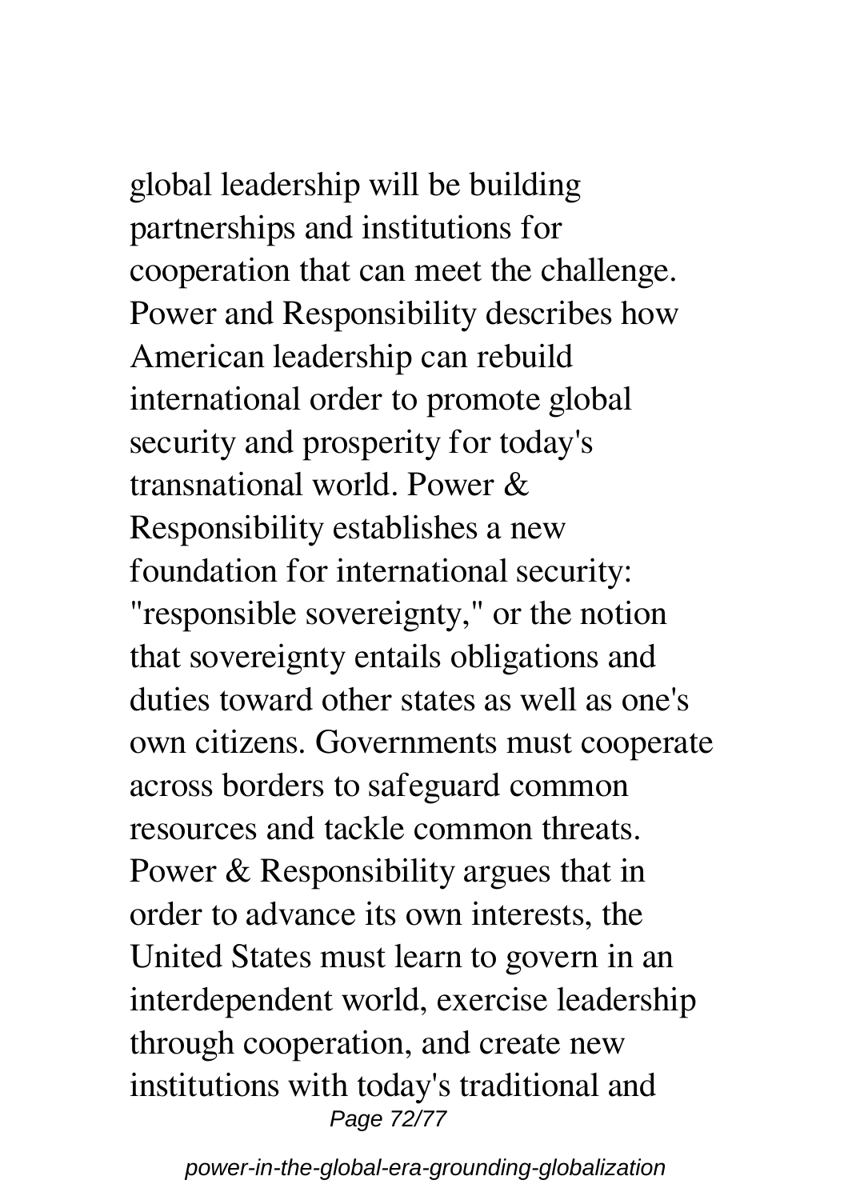global leadership will be building partnerships and institutions for cooperation that can meet the challenge. Power and Responsibility describes how American leadership can rebuild international order to promote global security and prosperity for today's transnational world. Power & Responsibility establishes a new foundation for international security: "responsible sovereignty," or the notion that sovereignty entails obligations and duties toward other states as well as one's own citizens. Governments must cooperate across borders to safeguard common resources and tackle common threats. Power & Responsibility argues that in order to advance its own interests, the United States must learn to govern in an interdependent world, exercise leadership through cooperation, and create new institutions with today's traditional and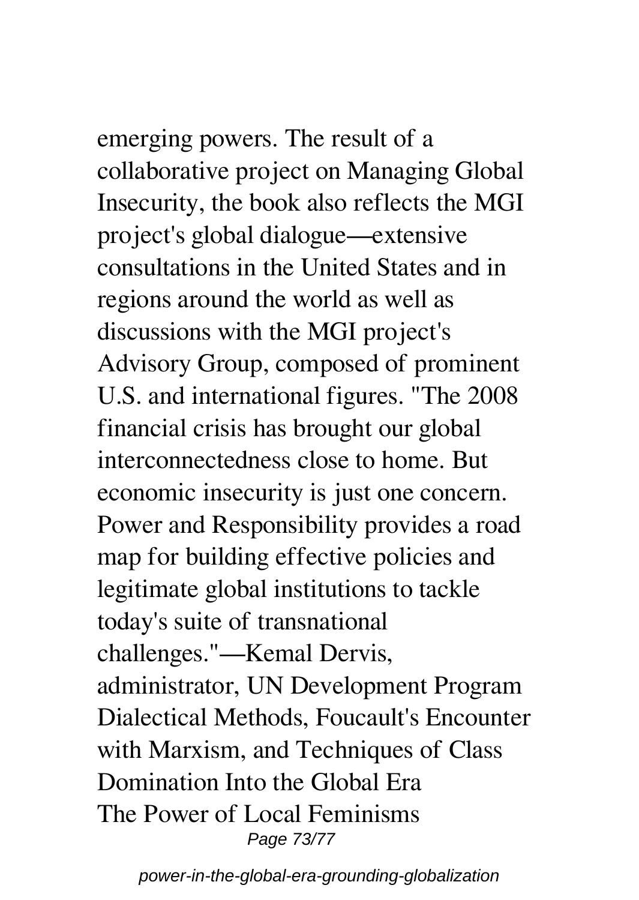emerging powers. The result of a collaborative project on Managing Global Insecurity, the book also reflects the MGI project's global dialogue—extensive consultations in the United States and in regions around the world as well as discussions with the MGI project's Advisory Group, composed of prominent U.S. and international figures. "The 2008 financial crisis has brought our global interconnectedness close to home. But economic insecurity is just one concern. Power and Responsibility provides a road map for building effective policies and legitimate global institutions to tackle today's suite of transnational challenges."—Kemal Dervis, administrator, UN Development Program
Dialectical Methods, Foucault's Encounter with Marxism, and Techniques of Class Domination Into the Global Era
The Power of Local Feminisms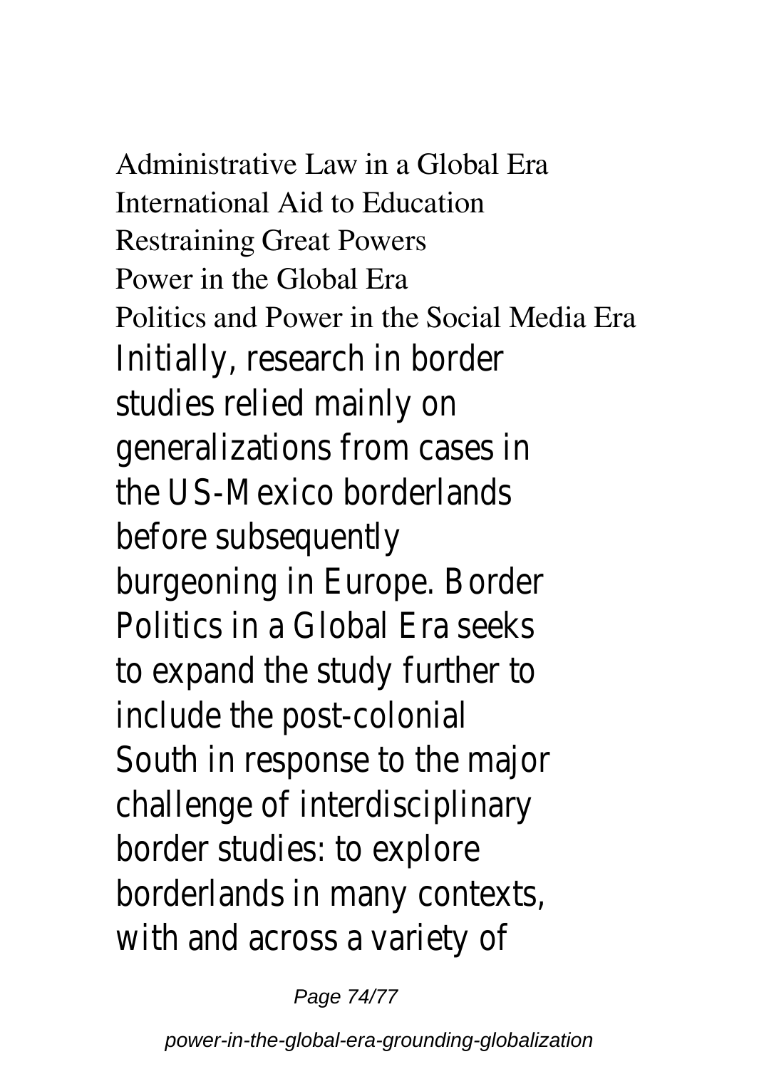Administrative Law in a Global Era
International Aid to Education
Restraining Great Powers
Power in the Global Era
Politics and Power in the Social Media Era

Initially, research in border studies relied mainly on generalizations from cases in the US-Mexico borderlands before subsequently burgeoning in Europe. Border Politics in a Global Era seeks to expand the study further to include the post-colonial South in response to the major challenge of interdisciplinary border studies: to explore borderlands in many contexts, with and across a variety of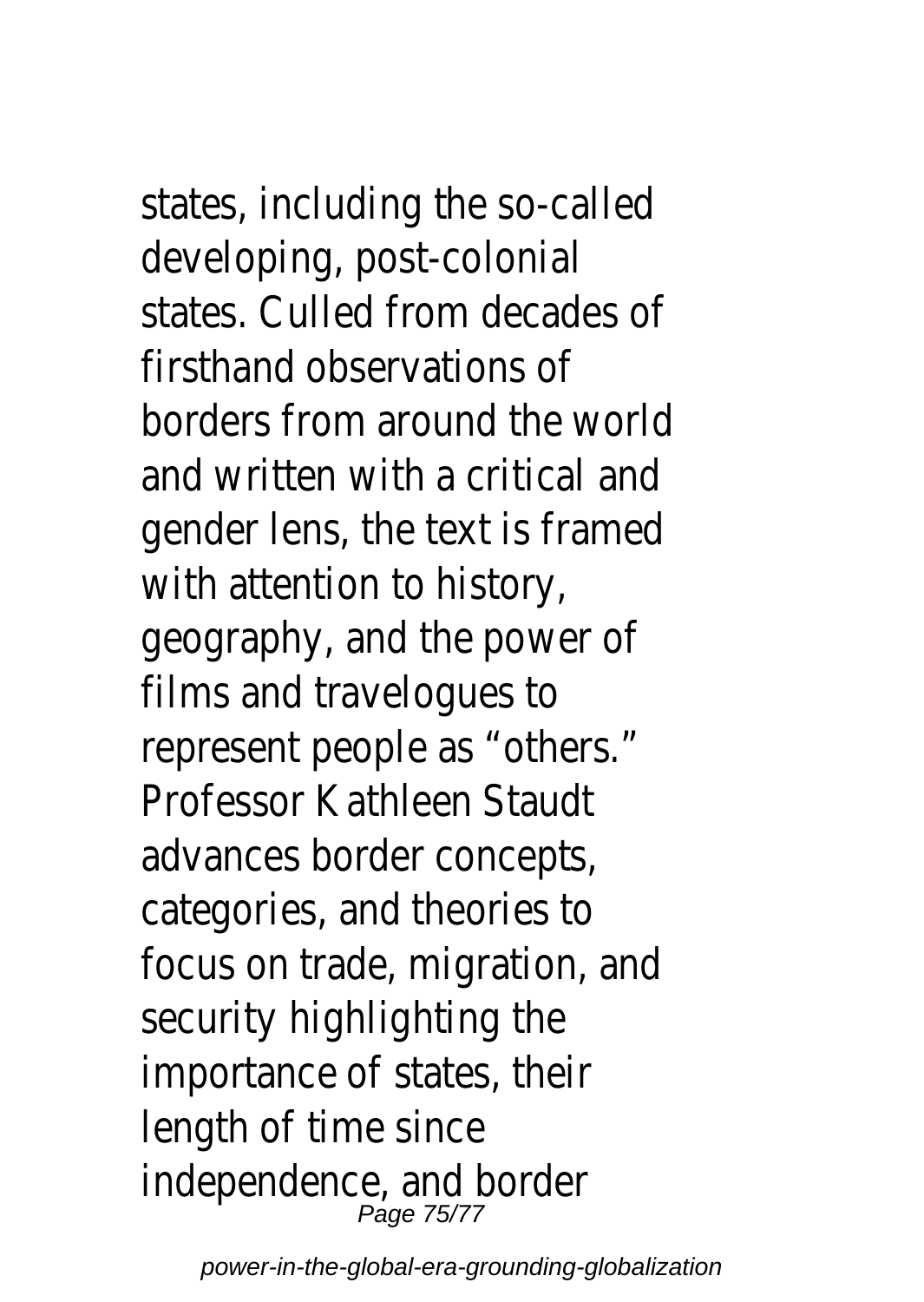states, including the so-called developing, post-colonial states. Culled from decades of firsthand observations of borders from around the world and written with a critical and gender lens, the text is framed with attention to history, geography, and the power of films and travelogues to represent people as "others." Professor Kathleen Staudt advances border concepts, categories, and theories to focus on trade, migration, and security highlighting the importance of states, their length of time since independence, and border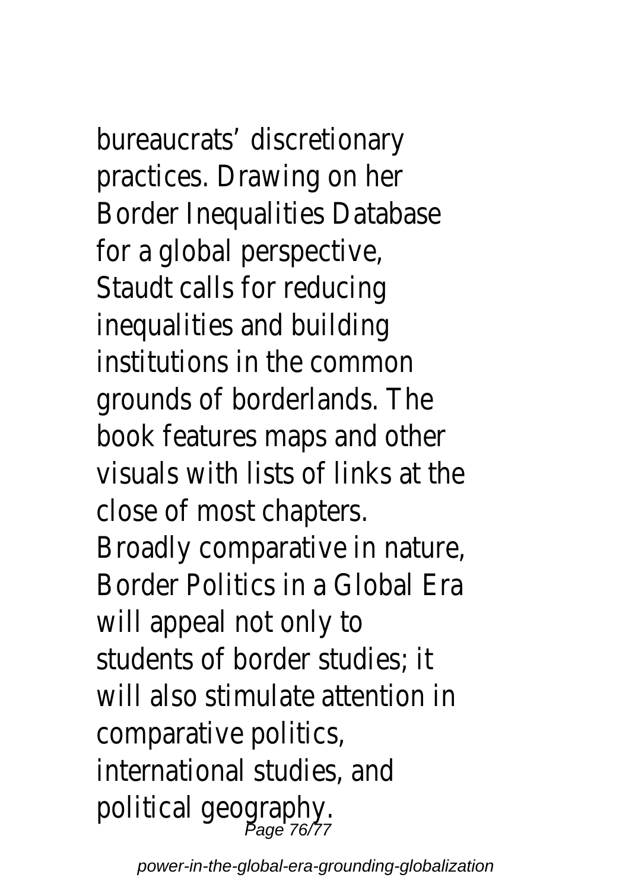bureaucrats' discretionary practices. Drawing on her Border Inequalities Database for a global perspective, Staudt calls for reducing inequalities and building institutions in the common grounds of borderlands. The book features maps and other visuals with lists of links at the close of most chapters.

Broadly comparative in nature, Border Politics in a Global Era will appeal not only to students of border studies; it will also stimulate attention in comparative politics, international studies, and political geography.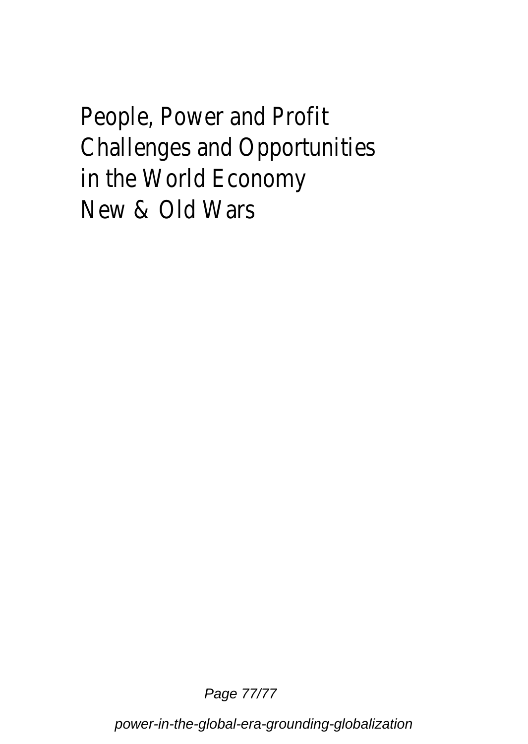People, Power and Profit
Challenges and Opportunities
in the World Economy
New & Old Wars